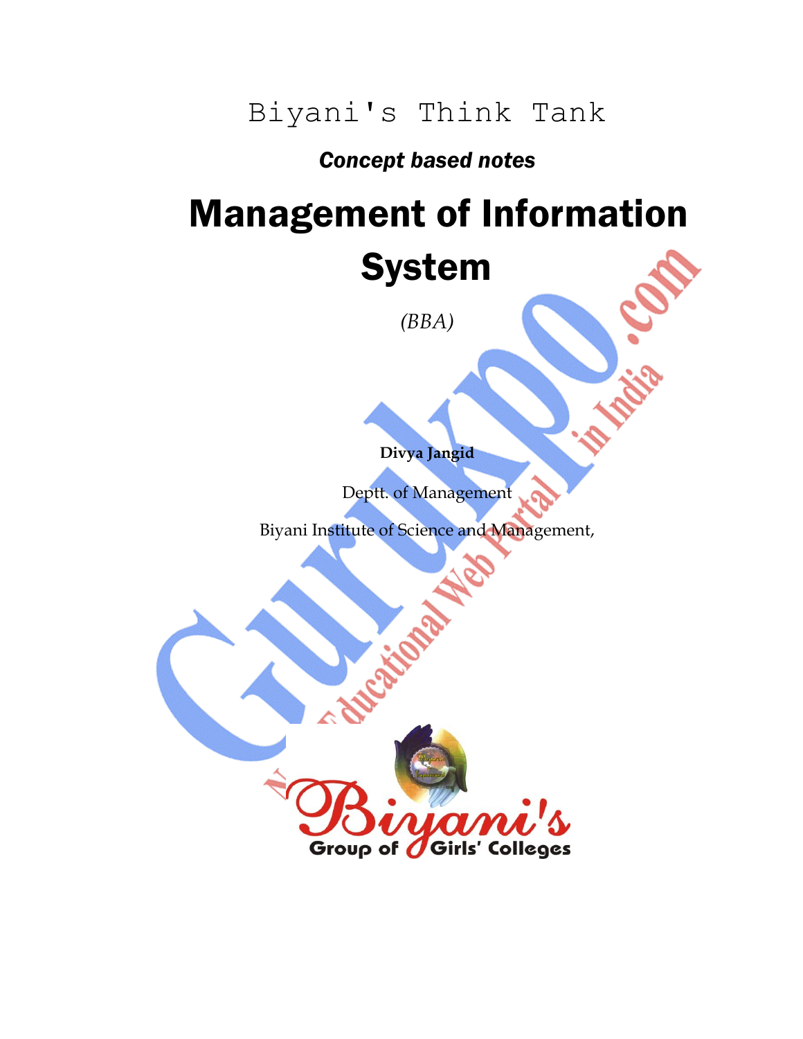Biyani's Think Tank

***Concept based notes***

# Management of Information System

*(BBA)*

**Divya Jangid**

Deptt. of Management

Biyani Institute of Science and Management,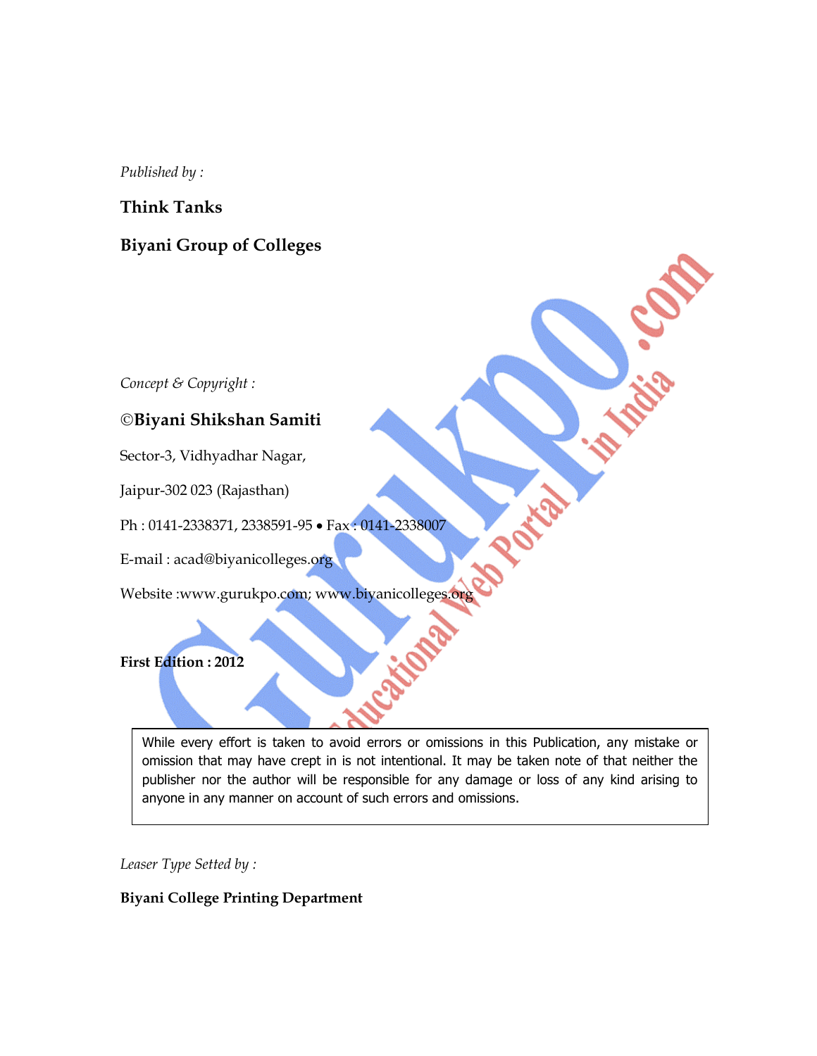*Published by :*

**Think Tanks**

**Biyani Group of Colleges**

*Concept & Copyright :*

**©Biyani Shikshan Samiti**

Sector-3, Vidhyadhar Nagar,

Jaipur-302 023 (Rajasthan)

Ph : 0141-2338371, 2338591-95 • Fax : 0141-2338007

E-mail : acad@biyanicolleges.org

Website :www.gurukpo.com; www.biyanicolleges.org

**First Edition : 2012**

> While every effort is taken to avoid errors or omissions in this Publication, any mistake or omission that may have crept in is not intentional. It may be taken note of that neither the publisher nor the author will be responsible for any damage or loss of any kind arising to anyone in any manner on account of such errors and omissions.

*Leaser Type Setted by :*

**Biyani College Printing Department**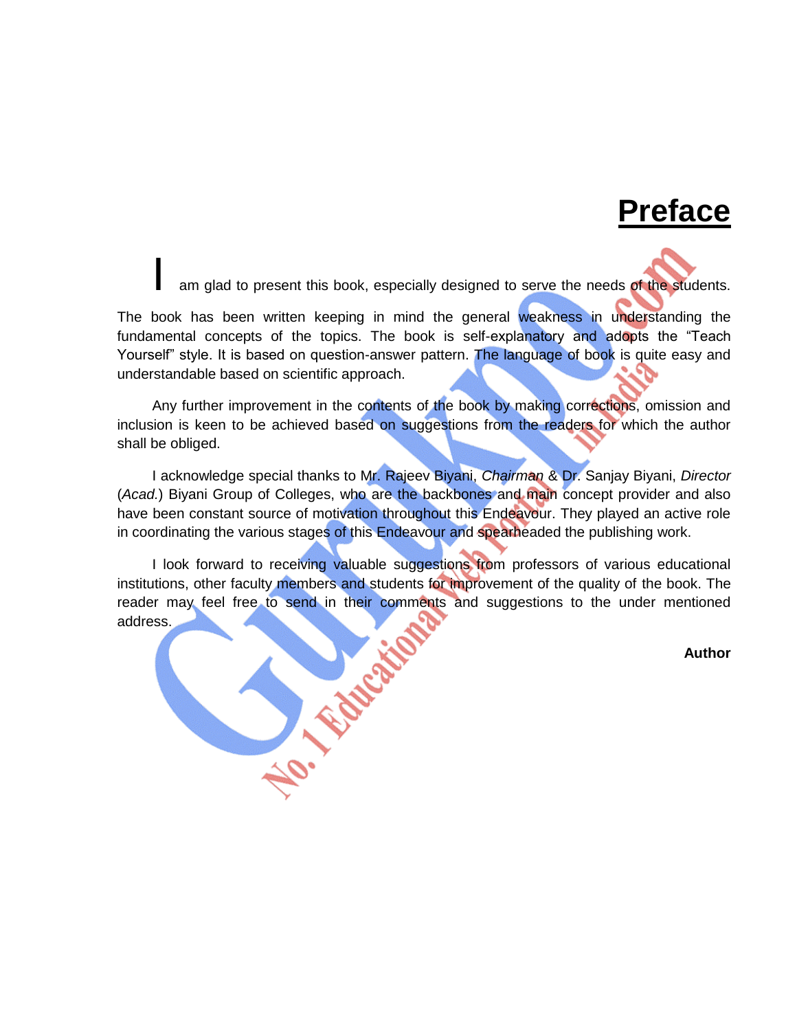# Preface

I am glad to present this book, especially designed to serve the needs of the students. The book has been written keeping in mind the general weakness in understanding the fundamental concepts of the topics. The book is self-explanatory and adopts the "Teach Yourself" style. It is based on question-answer pattern. The language of book is quite easy and understandable based on scientific approach.

Any further improvement in the contents of the book by making corrections, omission and inclusion is keen to be achieved based on suggestions from the readers for which the author shall be obliged.

I acknowledge special thanks to Mr. Rajeev Biyani, *Chairman* & Dr. Sanjay Biyani, *Director* (*Acad.*) Biyani Group of Colleges, who are the backbones and main concept provider and also have been constant source of motivation throughout this Endeavour. They played an active role in coordinating the various stages of this Endeavour and spearheaded the publishing work.

I look forward to receiving valuable suggestions from professors of various educational institutions, other faculty members and students for improvement of the quality of the book. The reader may feel free to send in their comments and suggestions to the under mentioned address.

**Author**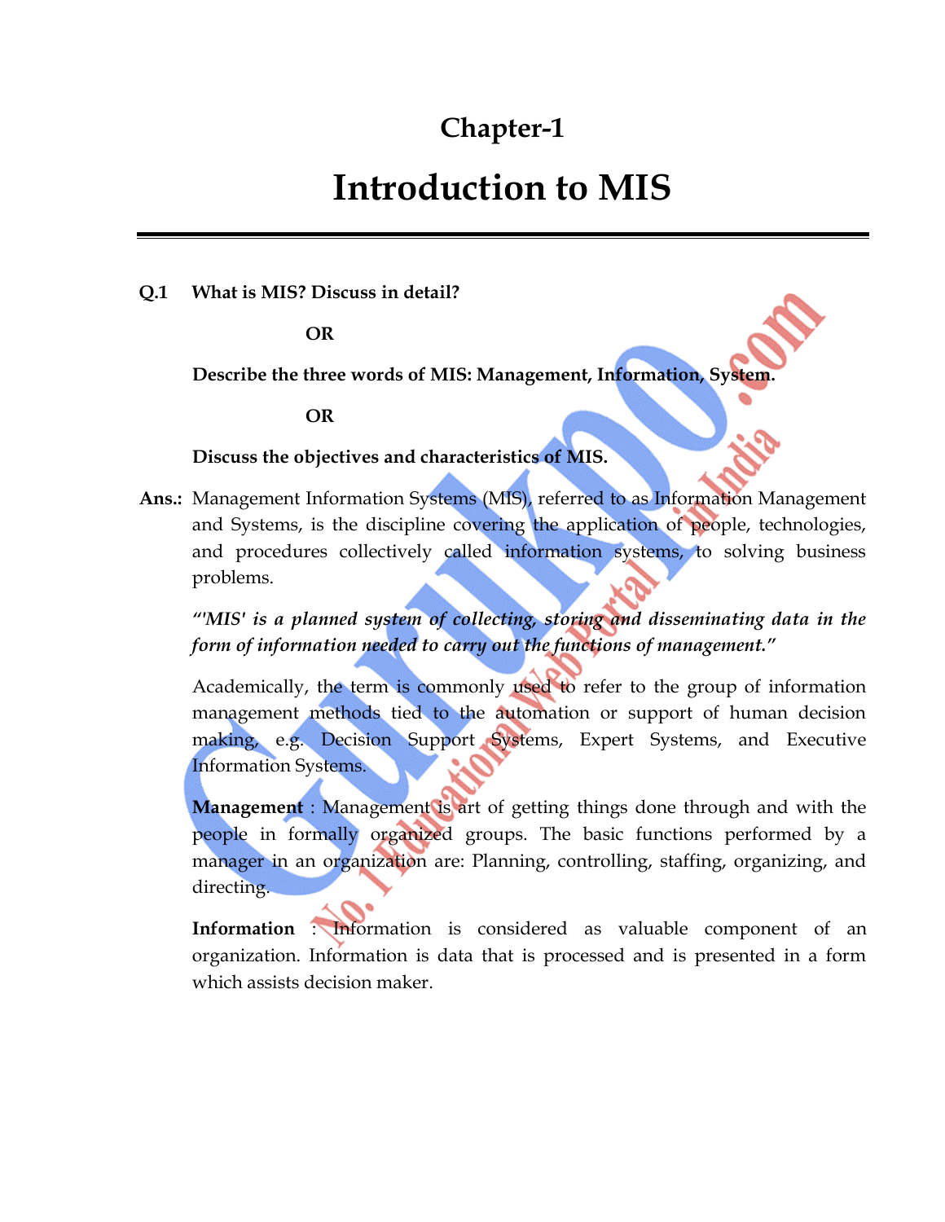# Chapter-1

# Introduction to MIS

**Q.1 What is MIS? Discuss in detail?**

**OR**

**Describe the three words of MIS: Management, Information, System.**

**OR**

**Discuss the objectives and characteristics of MIS.**

**Ans.:** Management Information Systems (MIS), referred to as Information Management and Systems, is the discipline covering the application of people, technologies, and procedures collectively called information systems, to solving business problems.

*"'MIS' is a planned system of collecting, storing and disseminating data in the form of information needed to carry out the functions of management."*

Academically, the term is commonly used to refer to the group of information management methods tied to the automation or support of human decision making, e.g. Decision Support Systems, Expert Systems, and Executive Information Systems.

**Management** : Management is art of getting things done through and with the people in formally organized groups. The basic functions performed by a manager in an organization are: Planning, controlling, staffing, organizing, and directing.

**Information** : Information is considered as valuable component of an organization. Information is data that is processed and is presented in a form which assists decision maker.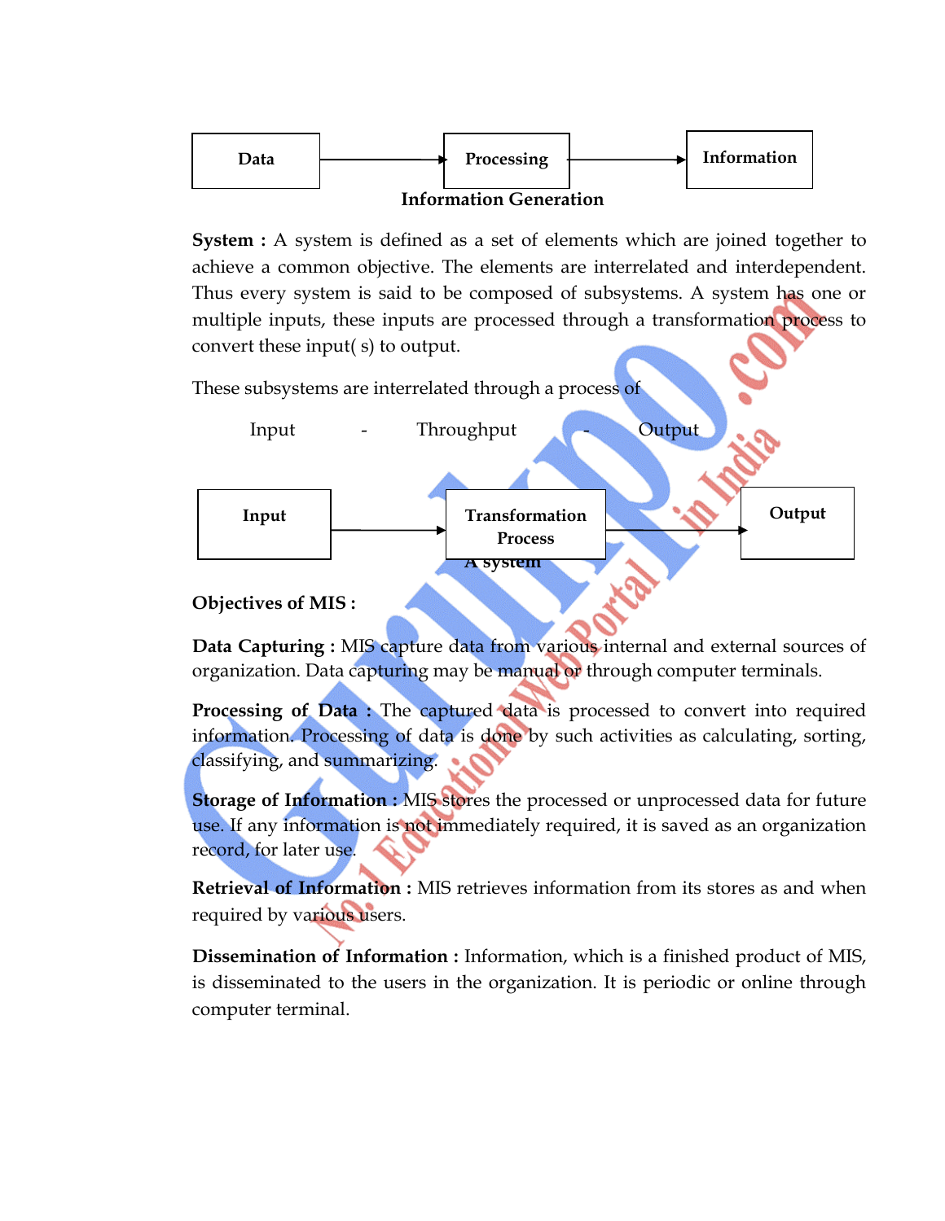Data → Processing → Information

**Information Generation**

**System :** A system is defined as a set of elements which are joined together to achieve a common objective. The elements are interrelated and interdependent. Thus every system is said to be composed of subsystems. A system has one or multiple inputs, these inputs are processed through a transformation process to convert these input( s) to output.

These subsystems are interrelated through a process of

Input - Throughput - Output

Input → Transformation Process → Output

A system

**Objectives of MIS :**

**Data Capturing :** MIS capture data from various internal and external sources of organization. Data capturing may be manual or through computer terminals.

**Processing of Data :** The captured data is processed to convert into required information. Processing of data is done by such activities as calculating, sorting, classifying, and summarizing.

**Storage of Information :** MIS stores the processed or unprocessed data for future use. If any information is not immediately required, it is saved as an organization record, for later use.

**Retrieval of Information :** MIS retrieves information from its stores as and when required by various users.

**Dissemination of Information :** Information, which is a finished product of MIS, is disseminated to the users in the organization. It is periodic or online through computer terminal.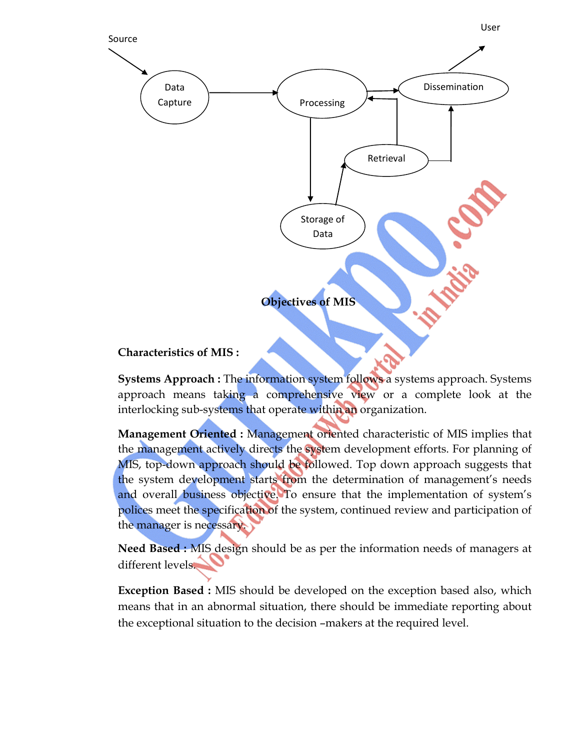Source

Data Capture

Processing

Dissemination

User

Retrieval

Storage of Data

**Objectives of MIS**

**Characteristics of MIS :**

**Systems Approach :** The information system follows a systems approach. Systems approach means taking a comprehensive view or a complete look at the interlocking sub-systems that operate within an organization.

**Management Oriented :** Management oriented characteristic of MIS implies that the management actively directs the system development efforts. For planning of MIS, top-down approach should be followed. Top down approach suggests that the system development starts from the determination of management's needs and overall business objective. To ensure that the implementation of system's polices meet the specification of the system, continued review and participation of the manager is necessary.

**Need Based :** MIS design should be as per the information needs of managers at different levels.

**Exception Based :** MIS should be developed on the exception based also, which means that in an abnormal situation, there should be immediate reporting about the exceptional situation to the decision –makers at the required level.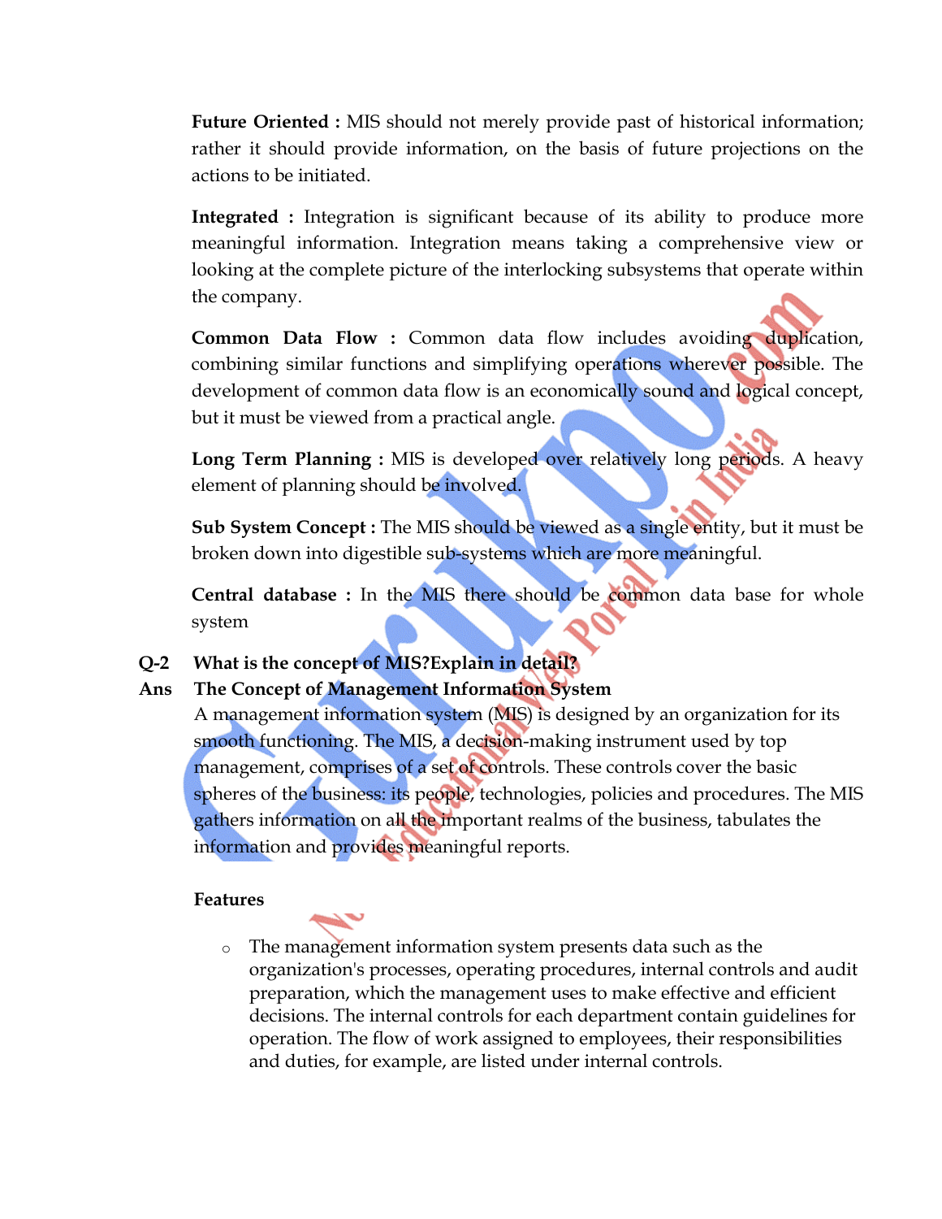**Future Oriented :** MIS should not merely provide past of historical information; rather it should provide information, on the basis of future projections on the actions to be initiated.

**Integrated :** Integration is significant because of its ability to produce more meaningful information. Integration means taking a comprehensive view or looking at the complete picture of the interlocking subsystems that operate within the company.

**Common Data Flow :** Common data flow includes avoiding duplication, combining similar functions and simplifying operations wherever possible. The development of common data flow is an economically sound and logical concept, but it must be viewed from a practical angle.

**Long Term Planning :** MIS is developed over relatively long periods. A heavy element of planning should be involved.

**Sub System Concept :** The MIS should be viewed as a single entity, but it must be broken down into digestible sub-systems which are more meaningful.

**Central database :** In the MIS there should be common data base for whole system

**Q-2 What is the concept of MIS?Explain in detail?**

**Ans The Concept of Management Information System**

A management information system (MIS) is designed by an organization for its smooth functioning. The MIS, a decision-making instrument used by top management, comprises of a set of controls. These controls cover the basic spheres of the business: its people, technologies, policies and procedures. The MIS gathers information on all the important realms of the business, tabulates the information and provides meaningful reports.

**Features**

- The management information system presents data such as the organization's processes, operating procedures, internal controls and audit preparation, which the management uses to make effective and efficient decisions. The internal controls for each department contain guidelines for operation. The flow of work assigned to employees, their responsibilities and duties, for example, are listed under internal controls.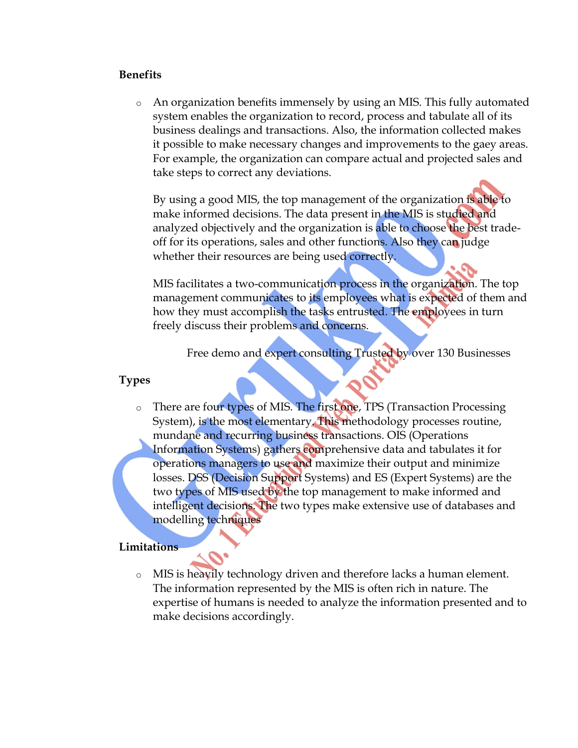**Benefits**

- An organization benefits immensely by using an MIS. This fully automated system enables the organization to record, process and tabulate all of its business dealings and transactions. Also, the information collected makes it possible to make necessary changes and improvements to the gaey areas. For example, the organization can compare actual and projected sales and take steps to correct any deviations.

  By using a good MIS, the top management of the organization is able to make informed decisions. The data present in the MIS is studied and analyzed objectively and the organization is able to choose the best trade-off for its operations, sales and other functions. Also they can judge whether their resources are being used correctly.

  MIS facilitates a two-communication process in the organization. The top management communicates to its employees what is expected of them and how they must accomplish the tasks entrusted. The employees in turn freely discuss their problems and concerns.

  Free demo and expert consulting Trusted by over 130 Businesses

**Types**

- There are four types of MIS. The first one, TPS (Transaction Processing System), is the most elementary. This methodology processes routine, mundane and recurring business transactions. OIS (Operations Information Systems) gathers comprehensive data and tabulates it for operations managers to use and maximize their output and minimize losses. DSS (Decision Support Systems) and ES (Expert Systems) are the two types of MIS used by the top management to make informed and intelligent decisions. The two types make extensive use of databases and modelling techniques

**Limitations**

- MIS is heavily technology driven and therefore lacks a human element. The information represented by the MIS is often rich in nature. The expertise of humans is needed to analyze the information presented and to make decisions accordingly.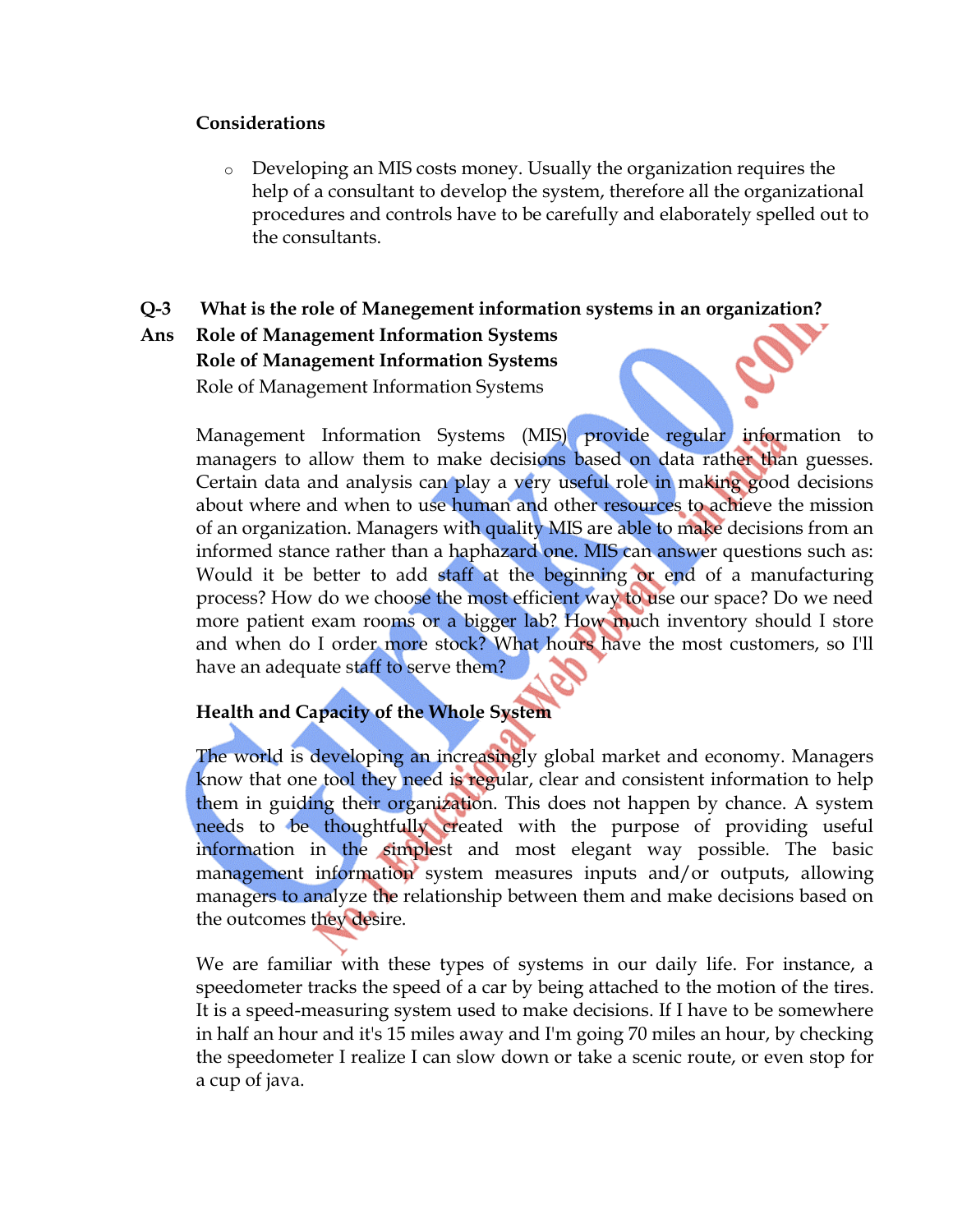**Considerations**

- Developing an MIS costs money. Usually the organization requires the help of a consultant to develop the system, therefore all the organizational procedures and controls have to be carefully and elaborately spelled out to the consultants.

**Q-3 What is the role of Manegement information systems in an organization?**

**Ans Role of Management Information Systems**

**Role of Management Information Systems**

Role of Management Information Systems

Management Information Systems (MIS) provide regular information to managers to allow them to make decisions based on data rather than guesses. Certain data and analysis can play a very useful role in making good decisions about where and when to use human and other resources to achieve the mission of an organization. Managers with quality MIS are able to make decisions from an informed stance rather than a haphazard one. MIS can answer questions such as: Would it be better to add staff at the beginning or end of a manufacturing process? How do we choose the most efficient way to use our space? Do we need more patient exam rooms or a bigger lab? How much inventory should I store and when do I order more stock? What hours have the most customers, so I'll have an adequate staff to serve them?

**Health and Capacity of the Whole System**

The world is developing an increasingly global market and economy. Managers know that one tool they need is regular, clear and consistent information to help them in guiding their organization. This does not happen by chance. A system needs to be thoughtfully created with the purpose of providing useful information in the simplest and most elegant way possible. The basic management information system measures inputs and/or outputs, allowing managers to analyze the relationship between them and make decisions based on the outcomes they desire.

We are familiar with these types of systems in our daily life. For instance, a speedometer tracks the speed of a car by being attached to the motion of the tires. It is a speed-measuring system used to make decisions. If I have to be somewhere in half an hour and it's 15 miles away and I'm going 70 miles an hour, by checking the speedometer I realize I can slow down or take a scenic route, or even stop for a cup of java.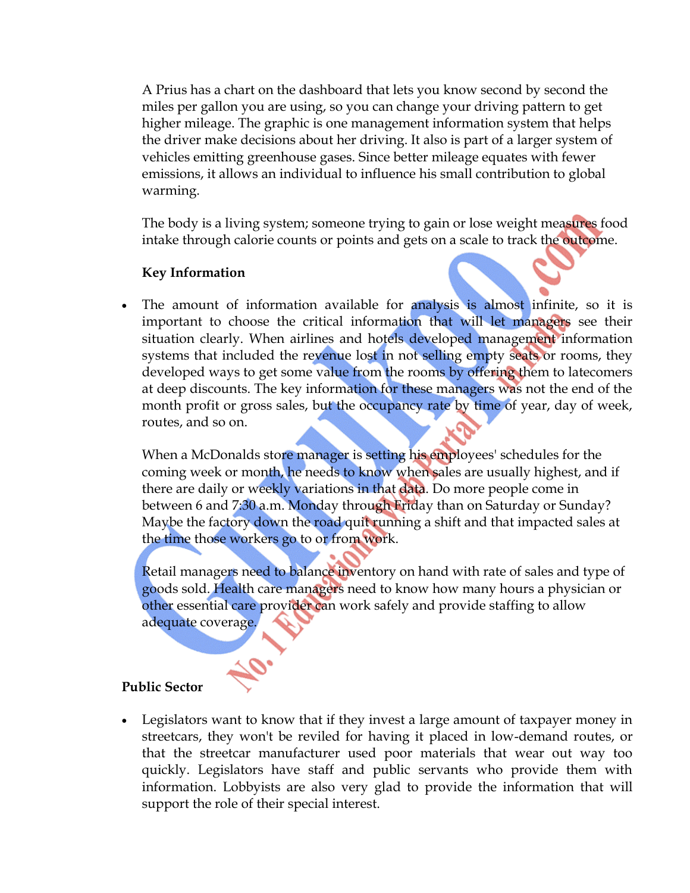A Prius has a chart on the dashboard that lets you know second by second the miles per gallon you are using, so you can change your driving pattern to get higher mileage. The graphic is one management information system that helps the driver make decisions about her driving. It also is part of a larger system of vehicles emitting greenhouse gases. Since better mileage equates with fewer emissions, it allows an individual to influence his small contribution to global warming.

The body is a living system; someone trying to gain or lose weight measures food intake through calorie counts or points and gets on a scale to track the outcome.

**Key Information**

- The amount of information available for analysis is almost infinite, so it is important to choose the critical information that will let managers see their situation clearly. When airlines and hotels developed management information systems that included the revenue lost in not selling empty seats or rooms, they developed ways to get some value from the rooms by offering them to latecomers at deep discounts. The key information for these managers was not the end of the month profit or gross sales, but the occupancy rate by time of year, day of week, routes, and so on.

  When a McDonalds store manager is setting his employees' schedules for the coming week or month, he needs to know when sales are usually highest, and if there are daily or weekly variations in that data. Do more people come in between 6 and 7:30 a.m. Monday through Friday than on Saturday or Sunday? Maybe the factory down the road quit running a shift and that impacted sales at the time those workers go to or from work.

  Retail managers need to balance inventory on hand with rate of sales and type of goods sold. Health care managers need to know how many hours a physician or other essential care provider can work safely and provide staffing to allow adequate coverage.

**Public Sector**

- Legislators want to know that if they invest a large amount of taxpayer money in streetcars, they won't be reviled for having it placed in low-demand routes, or that the streetcar manufacturer used poor materials that wear out way too quickly. Legislators have staff and public servants who provide them with information. Lobbyists are also very glad to provide the information that will support the role of their special interest.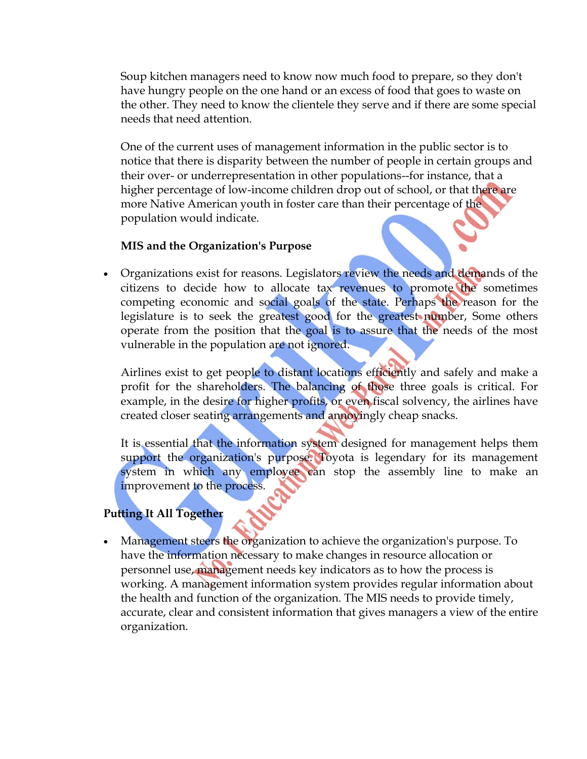Soup kitchen managers need to know now much food to prepare, so they don't have hungry people on the one hand or an excess of food that goes to waste on the other. They need to know the clientele they serve and if there are some special needs that need attention.

One of the current uses of management information in the public sector is to notice that there is disparity between the number of people in certain groups and their over- or underrepresentation in other populations--for instance, that a higher percentage of low-income children drop out of school, or that there are more Native American youth in foster care than their percentage of the population would indicate.

**MIS and the Organization's Purpose**

- Organizations exist for reasons. Legislators review the needs and demands of the citizens to decide how to allocate tax revenues to promote the sometimes competing economic and social goals of the state. Perhaps the reason for the legislature is to seek the greatest good for the greatest number, Some others operate from the position that the goal is to assure that the needs of the most vulnerable in the population are not ignored.

  Airlines exist to get people to distant locations efficiently and safely and make a profit for the shareholders. The balancing of those three goals is critical. For example, in the desire for higher profits, or even fiscal solvency, the airlines have created closer seating arrangements and annoyingly cheap snacks.

  It is essential that the information system designed for management helps them support the organization's purpose. Toyota is legendary for its management system in which any employee can stop the assembly line to make an improvement to the process.

**Putting It All Together**

- Management steers the organization to achieve the organization's purpose. To have the information necessary to make changes in resource allocation or personnel use, management needs key indicators as to how the process is working. A management information system provides regular information about the health and function of the organization. The MIS needs to provide timely, accurate, clear and consistent information that gives managers a view of the entire organization.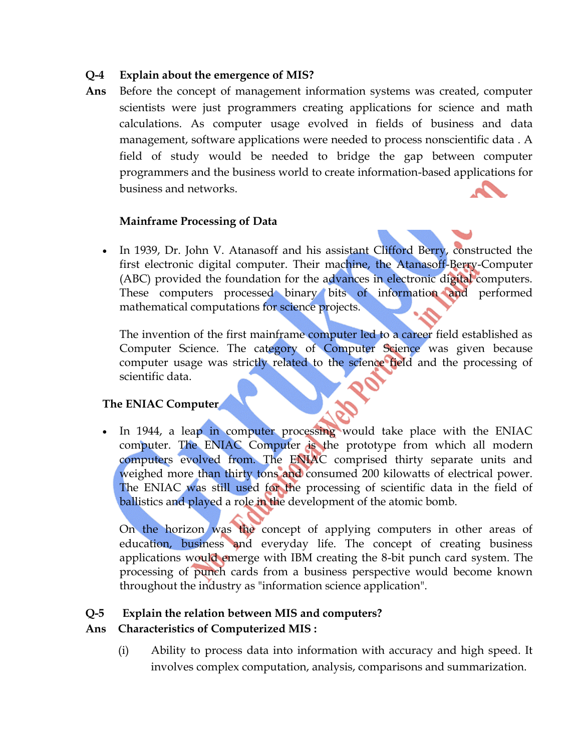**Q-4 Explain about the emergence of MIS?**

**Ans** Before the concept of management information systems was created, computer scientists were just programmers creating applications for science and math calculations. As computer usage evolved in fields of business and data management, software applications were needed to process nonscientific data . A field of study would be needed to bridge the gap between computer programmers and the business world to create information-based applications for business and networks.

**Mainframe Processing of Data**

- In 1939, Dr. John V. Atanasoff and his assistant Clifford Berry, constructed the first electronic digital computer. Their machine, the Atanasoff-Berry-Computer (ABC) provided the foundation for the advances in electronic digital computers. These computers processed binary bits of information and performed mathematical computations for science projects.

  The invention of the first mainframe computer led to a career field established as Computer Science. The category of Computer Science was given because computer usage was strictly related to the science field and the processing of scientific data.

**The ENIAC Computer**

- In 1944, a leap in computer processing would take place with the ENIAC computer. The ENIAC Computer is the prototype from which all modern computers evolved from. The ENIAC comprised thirty separate units and weighed more than thirty tons and consumed 200 kilowatts of electrical power. The ENIAC was still used for the processing of scientific data in the field of ballistics and played a role in the development of the atomic bomb.

  On the horizon was the concept of applying computers in other areas of education, business and everyday life. The concept of creating business applications would emerge with IBM creating the 8-bit punch card system. The processing of punch cards from a business perspective would become known throughout the industry as "information science application".

**Q-5 Explain the relation between MIS and computers?**

**Ans Characteristics of Computerized MIS :**

(i) Ability to process data into information with accuracy and high speed. It involves complex computation, analysis, comparisons and summarization.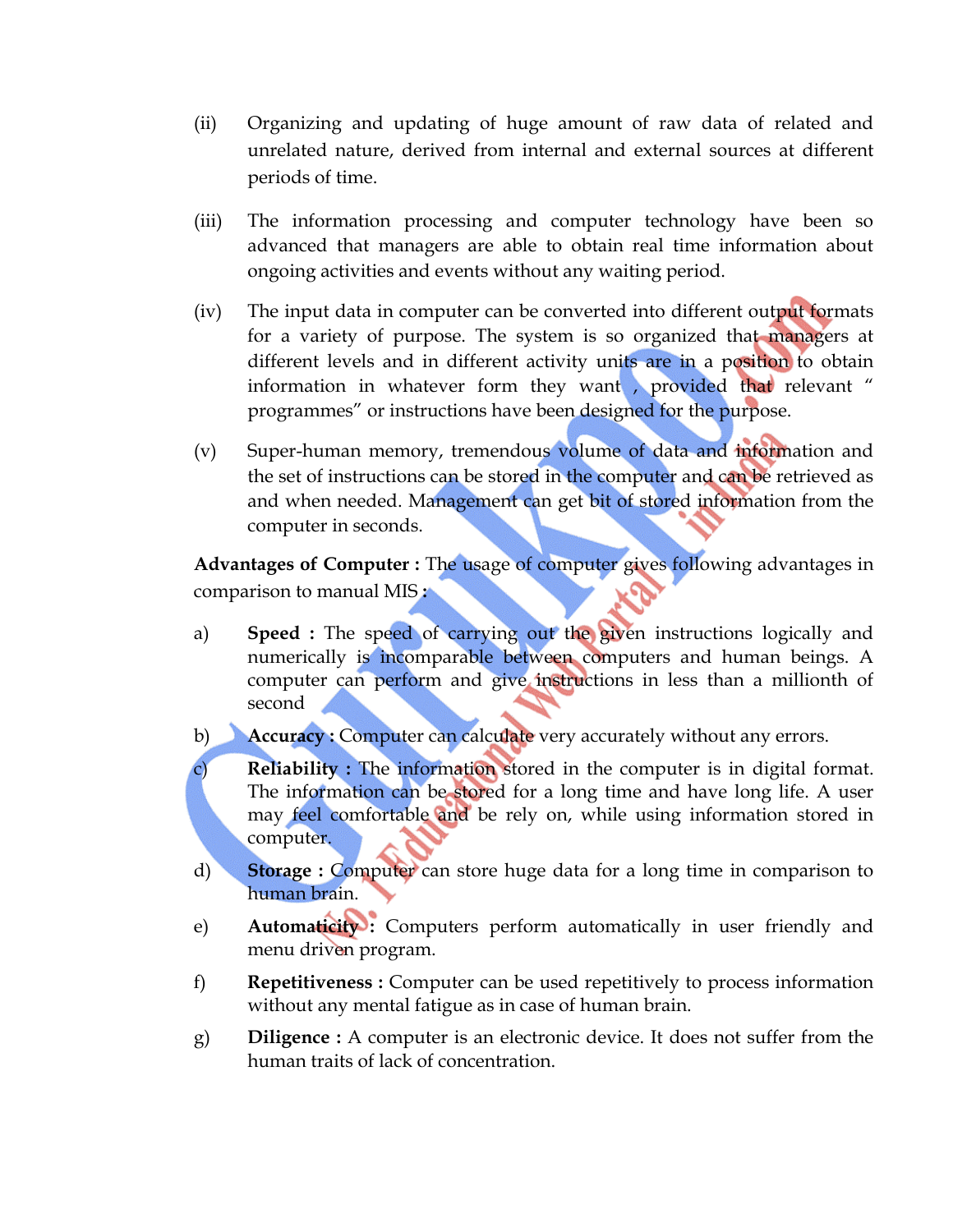(ii) Organizing and updating of huge amount of raw data of related and unrelated nature, derived from internal and external sources at different periods of time.

(iii) The information processing and computer technology have been so advanced that managers are able to obtain real time information about ongoing activities and events without any waiting period.

(iv) The input data in computer can be converted into different output formats for a variety of purpose. The system is so organized that managers at different levels and in different activity units are in a position to obtain information in whatever form they want , provided that relevant " programmes" or instructions have been designed for the purpose.

(v) Super-human memory, tremendous volume of data and information and the set of instructions can be stored in the computer and can be retrieved as and when needed. Management can get bit of stored information from the computer in seconds.

**Advantages of Computer :** The usage of computer gives following advantages in comparison to manual MIS **:**

a) **Speed :** The speed of carrying out the given instructions logically and numerically is incomparable between computers and human beings. A computer can perform and give instructions in less than a millionth of second

b) **Accuracy :** Computer can calculate very accurately without any errors.

c) **Reliability :** The information stored in the computer is in digital format. The information can be stored for a long time and have long life. A user may feel comfortable and be rely on, while using information stored in computer.

d) **Storage :** Computer can store huge data for a long time in comparison to human brain.

e) **Automaticity :** Computers perform automatically in user friendly and menu driven program.

f) **Repetitiveness :** Computer can be used repetitively to process information without any mental fatigue as in case of human brain.

g) **Diligence :** A computer is an electronic device. It does not suffer from the human traits of lack of concentration.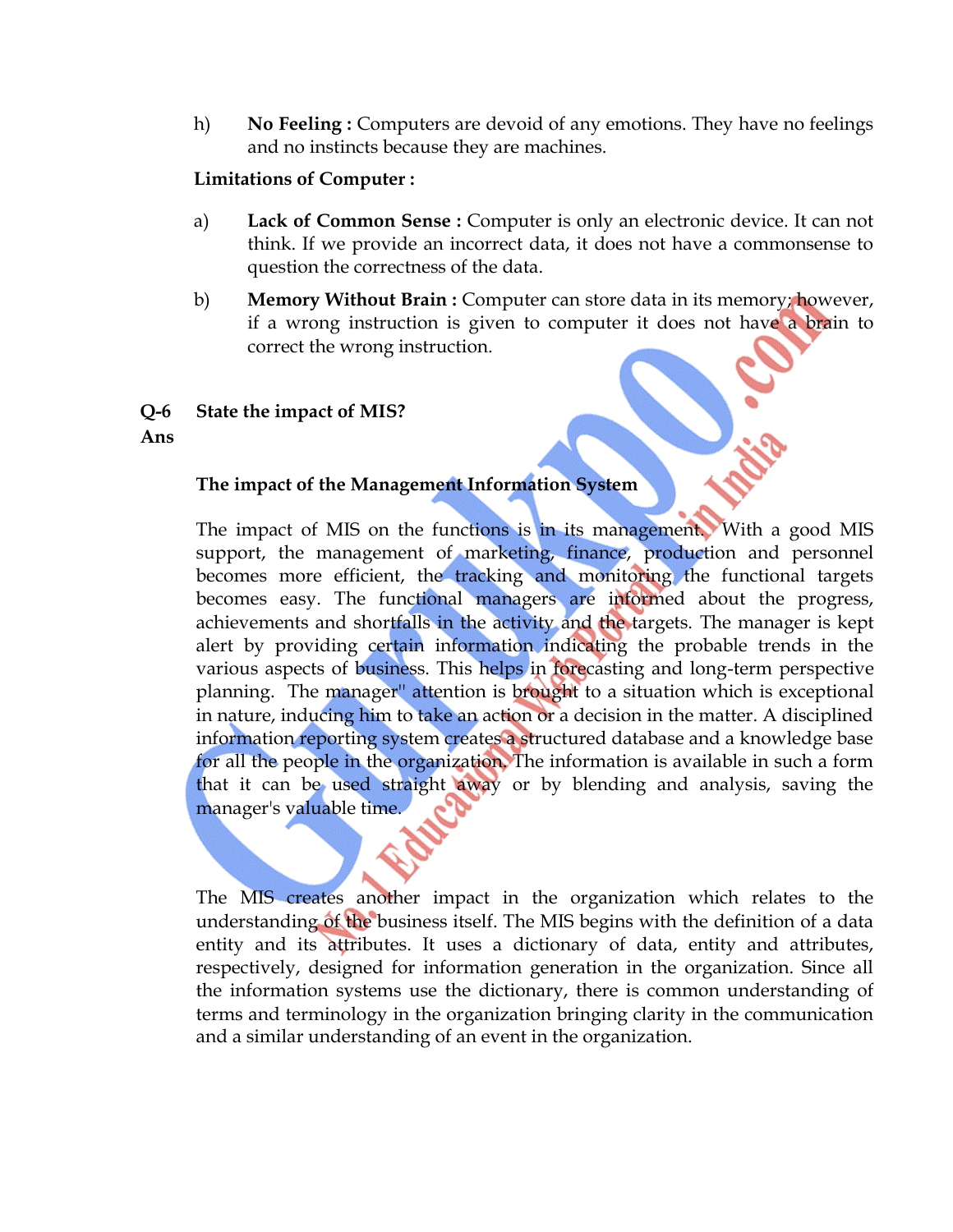h) **No Feeling :** Computers are devoid of any emotions. They have no feelings and no instincts because they are machines.

**Limitations of Computer :**

a) **Lack of Common Sense :** Computer is only an electronic device. It can not think. If we provide an incorrect data, it does not have a commonsense to question the correctness of the data.

b) **Memory Without Brain :** Computer can store data in its memory; however, if a wrong instruction is given to computer it does not have a brain to correct the wrong instruction.

**Q-6 State the impact of MIS?**

**Ans**

**The impact of the Management Information System**

The impact of MIS on the functions is in its management. With a good MIS support, the management of marketing, finance, production and personnel becomes more efficient, the tracking and monitoring the functional targets becomes easy. The functional managers are informed about the progress, achievements and shortfalls in the activity and the targets. The manager is kept alert by providing certain information indicating the probable trends in the various aspects of business. This helps in forecasting and long-term perspective planning. The manager'' attention is brought to a situation which is exceptional in nature, inducing him to take an action or a decision in the matter. A disciplined information reporting system creates a structured database and a knowledge base for all the people in the organization. The information is available in such a form that it can be used straight away or by blending and analysis, saving the manager's valuable time.

The MIS creates another impact in the organization which relates to the understanding of the business itself. The MIS begins with the definition of a data entity and its attributes. It uses a dictionary of data, entity and attributes, respectively, designed for information generation in the organization. Since all the information systems use the dictionary, there is common understanding of terms and terminology in the organization bringing clarity in the communication and a similar understanding of an event in the organization.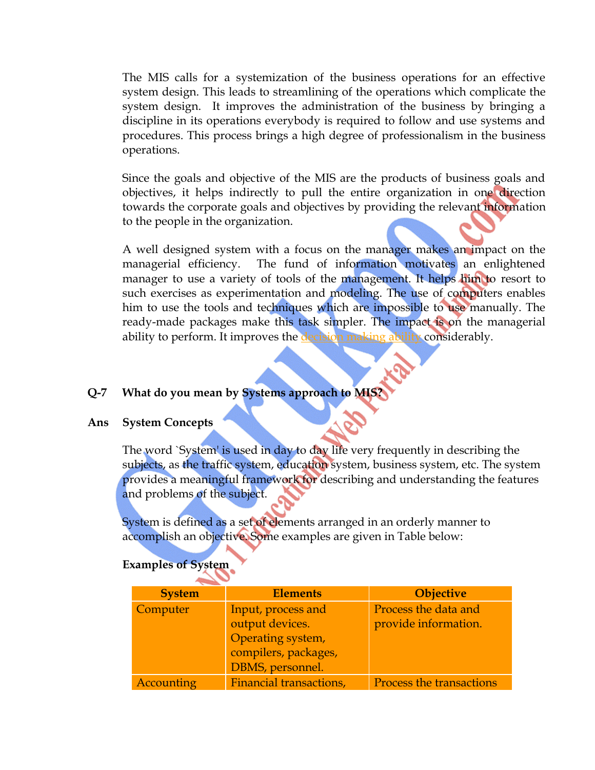The MIS calls for a systemization of the business operations for an effective system design. This leads to streamlining of the operations which complicate the system design. It improves the administration of the business by bringing a discipline in its operations everybody is required to follow and use systems and procedures. This process brings a high degree of professionalism in the business operations.

Since the goals and objective of the MIS are the products of business goals and objectives, it helps indirectly to pull the entire organization in one direction towards the corporate goals and objectives by providing the relevant information to the people in the organization.

A well designed system with a focus on the manager makes an impact on the managerial efficiency. The fund of information motivates an enlightened manager to use a variety of tools of the management. It helps him to resort to such exercises as experimentation and modeling. The use of computers enables him to use the tools and techniques which are impossible to use manually. The ready-made packages make this task simpler. The impact is on the managerial ability to perform. It improves the decision making ability considerably.

**Q-7 What do you mean by Systems approach to MIS?**

**Ans System Concepts**

The word `System' is used in day to day life very frequently in describing the subjects, as the traffic system, education system, business system, etc. The system provides a meaningful framework for describing and understanding the features and problems of the subject.

System is defined as a set of elements arranged in an orderly manner to accomplish an objective. Some examples are given in Table below:

**Examples of System**

| System | Elements | Objective |
|---|---|---|
| Computer | Input, process and output devices. Operating system, compilers, packages, DBMS, personnel. | Process the data and provide information. |
| Accounting | Financial transactions, | Process the transactions |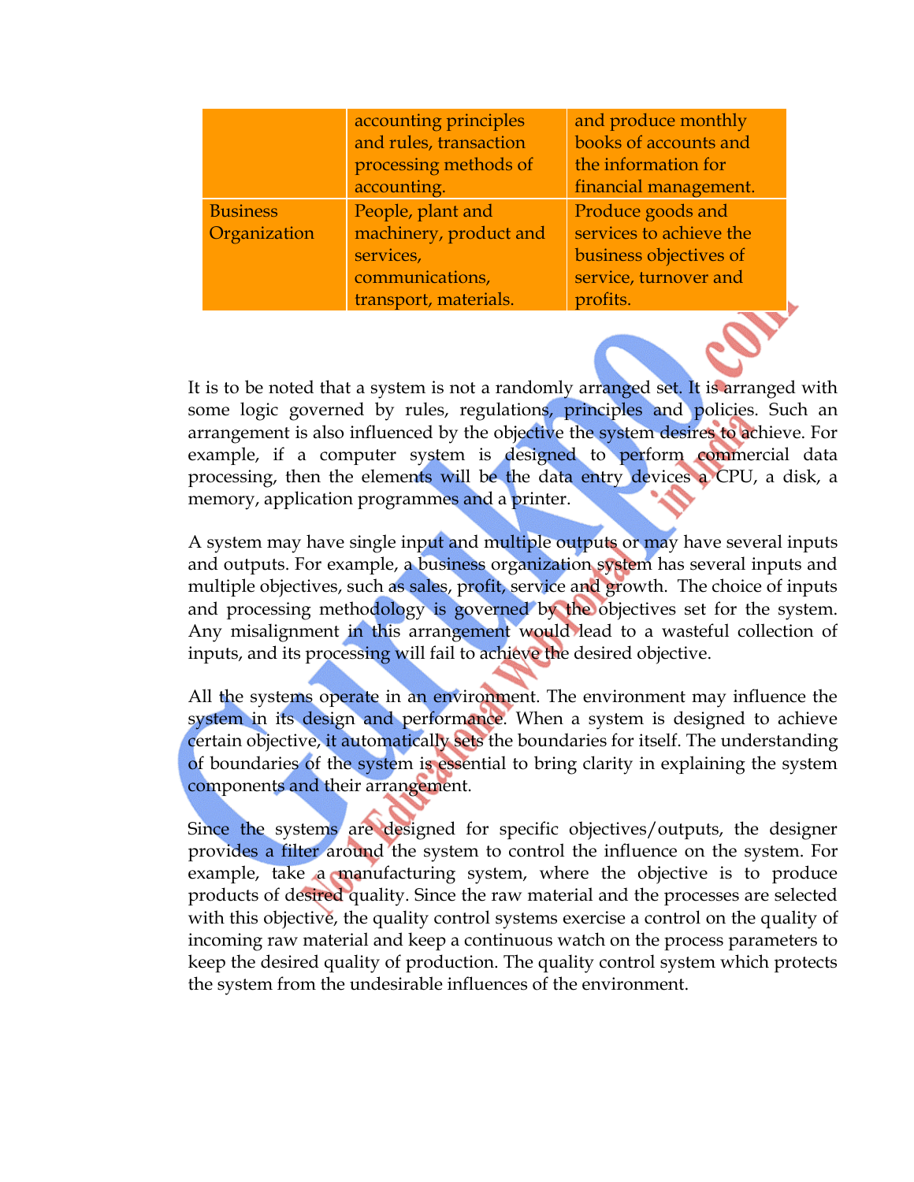| | | |
|---|---|---|
| | accounting principles and rules, transaction processing methods of accounting. | and produce monthly books of accounts and the information for financial management. |
| Business Organization | People, plant and machinery, product and services, communications, transport, materials. | Produce goods and services to achieve the business objectives of service, turnover and profits. |

It is to be noted that a system is not a randomly arranged set. It is arranged with some logic governed by rules, regulations, principles and policies. Such an arrangement is also influenced by the objective the system desires to achieve. For example, if a computer system is designed to perform commercial data processing, then the elements will be the data entry devices a CPU, a disk, a memory, application programmes and a printer.

A system may have single input and multiple outputs or may have several inputs and outputs. For example, a business organization system has several inputs and multiple objectives, such as sales, profit, service and growth. The choice of inputs and processing methodology is governed by the objectives set for the system. Any misalignment in this arrangement would lead to a wasteful collection of inputs, and its processing will fail to achieve the desired objective.

All the systems operate in an environment. The environment may influence the system in its design and performance. When a system is designed to achieve certain objective, it automatically sets the boundaries for itself. The understanding of boundaries of the system is essential to bring clarity in explaining the system components and their arrangement.

Since the systems are designed for specific objectives/outputs, the designer provides a filter around the system to control the influence on the system. For example, take a manufacturing system, where the objective is to produce products of desired quality. Since the raw material and the processes are selected with this objective, the quality control systems exercise a control on the quality of incoming raw material and keep a continuous watch on the process parameters to keep the desired quality of production. The quality control system which protects the system from the undesirable influences of the environment.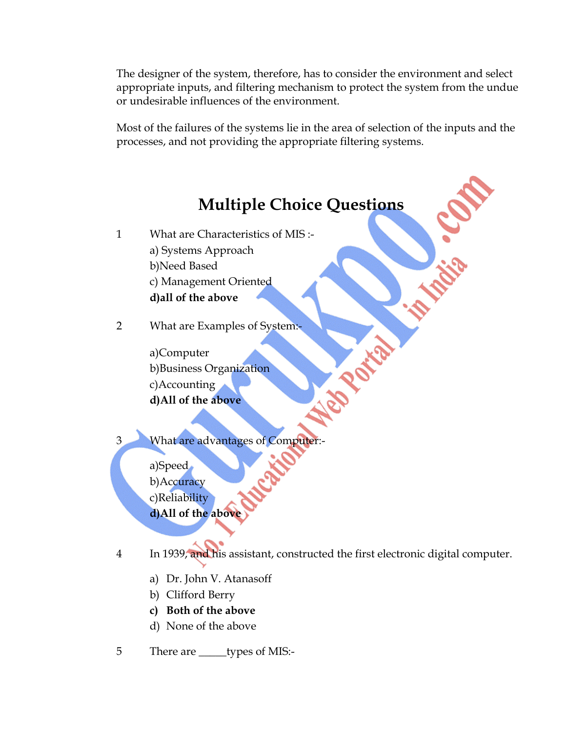The designer of the system, therefore, has to consider the environment and select appropriate inputs, and filtering mechanism to protect the system from the undue or undesirable influences of the environment.

Most of the failures of the systems lie in the area of selection of the inputs and the processes, and not providing the appropriate filtering systems.

## Multiple Choice Questions

1 What are Characteristics of MIS :-

a) Systems Approach
b)Need Based
c) Management Oriented
**d)all of the above**

2 What are Examples of System:-

a)Computer
b)Business Organization
c)Accounting
**d)All of the above**

3 What are advantages of Computer:-

a)Speed
b)Accuracy
c)Reliability
**d)All of the above**

4 In 1939, and his assistant, constructed the first electronic digital computer.

a) Dr. John V. Atanasoff
b) Clifford Berry
**c) Both of the above**
d) None of the above

5 There are _____types of MIS:-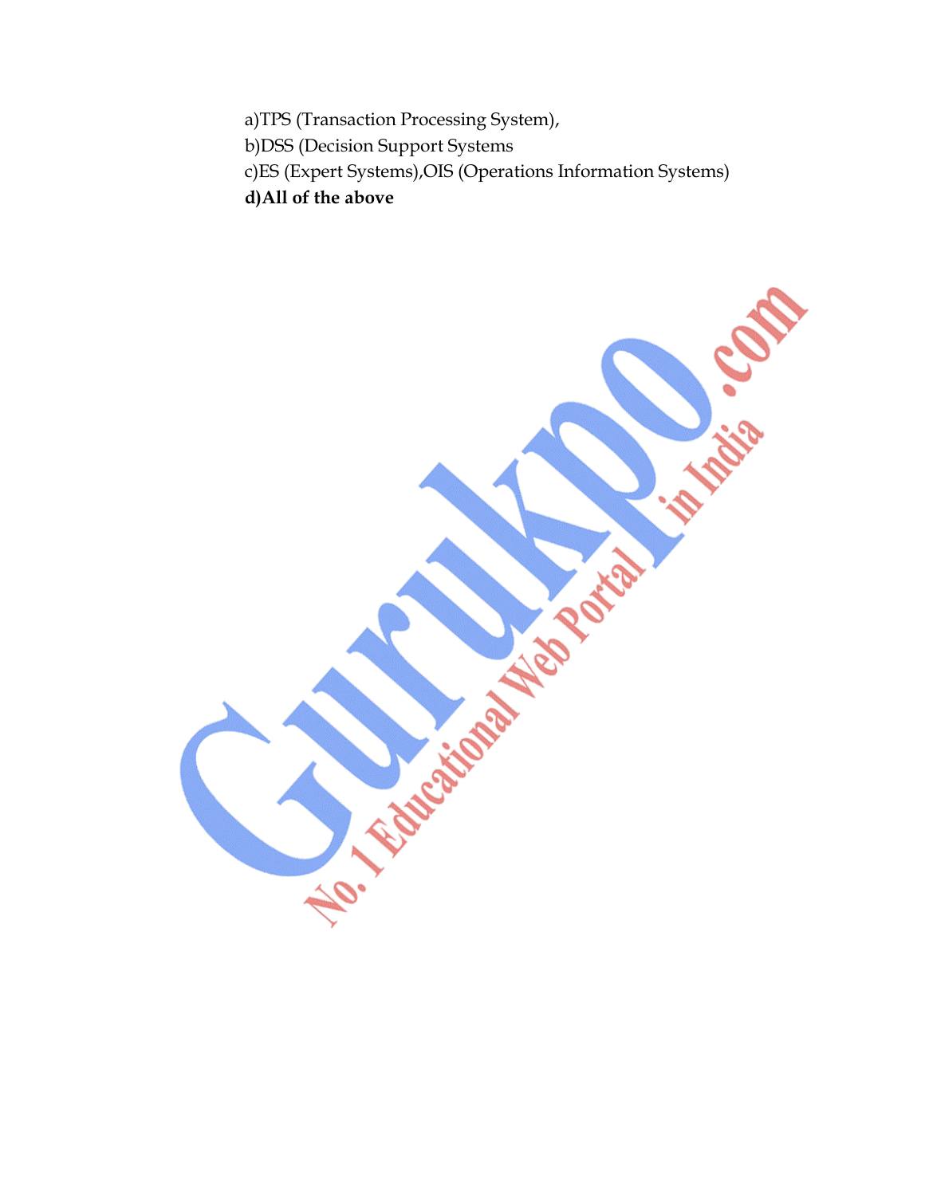a)TPS (Transaction Processing System),

b)DSS (Decision Support Systems

c)ES (Expert Systems),OIS (Operations Information Systems)

**d)All of the above**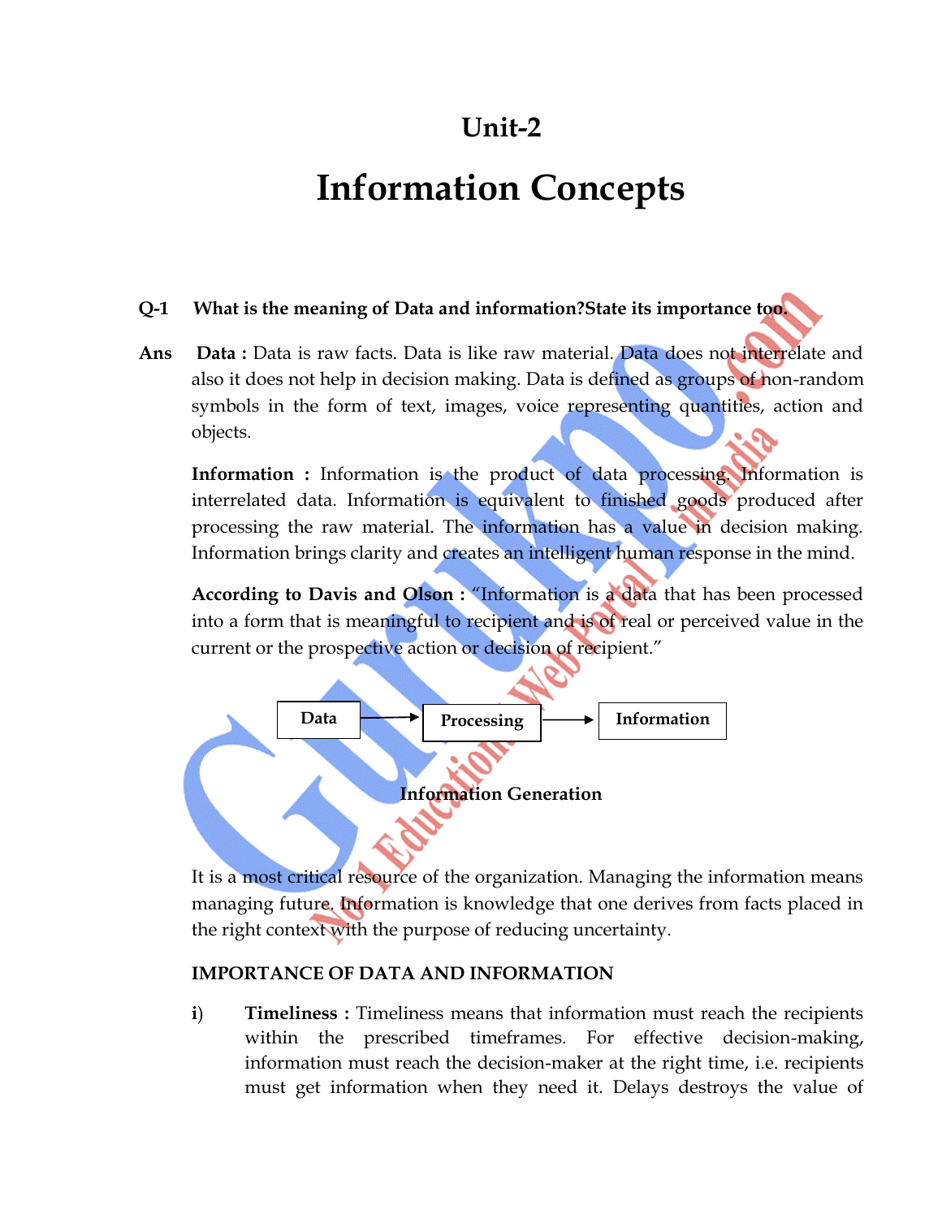# Unit-2

# Information Concepts

**Q-1 What is the meaning of Data and information?State its importance too.**

**Ans** **Data :** Data is raw facts. Data is like raw material. Data does not interrelate and also it does not help in decision making. Data is defined as groups of non-random symbols in the form of text, images, voice representing quantities, action and objects.

**Information :** Information is the product of data processing. Information is interrelated data. Information is equivalent to finished goods produced after processing the raw material. The information has a value in decision making. Information brings clarity and creates an intelligent human response in the mind.

**According to Davis and Olson :** "Information is a data that has been processed into a form that is meaningful to recipient and is of real or perceived value in the current or the prospective action or decision of recipient."

Data → Processing → Information

**Information Generation**

It is a most critical resource of the organization. Managing the information means managing future. Information is knowledge that one derives from facts placed in the right context with the purpose of reducing uncertainty.

**IMPORTANCE OF DATA AND INFORMATION**

i) **Timeliness :** Timeliness means that information must reach the recipients within the prescribed timeframes. For effective decision-making, information must reach the decision-maker at the right time, i.e. recipients must get information when they need it. Delays destroys the value of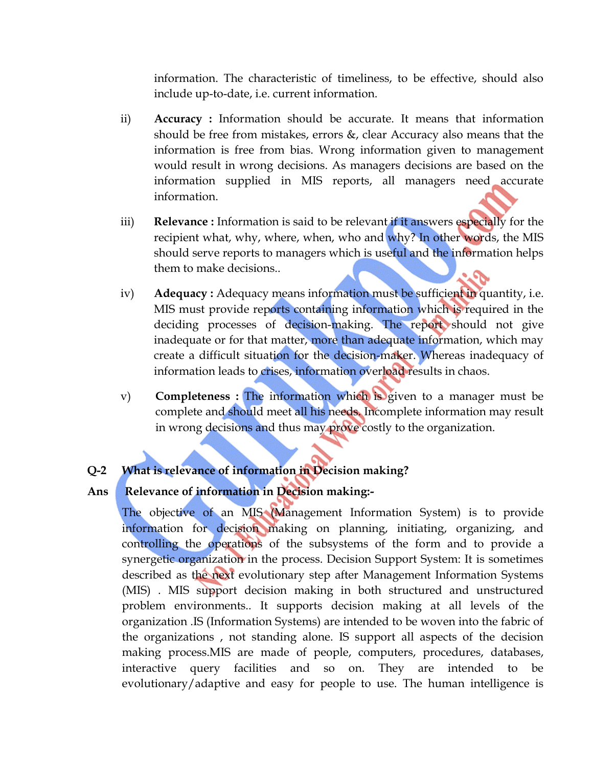information. The characteristic of timeliness, to be effective, should also include up-to-date, i.e. current information.

ii) **Accuracy :** Information should be accurate. It means that information should be free from mistakes, errors &, clear Accuracy also means that the information is free from bias. Wrong information given to management would result in wrong decisions. As managers decisions are based on the information supplied in MIS reports, all managers need accurate information.

iii) **Relevance :** Information is said to be relevant if it answers especially for the recipient what, why, where, when, who and why? In other words, the MIS should serve reports to managers which is useful and the information helps them to make decisions..

iv) **Adequacy :** Adequacy means information must be sufficient in quantity, i.e. MIS must provide reports containing information which is required in the deciding processes of decision-making. The report should not give inadequate or for that matter, more than adequate information, which may create a difficult situation for the decision-maker. Whereas inadequacy of information leads to crises, information overload results in chaos.

v) **Completeness :** The information which is given to a manager must be complete and should meet all his needs. Incomplete information may result in wrong decisions and thus may prove costly to the organization.

**Q-2 What is relevance of information in Decision making?**

**Ans Relevance of information in Decision making:-**

The objective of an MIS (Management Information System) is to provide information for decision making on planning, initiating, organizing, and controlling the operations of the subsystems of the form and to provide a synergetic organization in the process. Decision Support System: It is sometimes described as the next evolutionary step after Management Information Systems (MIS) . MIS support decision making in both structured and unstructured problem environments.. It supports decision making at all levels of the organization .IS (Information Systems) are intended to be woven into the fabric of the organizations , not standing alone. IS support all aspects of the decision making process.MIS are made of people, computers, procedures, databases, interactive query facilities and so on. They are intended to be evolutionary/adaptive and easy for people to use. The human intelligence is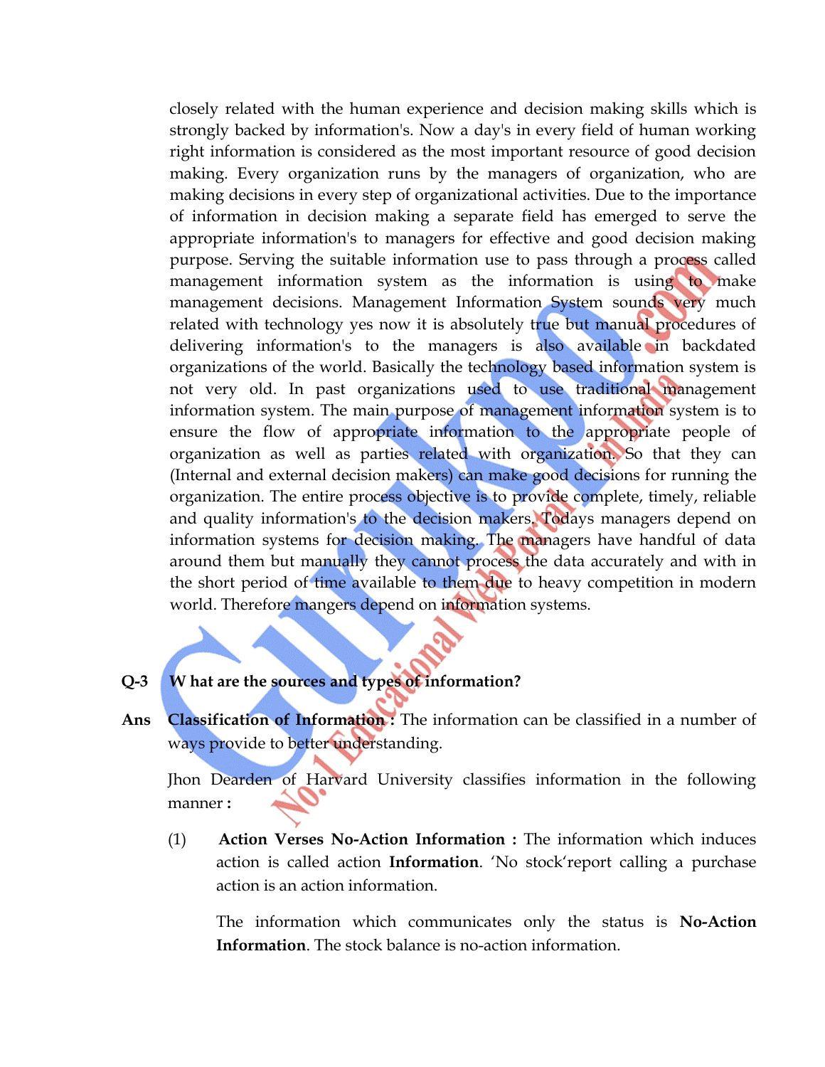closely related with the human experience and decision making skills which is strongly backed by information's. Now a day's in every field of human working right information is considered as the most important resource of good decision making. Every organization runs by the managers of organization, who are making decisions in every step of organizational activities. Due to the importance of information in decision making a separate field has emerged to serve the appropriate information's to managers for effective and good decision making purpose. Serving the suitable information use to pass through a process called management information system as the information is using to make management decisions. Management Information System sounds very much related with technology yes now it is absolutely true but manual procedures of delivering information's to the managers is also available in backdated organizations of the world. Basically the technology based information system is not very old. In past organizations used to use traditional management information system. The main purpose of management information system is to ensure the flow of appropriate information to the appropriate people of organization as well as parties related with organization. So that they can (Internal and external decision makers) can make good decisions for running the organization. The entire process objective is to provide complete, timely, reliable and quality information's to the decision makers. Todays managers depend on information systems for decision making. The managers have handful of data around them but manually they cannot process the data accurately and with in the short period of time available to them due to heavy competition in modern world. Therefore mangers depend on information systems.

**Q-3 W hat are the sources and types of information?**

**Ans** **Classification of Information :** The information can be classified in a number of ways provide to better understanding.

Jhon Dearden of Harvard University classifies information in the following manner **:**

(1) **Action Verses No-Action Information :** The information which induces action is called action **Information**. 'No stock'report calling a purchase action is an action information.

The information which communicates only the status is **No-Action Information**. The stock balance is no-action information.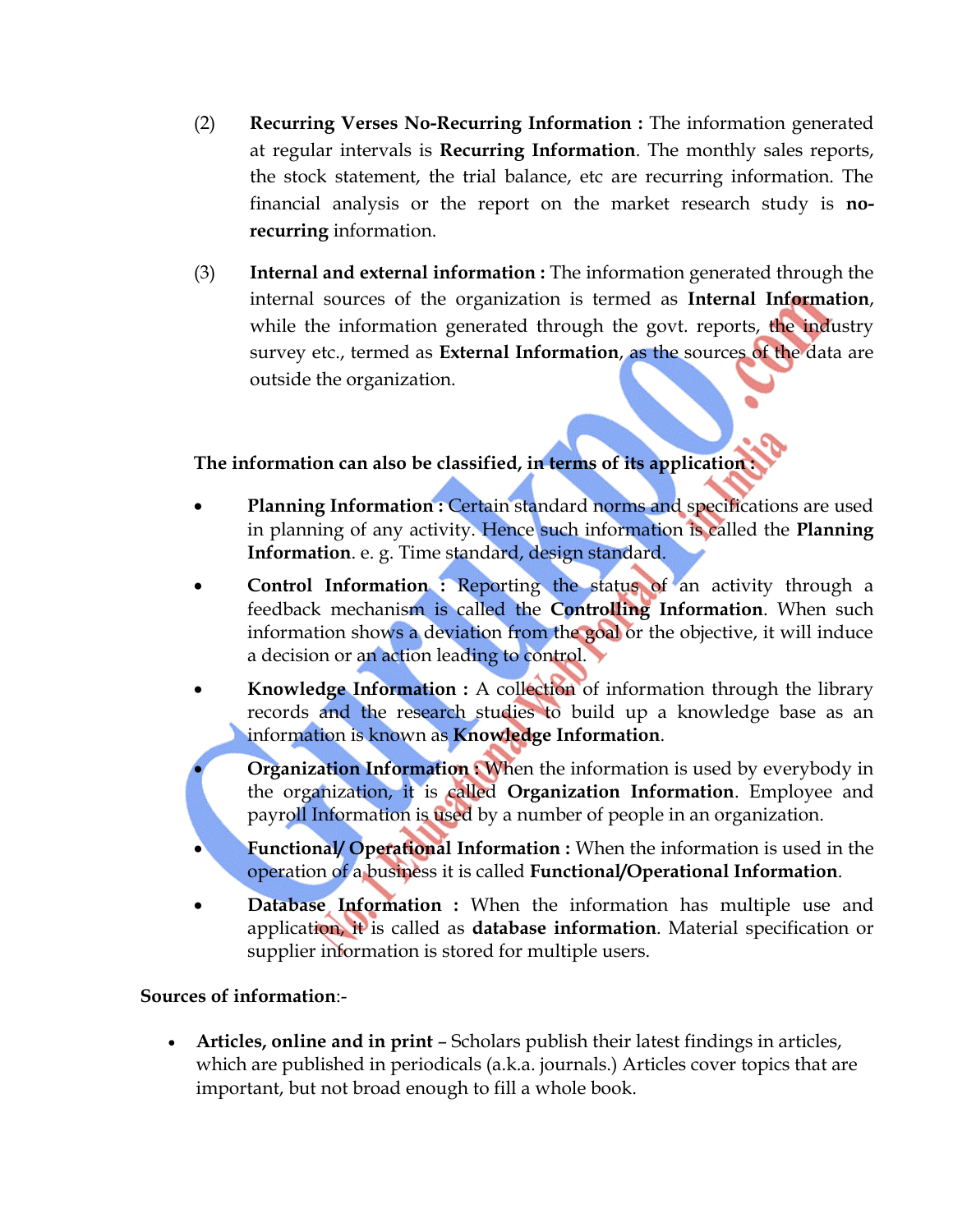(2) **Recurring Verses No-Recurring Information :** The information generated at regular intervals is **Recurring Information**. The monthly sales reports, the stock statement, the trial balance, etc are recurring information. The financial analysis or the report on the market research study is **no-recurring** information.

(3) **Internal and external information :** The information generated through the internal sources of the organization is termed as **Internal Information**, while the information generated through the govt. reports, the industry survey etc., termed as **External Information**, as the sources of the data are outside the organization.

**The information can also be classified, in terms of its application :**

- **Planning Information :** Certain standard norms and specifications are used in planning of any activity. Hence such information is called the **Planning Information**. e. g. Time standard, design standard.
- **Control Information :** Reporting the status of an activity through a feedback mechanism is called the **Controlling Information**. When such information shows a deviation from the goal or the objective, it will induce a decision or an action leading to control.
- **Knowledge Information :** A collection of information through the library records and the research studies to build up a knowledge base as an information is known as **Knowledge Information**.
- **Organization Information :** When the information is used by everybody in the organization, it is called **Organization Information**. Employee and payroll Information is used by a number of people in an organization.
- **Functional/ Operational Information :** When the information is used in the operation of a business it is called **Functional/Operational Information**.
- **Database Information :** When the information has multiple use and application, it is called as **database information**. Material specification or supplier information is stored for multiple users.

**Sources of information**:-

- **Articles, online and in print** – Scholars publish their latest findings in articles, which are published in periodicals (a.k.a. journals.) Articles cover topics that are important, but not broad enough to fill a whole book.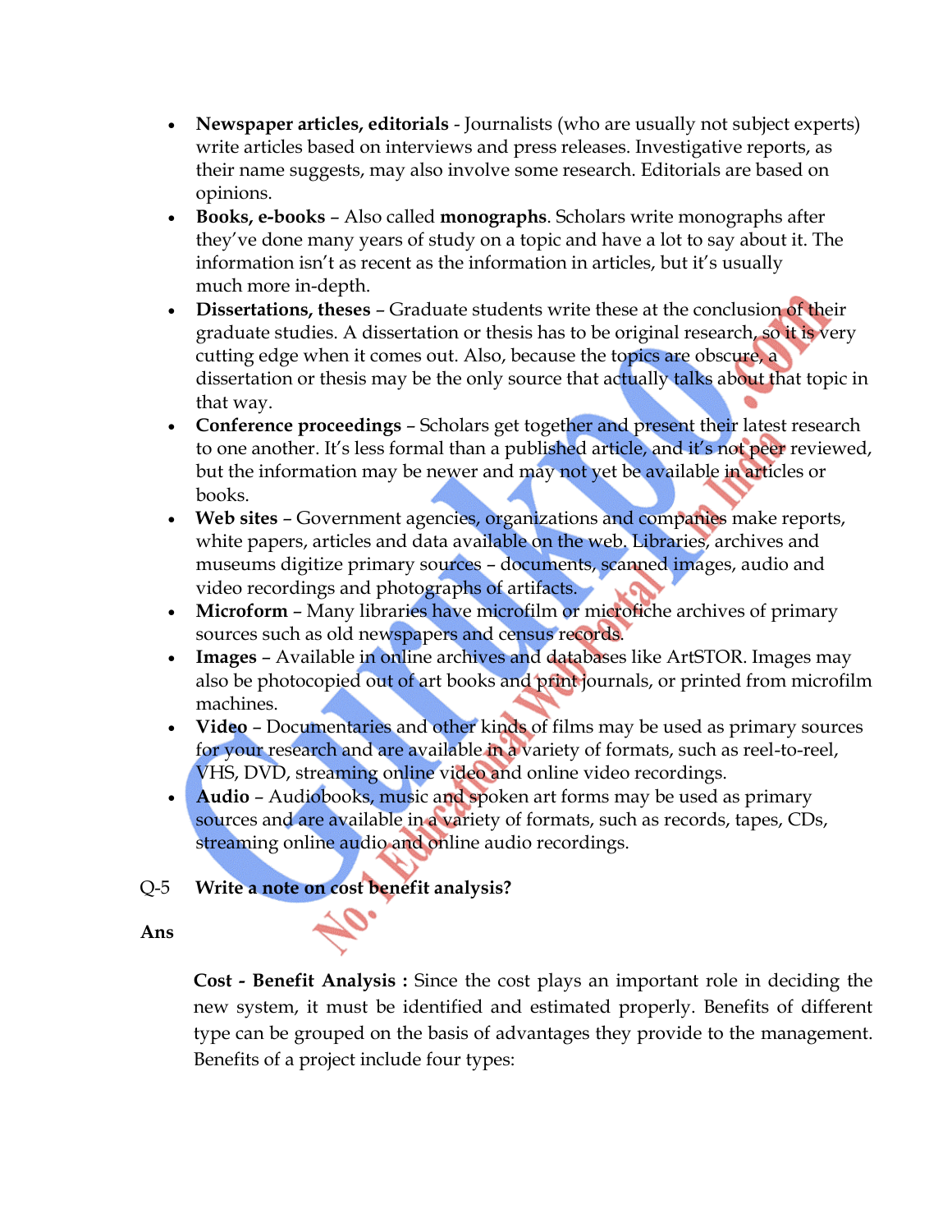- **Newspaper articles, editorials** - Journalists (who are usually not subject experts) write articles based on interviews and press releases. Investigative reports, as their name suggests, may also involve some research. Editorials are based on opinions.
- **Books, e-books** – Also called **monographs**. Scholars write monographs after they've done many years of study on a topic and have a lot to say about it. The information isn't as recent as the information in articles, but it's usually much more in-depth.
- **Dissertations, theses** – Graduate students write these at the conclusion of their graduate studies. A dissertation or thesis has to be original research, so it is very cutting edge when it comes out. Also, because the topics are obscure, a dissertation or thesis may be the only source that actually talks about that topic in that way.
- **Conference proceedings** – Scholars get together and present their latest research to one another. It's less formal than a published article, and it's not peer reviewed, but the information may be newer and may not yet be available in articles or books.
- **Web sites** – Government agencies, organizations and companies make reports, white papers, articles and data available on the web. Libraries, archives and museums digitize primary sources – documents, scanned images, audio and video recordings and photographs of artifacts.
- **Microform** – Many libraries have microfilm or microfiche archives of primary sources such as old newspapers and census records.
- **Images** – Available in online archives and databases like ArtSTOR. Images may also be photocopied out of art books and print journals, or printed from microfilm machines.
- **Video** – Documentaries and other kinds of films may be used as primary sources for your research and are available in a variety of formats, such as reel-to-reel, VHS, DVD, streaming online video and online video recordings.
- **Audio** – Audiobooks, music and spoken art forms may be used as primary sources and are available in a variety of formats, such as records, tapes, CDs, streaming online audio and online audio recordings.

**Q-5 Write a note on cost benefit analysis?**

**Ans**

**Cost - Benefit Analysis :** Since the cost plays an important role in deciding the new system, it must be identified and estimated properly. Benefits of different type can be grouped on the basis of advantages they provide to the management. Benefits of a project include four types: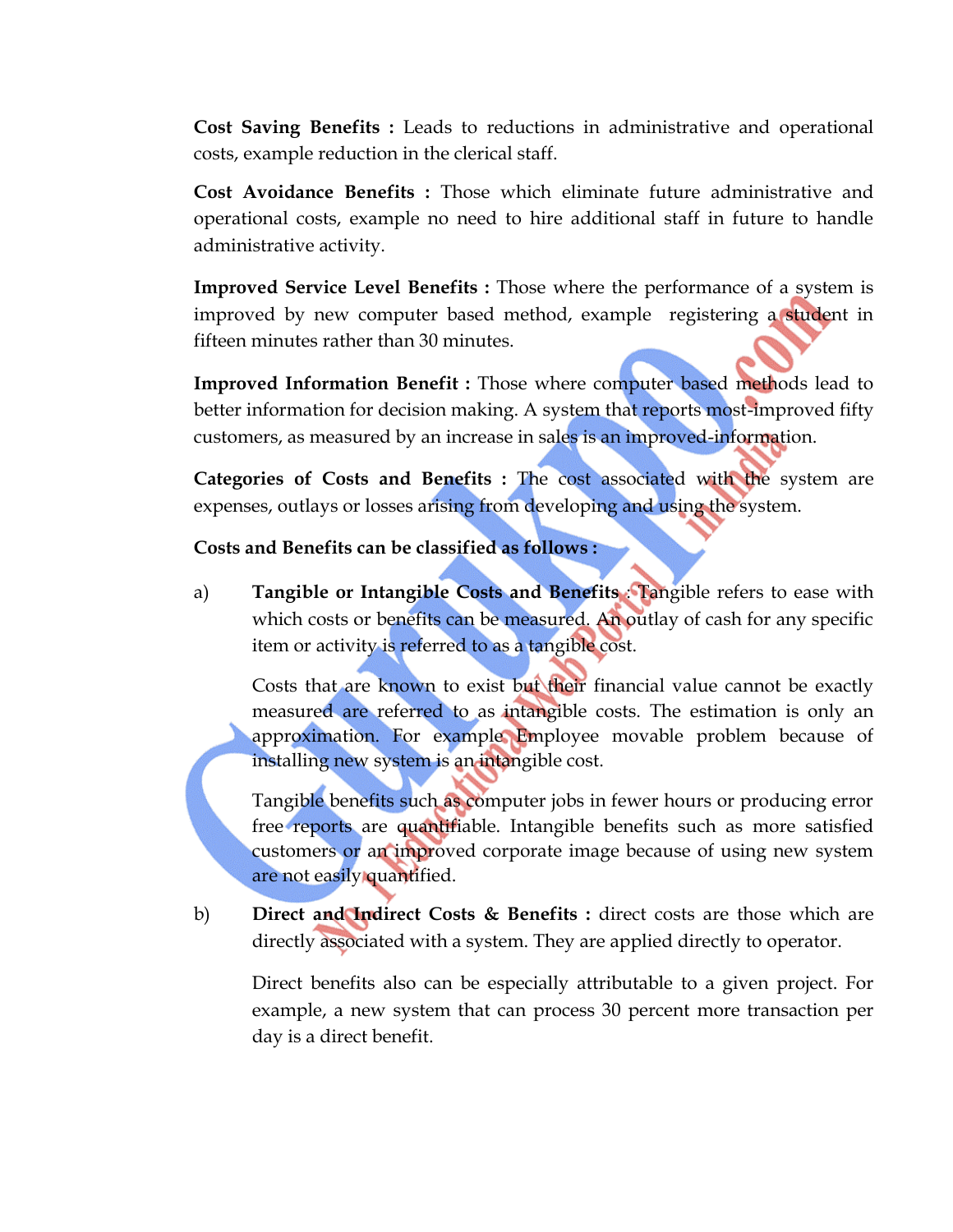**Cost Saving Benefits :** Leads to reductions in administrative and operational costs, example reduction in the clerical staff.

**Cost Avoidance Benefits :** Those which eliminate future administrative and operational costs, example no need to hire additional staff in future to handle administrative activity.

**Improved Service Level Benefits :** Those where the performance of a system is improved by new computer based method, example registering a student in fifteen minutes rather than 30 minutes.

**Improved Information Benefit :** Those where computer based methods lead to better information for decision making. A system that reports most-improved fifty customers, as measured by an increase in sales is an improved-information.

**Categories of Costs and Benefits :** The cost associated with the system are expenses, outlays or losses arising from developing and using the system.

**Costs and Benefits can be classified as follows :**

a) **Tangible or Intangible Costs and Benefits :** Tangible refers to ease with which costs or benefits can be measured. An outlay of cash for any specific item or activity is referred to as a tangible cost.

   Costs that are known to exist but their financial value cannot be exactly measured are referred to as intangible costs. The estimation is only an approximation. For example Employee movable problem because of installing new system is an intangible cost.

   Tangible benefits such as computer jobs in fewer hours or producing error free reports are quantifiable. Intangible benefits such as more satisfied customers or an improved corporate image because of using new system are not easily quantified.

b) **Direct and Indirect Costs & Benefits :** direct costs are those which are directly associated with a system. They are applied directly to operator.

   Direct benefits also can be especially attributable to a given project. For example, a new system that can process 30 percent more transaction per day is a direct benefit.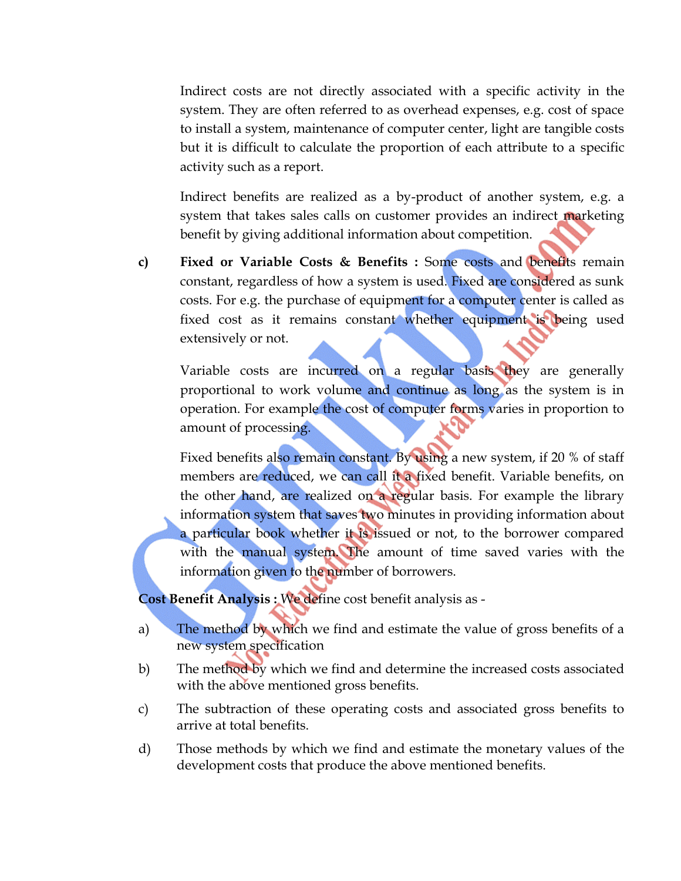Indirect costs are not directly associated with a specific activity in the system. They are often referred to as overhead expenses, e.g. cost of space to install a system, maintenance of computer center, light are tangible costs but it is difficult to calculate the proportion of each attribute to a specific activity such as a report.

Indirect benefits are realized as a by-product of another system, e.g. a system that takes sales calls on customer provides an indirect marketing benefit by giving additional information about competition.

c) **Fixed or Variable Costs & Benefits :** Some costs and benefits remain constant, regardless of how a system is used. Fixed are considered as sunk costs. For e.g. the purchase of equipment for a computer center is called as fixed cost as it remains constant whether equipment is being used extensively or not.

Variable costs are incurred on a regular basis they are generally proportional to work volume and continue as long as the system is in operation. For example the cost of computer forms varies in proportion to amount of processing.

Fixed benefits also remain constant. By using a new system, if 20 % of staff members are reduced, we can call it a fixed benefit. Variable benefits, on the other hand, are realized on a regular basis. For example the library information system that saves two minutes in providing information about a particular book whether it is issued or not, to the borrower compared with the manual system. The amount of time saved varies with the information given to the number of borrowers.

**Cost Benefit Analysis :** We define cost benefit analysis as -

a) The method by which we find and estimate the value of gross benefits of a new system specification

b) The method by which we find and determine the increased costs associated with the above mentioned gross benefits.

c) The subtraction of these operating costs and associated gross benefits to arrive at total benefits.

d) Those methods by which we find and estimate the monetary values of the development costs that produce the above mentioned benefits.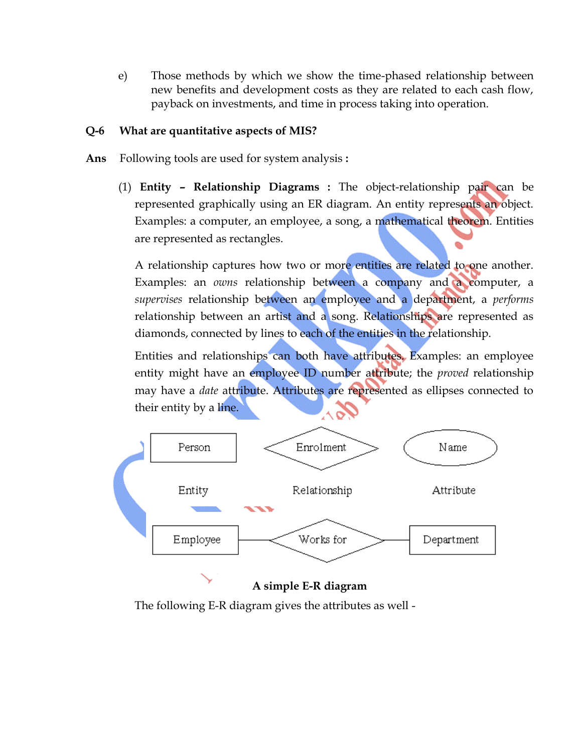e) Those methods by which we show the time-phased relationship between new benefits and development costs as they are related to each cash flow, payback on investments, and time in process taking into operation.

**Q-6 What are quantitative aspects of MIS?**

**Ans** Following tools are used for system analysis **:**

(1) **Entity – Relationship Diagrams :** The object-relationship pair can be represented graphically using an ER diagram. An entity represents an object. Examples: a computer, an employee, a song, a mathematical theorem. Entities are represented as rectangles.

A relationship captures how two or more entities are related to one another. Examples: an *owns* relationship between a company and a computer, a *supervises* relationship between an employee and a department, a *performs* relationship between an artist and a song. Relationships are represented as diamonds, connected by lines to each of the entities in the relationship.

Entities and relationships can both have attributes. Examples: an employee entity might have an employee ID number attribute; the *proved* relationship may have a *date* attribute. Attributes are represented as ellipses connected to their entity by a line.

Person — Entity

Enrolment — Relationship

Name — Attribute

Employee — Works for — Department

**A simple E-R diagram**

The following E-R diagram gives the attributes as well -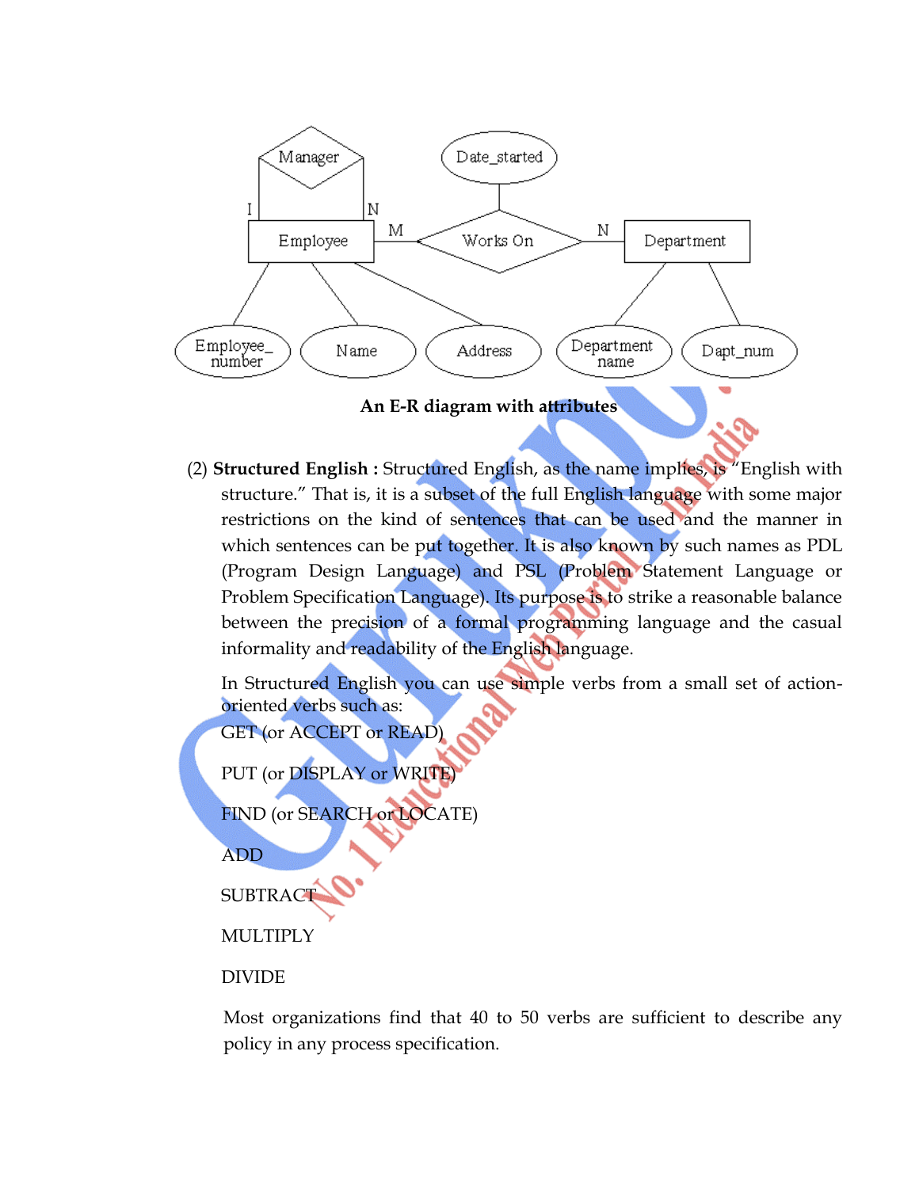An E-R diagram with attributes

(2) **Structured English :** Structured English, as the name implies, is "English with structure." That is, it is a subset of the full English language with some major restrictions on the kind of sentences that can be used and the manner in which sentences can be put together. It is also known by such names as PDL (Program Design Language) and PSL (Problem Statement Language or Problem Specification Language). Its purpose is to strike a reasonable balance between the precision of a formal programming language and the casual informality and readability of the English language.

In Structured English you can use simple verbs from a small set of action-oriented verbs such as:

GET (or ACCEPT or READ)

PUT (or DISPLAY or WRITE)

FIND (or SEARCH or LOCATE)

ADD

SUBTRACT

MULTIPLY

DIVIDE

Most organizations find that 40 to 50 verbs are sufficient to describe any policy in any process specification.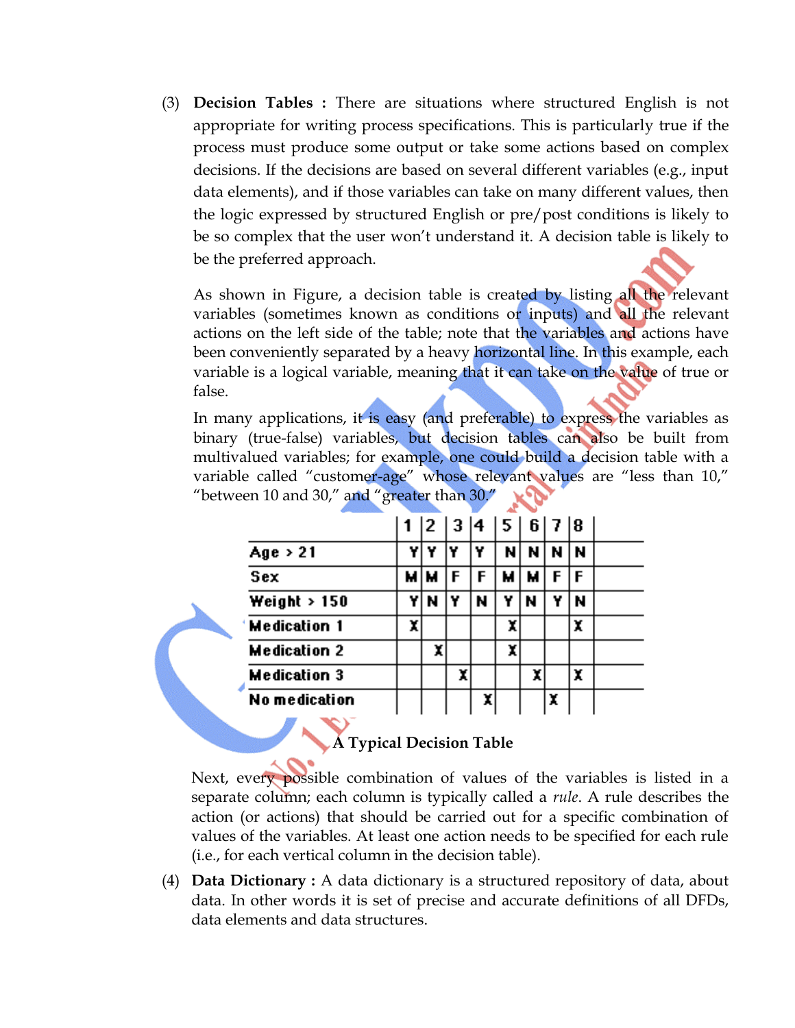(3) **Decision Tables :** There are situations where structured English is not appropriate for writing process specifications. This is particularly true if the process must produce some output or take some actions based on complex decisions. If the decisions are based on several different variables (e.g., input data elements), and if those variables can take on many different values, then the logic expressed by structured English or pre/post conditions is likely to be so complex that the user won't understand it. A decision table is likely to be the preferred approach.

As shown in Figure, a decision table is created by listing all the relevant variables (sometimes known as conditions or inputs) and all the relevant actions on the left side of the table; note that the variables and actions have been conveniently separated by a heavy horizontal line. In this example, each variable is a logical variable, meaning that it can take on the value of true or false.

In many applications, it is easy (and preferable) to express the variables as binary (true-false) variables, but decision tables can also be built from multivalued variables; for example, one could build a decision table with a variable called "customer-age" whose relevant values are "less than 10," "between 10 and 30," and "greater than 30."

| | 1 | 2 | 3 | 4 | 5 | 6 | 7 | 8 |
|---|---|---|---|---|---|---|---|---|
| Age > 21 | Y | Y | Y | Y | N | N | N | N |
| Sex | M | M | F | F | M | M | F | F |
| Weight > 150 | Y | N | Y | N | Y | N | Y | N |
| Medication 1 | X | | | | X | | | X |
| Medication 2 | | X | | | X | | | |
| Medication 3 | | | X | | | X | | X |
| No medication | | | | X | | | X | |

**A Typical Decision Table**

Next, every possible combination of values of the variables is listed in a separate column; each column is typically called a *rule*. A rule describes the action (or actions) that should be carried out for a specific combination of values of the variables. At least one action needs to be specified for each rule (i.e., for each vertical column in the decision table).

(4) **Data Dictionary :** A data dictionary is a structured repository of data, about data. In other words it is set of precise and accurate definitions of all DFDs, data elements and data structures.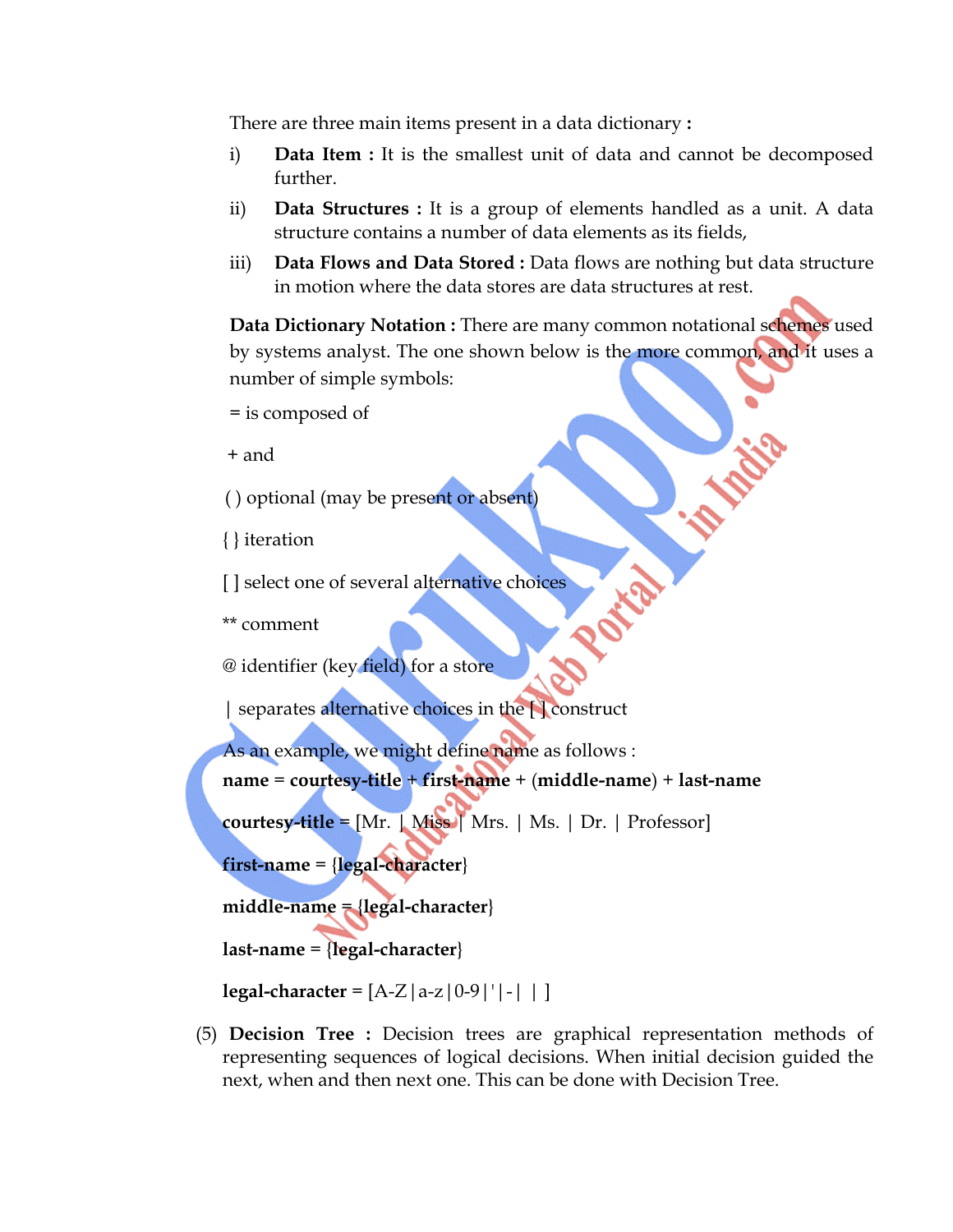There are three main items present in a data dictionary :

i) **Data Item :** It is the smallest unit of data and cannot be decomposed further.

ii) **Data Structures :** It is a group of elements handled as a unit. A data structure contains a number of data elements as its fields,

iii) **Data Flows and Data Stored :** Data flows are nothing but data structure in motion where the data stores are data structures at rest.

**Data Dictionary Notation :** There are many common notational schemes used by systems analyst. The one shown below is the more common, and it uses a number of simple symbols:

= is composed of

+ and

( ) optional (may be present or absent)

{ } iteration

[ ] select one of several alternative choices

** comment

@ identifier (key field) for a store

| separates alternative choices in the [ ] construct

As an example, we might define name as follows :

**name** = **courtesy-title** + **first-name** + (**middle-name**) + **last-name**

**courtesy-title** = [Mr. | Miss | Mrs. | Ms. | Dr. | Professor]

**first-name** = {**legal-character**}

**middle-name** = {**legal-character**}

**last-name** = {**legal-character**}

**legal-character** = [A-Z|a-z|0-9|'|-| | ]

(5) **Decision Tree :** Decision trees are graphical representation methods of representing sequences of logical decisions. When initial decision guided the next, when and then next one. This can be done with Decision Tree.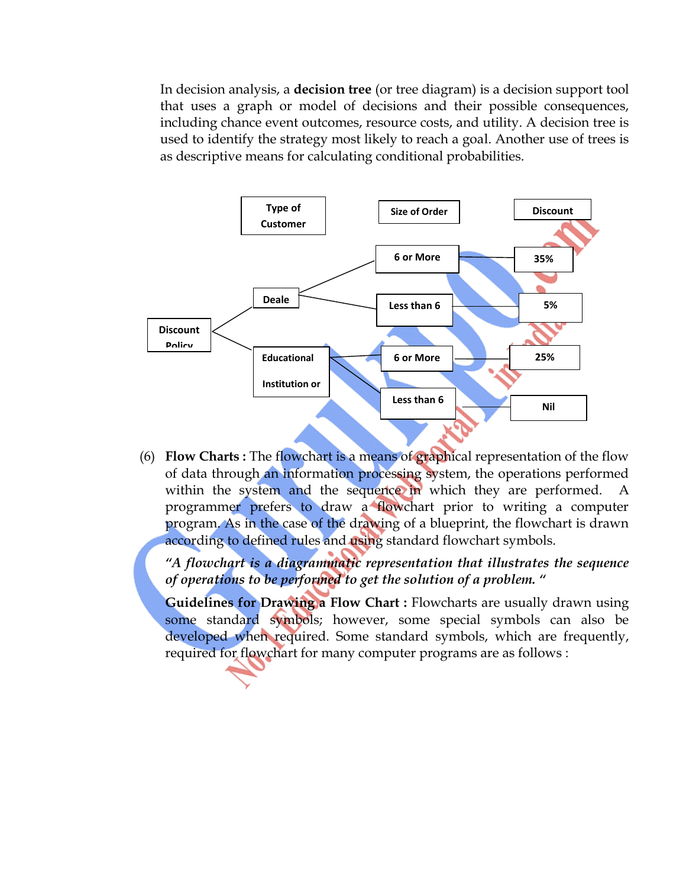In decision analysis, a **decision tree** (or tree diagram) is a decision support tool that uses a graph or model of decisions and their possible consequences, including chance event outcomes, resource costs, and utility. A decision tree is used to identify the strategy most likely to reach a goal. Another use of trees is as descriptive means for calculating conditional probabilities.

| Type of Customer | Size of Order | Discount |
|---|---|---|
| Deale | 6 or More | 35% |
| | Less than 6 | 5% |
| Educational Institution or | 6 or More | 25% |
| | Less than 6 | Nil |

(Root: Discount Policy)

(6) **Flow Charts :** The flowchart is a means of graphical representation of the flow of data through an information processing system, the operations performed within the system and the sequence in which they are performed. A programmer prefers to draw a flowchart prior to writing a computer program. As in the case of the drawing of a blueprint, the flowchart is drawn according to defined rules and using standard flowchart symbols.

*"A flowchart is a diagrammatic representation that illustrates the sequence of operations to be performed to get the solution of a problem. "*

**Guidelines for Drawing a Flow Chart :** Flowcharts are usually drawn using some standard symbols; however, some special symbols can also be developed when required. Some standard symbols, which are frequently, required for flowchart for many computer programs are as follows :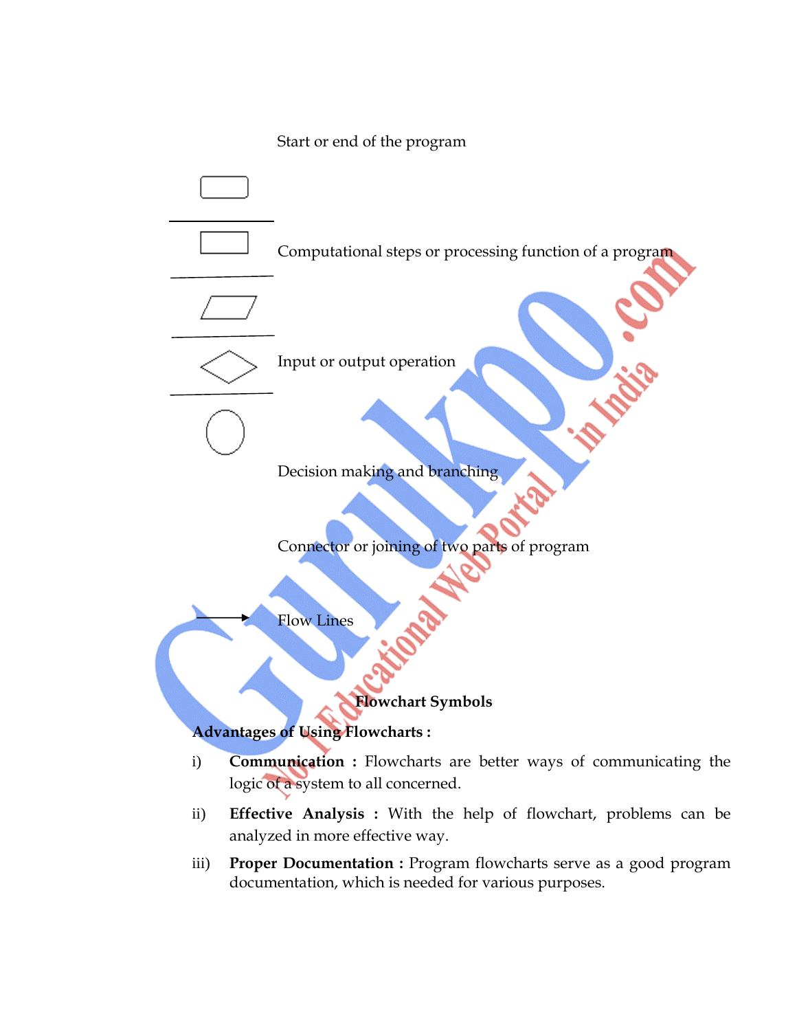Start or end of the program

Computational steps or processing function of a program

Input or output operation

Decision making and branching

Connector or joining of two parts of program

Flow Lines

**Flowchart Symbols**

**Advantages of Using Flowcharts :**

i) **Communication :** Flowcharts are better ways of communicating the logic of a system to all concerned.

ii) **Effective Analysis :** With the help of flowchart, problems can be analyzed in more effective way.

iii) **Proper Documentation :** Program flowcharts serve as a good program documentation, which is needed for various purposes.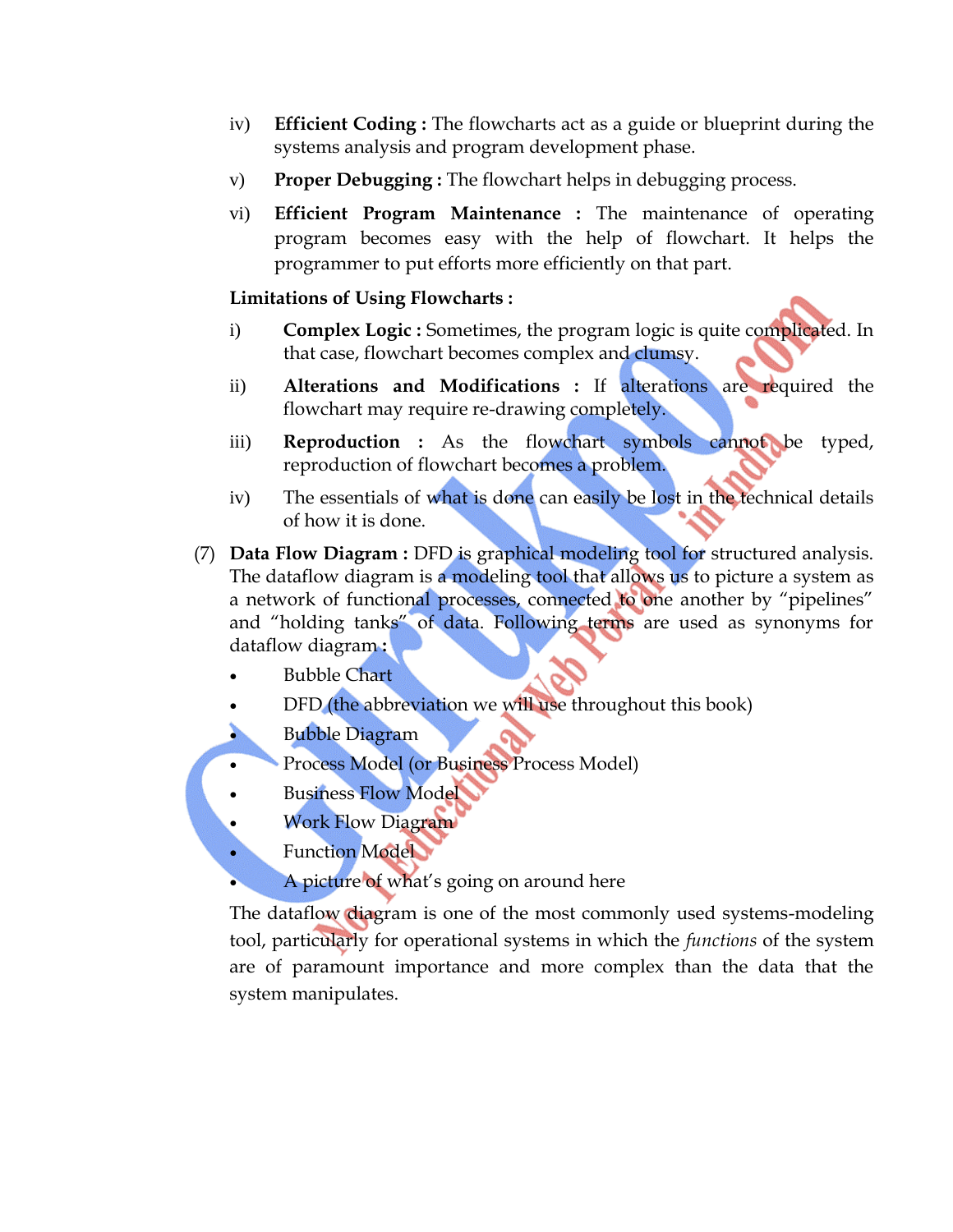iv) **Efficient Coding :** The flowcharts act as a guide or blueprint during the systems analysis and program development phase.

v) **Proper Debugging :** The flowchart helps in debugging process.

vi) **Efficient Program Maintenance :** The maintenance of operating program becomes easy with the help of flowchart. It helps the programmer to put efforts more efficiently on that part.

**Limitations of Using Flowcharts :**

i) **Complex Logic :** Sometimes, the program logic is quite complicated. In that case, flowchart becomes complex and clumsy.

ii) **Alterations and Modifications :** If alterations are required the flowchart may require re-drawing completely.

iii) **Reproduction :** As the flowchart symbols cannot be typed, reproduction of flowchart becomes a problem.

iv) The essentials of what is done can easily be lost in the technical details of how it is done.

(7) **Data Flow Diagram :** DFD is graphical modeling tool for structured analysis. The dataflow diagram is a modeling tool that allows us to picture a system as a network of functional processes, connected to one another by "pipelines" and "holding tanks" of data. Following terms are used as synonyms for dataflow diagram :

- Bubble Chart
- DFD (the abbreviation we will use throughout this book)
- Bubble Diagram
- Process Model (or Business Process Model)
- Business Flow Model
- Work Flow Diagram
- Function Model
- A picture of what's going on around here

The dataflow diagram is one of the most commonly used systems-modeling tool, particularly for operational systems in which the *functions* of the system are of paramount importance and more complex than the data that the system manipulates.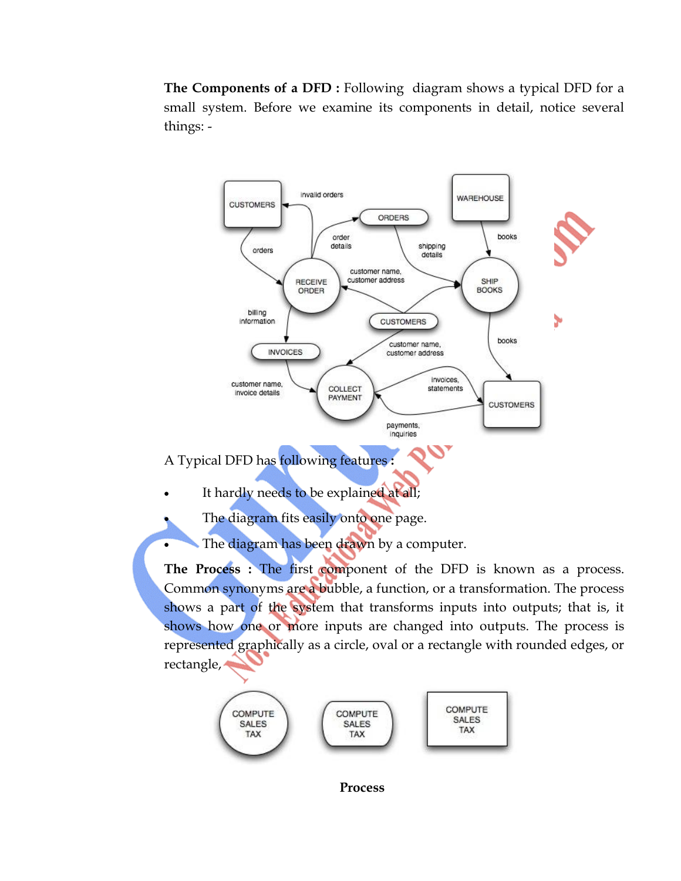**The Components of a DFD :** Following diagram shows a typical DFD for a small system. Before we examine its components in detail, notice several things: -

A Typical DFD has following features :

- It hardly needs to be explained at all;
- The diagram fits easily onto one page.
- The diagram has been drawn by a computer.

**The Process :** The first component of the DFD is known as a process. Common synonyms are a bubble, a function, or a transformation. The process shows a part of the system that transforms inputs into outputs; that is, it shows how one or more inputs are changed into outputs. The process is represented graphically as a circle, oval or a rectangle with rounded edges, or rectangle,

**Process**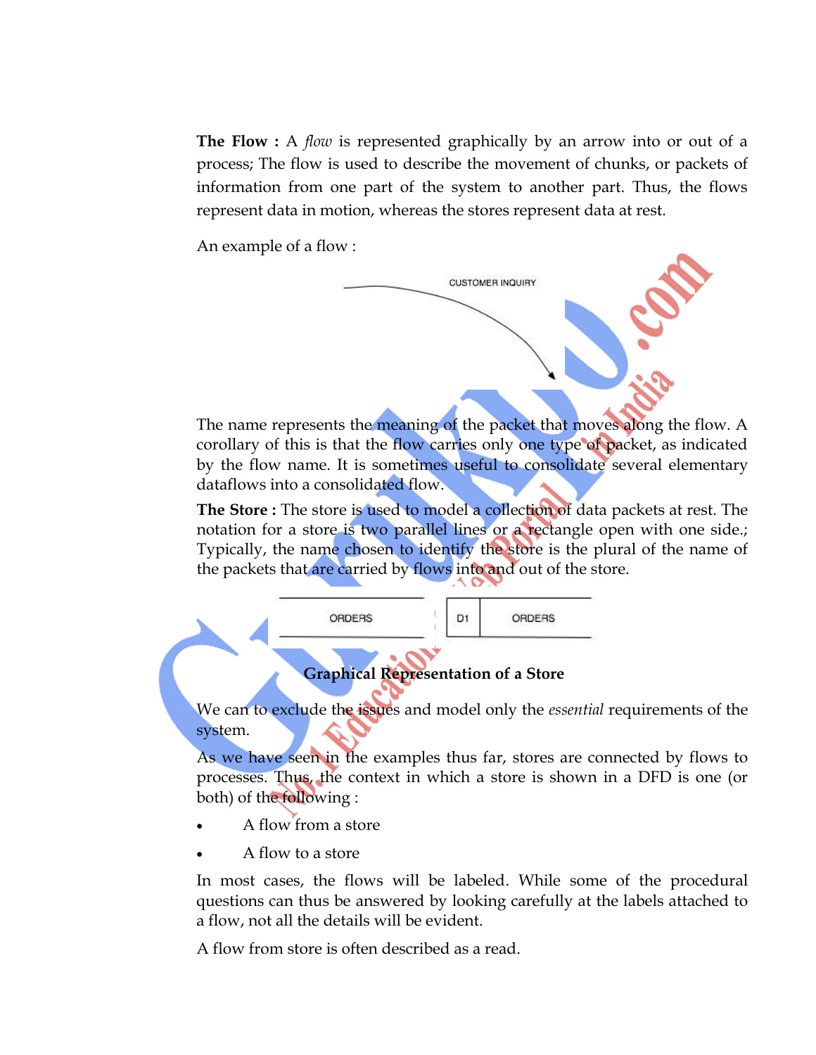**The Flow :** A *flow* is represented graphically by an arrow into or out of a process; The flow is used to describe the movement of chunks, or packets of information from one part of the system to another part. Thus, the flows represent data in motion, whereas the stores represent data at rest.

An example of a flow :

CUSTOMER INQUIRY

The name represents the meaning of the packet that moves along the flow. A corollary of this is that the flow carries only one type of packet, as indicated by the flow name. It is sometimes useful to consolidate several elementary dataflows into a consolidated flow.

**The Store :** The store is used to model a collection of data packets at rest. The notation for a store is two parallel lines or a rectangle open with one side.; Typically, the name chosen to identify the store is the plural of the name of the packets that are carried by flows into and out of the store.

ORDERS　　D1 | ORDERS

**Graphical Representation of a Store**

We can to exclude the issues and model only the *essential* requirements of the system.

As we have seen in the examples thus far, stores are connected by flows to processes. Thus, the context in which a store is shown in a DFD is one (or both) of the following :

- A flow from a store
- A flow to a store

In most cases, the flows will be labeled. While some of the procedural questions can thus be answered by looking carefully at the labels attached to a flow, not all the details will be evident.

A flow from store is often described as a read.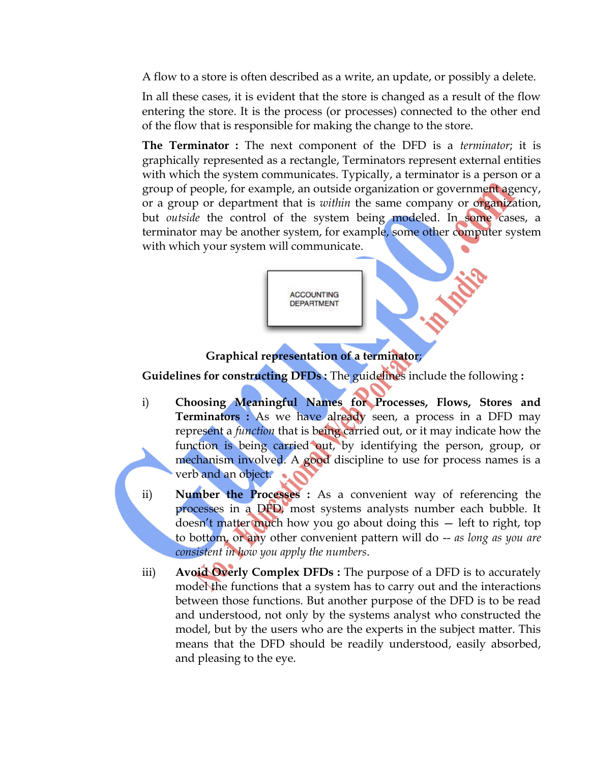A flow to a store is often described as a write, an update, or possibly a delete.

In all these cases, it is evident that the store is changed as a result of the flow entering the store. It is the process (or processes) connected to the other end of the flow that is responsible for making the change to the store.

**The Terminator :** The next component of the DFD is a *terminator*; it is graphically represented as a rectangle, Terminators represent external entities with which the system communicates. Typically, a terminator is a person or a group of people, for example, an outside organization or government agency, or a group or department that is *within* the same company or organization, but *outside* the control of the system being modeled. In some cases, a terminator may be another system, for example, some other computer system with which your system will communicate.

ACCOUNTING DEPARTMENT

**Graphical representation of a terminator;**

**Guidelines for constructing DFDs :** The guidelines include the following **:**

i) **Choosing Meaningful Names for Processes, Flows, Stores and Terminators :** As we have already seen, a process in a DFD may represent a *function* that is being carried out, or it may indicate how the function is being carried out, by identifying the person, group, or mechanism involved. A good discipline to use for process names is a verb and an object.

ii) **Number the Processes :** As a convenient way of referencing the processes in a DFD, most systems analysts number each bubble. It doesn't matter much how you go about doing this — left to right, top to bottom, or any other convenient pattern will do -- *as long as you are consistent in how you apply the numbers*.

iii) **Avoid Overly Complex DFDs :** The purpose of a DFD is to accurately model the functions that a system has to carry out and the interactions between those functions. But another purpose of the DFD is to be read and understood, not only by the systems analyst who constructed the model, but by the users who are the experts in the subject matter. This means that the DFD should be readily understood, easily absorbed, and pleasing to the eye.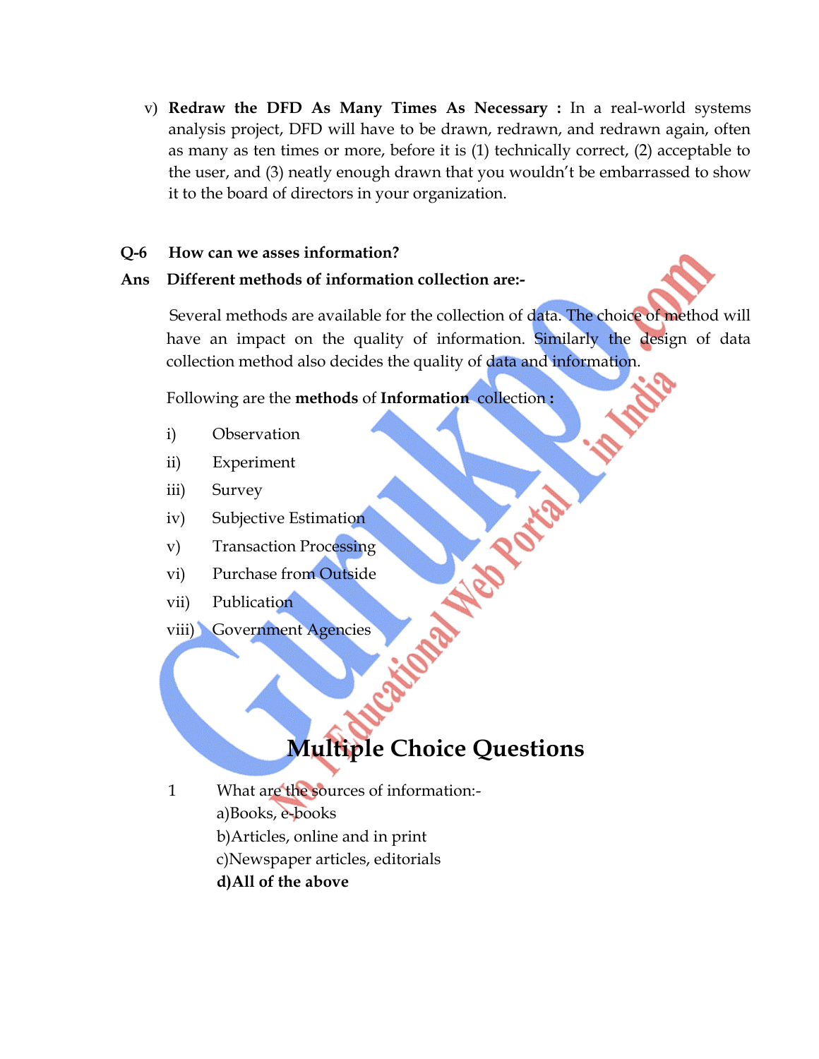v) **Redraw the DFD As Many Times As Necessary :** In a real-world systems analysis project, DFD will have to be drawn, redrawn, and redrawn again, often as many as ten times or more, before it is (1) technically correct, (2) acceptable to the user, and (3) neatly enough drawn that you wouldn't be embarrassed to show it to the board of directors in your organization.

**Q-6 How can we asses information?**

**Ans Different methods of information collection are:-**

Several methods are available for the collection of data. The choice of method will have an impact on the quality of information. Similarly the design of data collection method also decides the quality of data and information.

Following are the **methods** of **Information** collection **:**

i) Observation
ii) Experiment
iii) Survey
iv) Subjective Estimation
v) Transaction Processing
vi) Purchase from Outside
vii) Publication
viii) Government Agencies

# Multiple Choice Questions

1 What are the sources of information:-
a)Books, e-books
b)Articles, online and in print
c)Newspaper articles, editorials
**d)All of the above**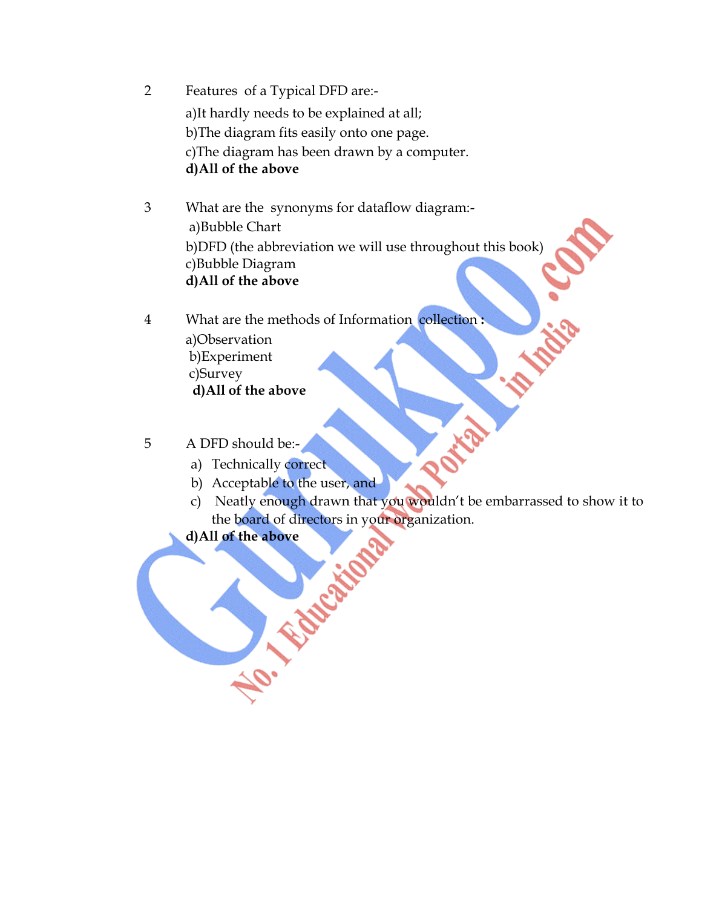2 Features of a Typical DFD are:-

a)It hardly needs to be explained at all;

b)The diagram fits easily onto one page.

c)The diagram has been drawn by a computer.

**d)All of the above**

3 What are the synonyms for dataflow diagram:-

a)Bubble Chart

b)DFD (the abbreviation we will use throughout this book)

c)Bubble Diagram

**d)All of the above**

4 What are the methods of Information collection **:**

a)Observation

b)Experiment

c)Survey

**d)All of the above**

5 A DFD should be:-

a) Technically correct

b) Acceptable to the user, and

c) Neatly enough drawn that you wouldn't be embarrassed to show it to the board of directors in your organization.

**d)All of the above**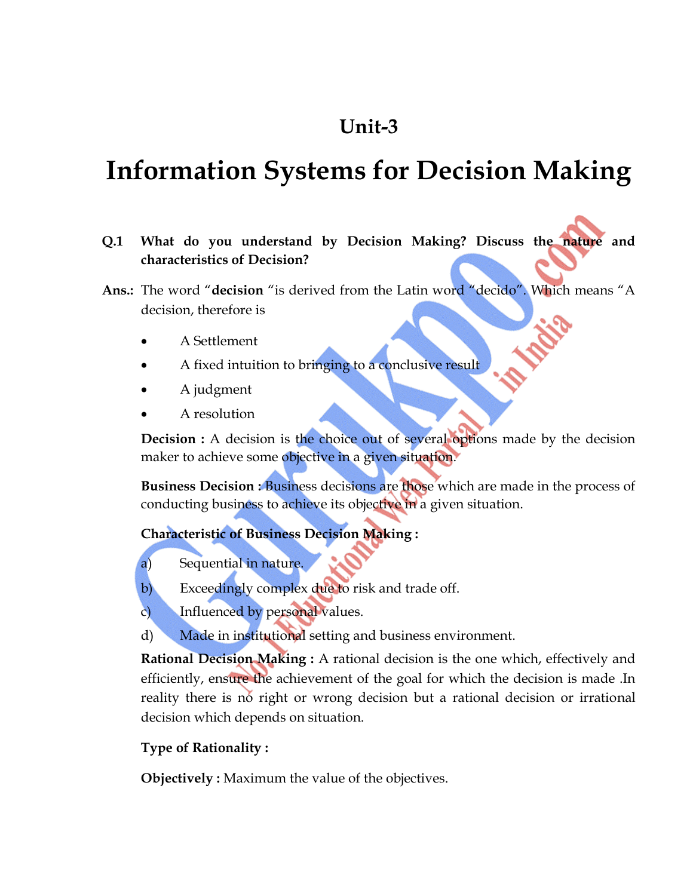# Unit-3

# Information Systems for Decision Making

**Q.1 What do you understand by Decision Making? Discuss the nature and characteristics of Decision?**

**Ans.:** The word "**decision** "is derived from the Latin word "decido". Which means "A decision, therefore is

- A Settlement
- A fixed intuition to bringing to a conclusive result
- A judgment
- A resolution

**Decision :** A decision is the choice out of several options made by the decision maker to achieve some objective in a given situation.

**Business Decision :** Business decisions are those which are made in the process of conducting business to achieve its objective in a given situation.

**Characteristic of Business Decision Making :**

a) Sequential in nature.

b) Exceedingly complex due to risk and trade off.

c) Influenced by personal values.

d) Made in institutional setting and business environment.

**Rational Decision Making :** A rational decision is the one which, effectively and efficiently, ensure the achievement of the goal for which the decision is made .In reality there is no right or wrong decision but a rational decision or irrational decision which depends on situation.

**Type of Rationality :**

**Objectively :** Maximum the value of the objectives.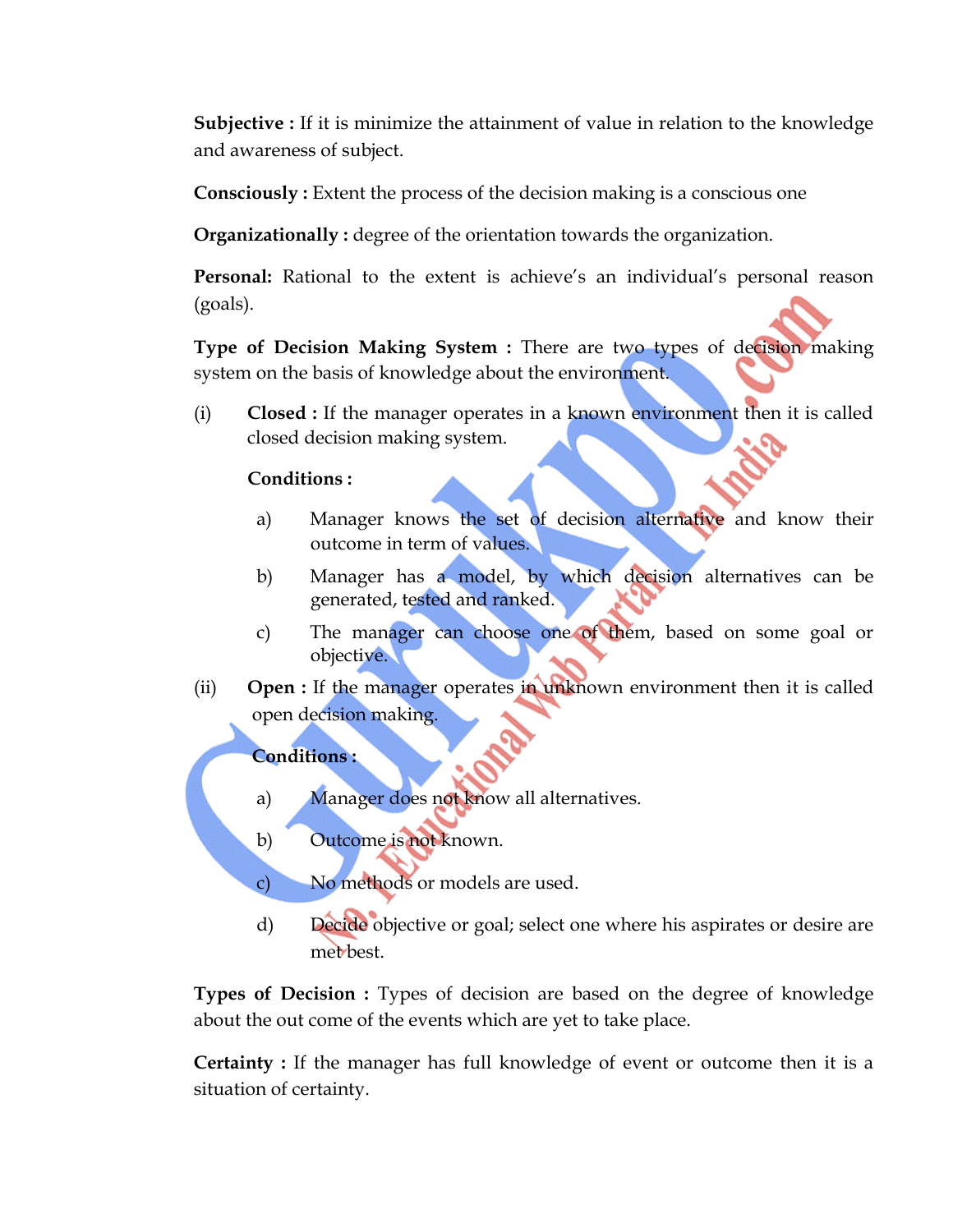**Subjective :** If it is minimize the attainment of value in relation to the knowledge and awareness of subject.

**Consciously :** Extent the process of the decision making is a conscious one

**Organizationally :** degree of the orientation towards the organization.

**Personal:** Rational to the extent is achieve's an individual's personal reason (goals).

**Type of Decision Making System :** There are two types of decision making system on the basis of knowledge about the environment.

(i) **Closed :** If the manager operates in a known environment then it is called closed decision making system.

**Conditions :**

a) Manager knows the set of decision alternative and know their outcome in term of values.

b) Manager has a model, by which decision alternatives can be generated, tested and ranked.

c) The manager can choose one of them, based on some goal or objective.

(ii) **Open :** If the manager operates in unknown environment then it is called open decision making.

**Conditions :**

a) Manager does not know all alternatives.

b) Outcome is not known.

c) No methods or models are used.

d) Decide objective or goal; select one where his aspirates or desire are met best.

**Types of Decision :** Types of decision are based on the degree of knowledge about the out come of the events which are yet to take place.

**Certainty :** If the manager has full knowledge of event or outcome then it is a situation of certainty.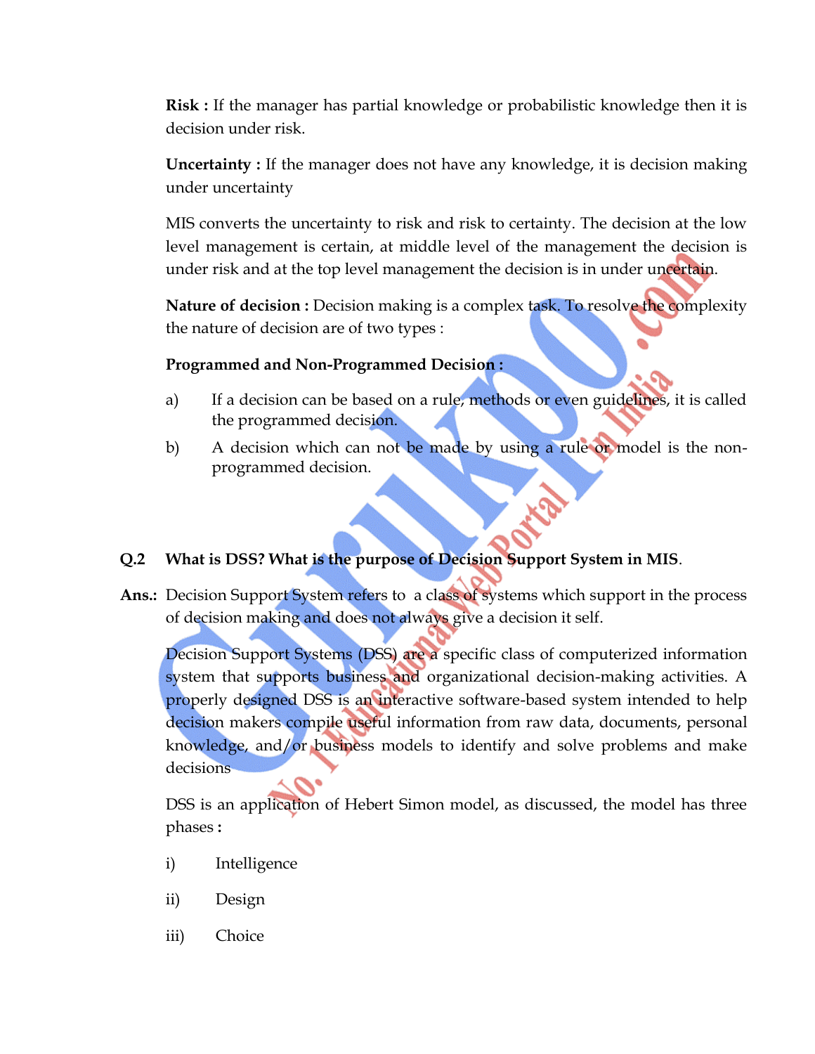**Risk :** If the manager has partial knowledge or probabilistic knowledge then it is decision under risk.

**Uncertainty :** If the manager does not have any knowledge, it is decision making under uncertainty

MIS converts the uncertainty to risk and risk to certainty. The decision at the low level management is certain, at middle level of the management the decision is under risk and at the top level management the decision is in under uncertain.

**Nature of decision :** Decision making is a complex task. To resolve the complexity the nature of decision are of two types :

**Programmed and Non-Programmed Decision :**

a) If a decision can be based on a rule, methods or even guidelines, it is called the programmed decision.

b) A decision which can not be made by using a rule or model is the non-programmed decision.

**Q.2 What is DSS? What is the purpose of Decision Support System in MIS.**

**Ans.:** Decision Support System refers to a class of systems which support in the process of decision making and does not always give a decision it self.

Decision Support Systems (DSS) are a specific class of computerized information system that supports business and organizational decision-making activities. A properly designed DSS is an interactive software-based system intended to help decision makers compile useful information from raw data, documents, personal knowledge, and/or business models to identify and solve problems and make decisions

DSS is an application of Hebert Simon model, as discussed, the model has three phases **:**

i) Intelligence

ii) Design

iii) Choice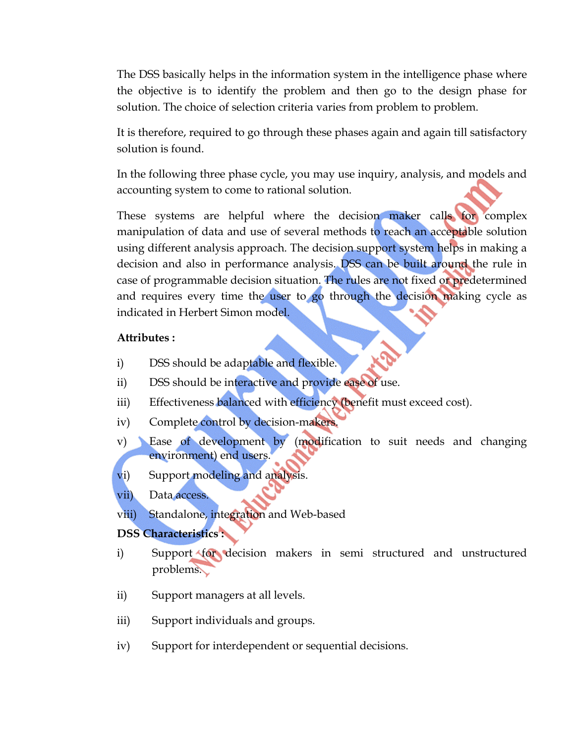The DSS basically helps in the information system in the intelligence phase where the objective is to identify the problem and then go to the design phase for solution. The choice of selection criteria varies from problem to problem.

It is therefore, required to go through these phases again and again till satisfactory solution is found.

In the following three phase cycle, you may use inquiry, analysis, and models and accounting system to come to rational solution.

These systems are helpful where the decision maker calls for complex manipulation of data and use of several methods to reach an acceptable solution using different analysis approach. The decision support system helps in making a decision and also in performance analysis. DSS can be built around the rule in case of programmable decision situation. The rules are not fixed or predetermined and requires every time the user to go through the decision making cycle as indicated in Herbert Simon model.

**Attributes :**

i) DSS should be adaptable and flexible.

ii) DSS should be interactive and provide ease of use.

iii) Effectiveness balanced with efficiency (benefit must exceed cost).

iv) Complete control by decision-makers.

v) Ease of development by (modification to suit needs and changing environment) end users.

vi) Support modeling and analysis.

vii) Data access.

viii) Standalone, integration and Web-based

**DSS Characteristics :**

i) Support for decision makers in semi structured and unstructured problems.

ii) Support managers at all levels.

iii) Support individuals and groups.

iv) Support for interdependent or sequential decisions.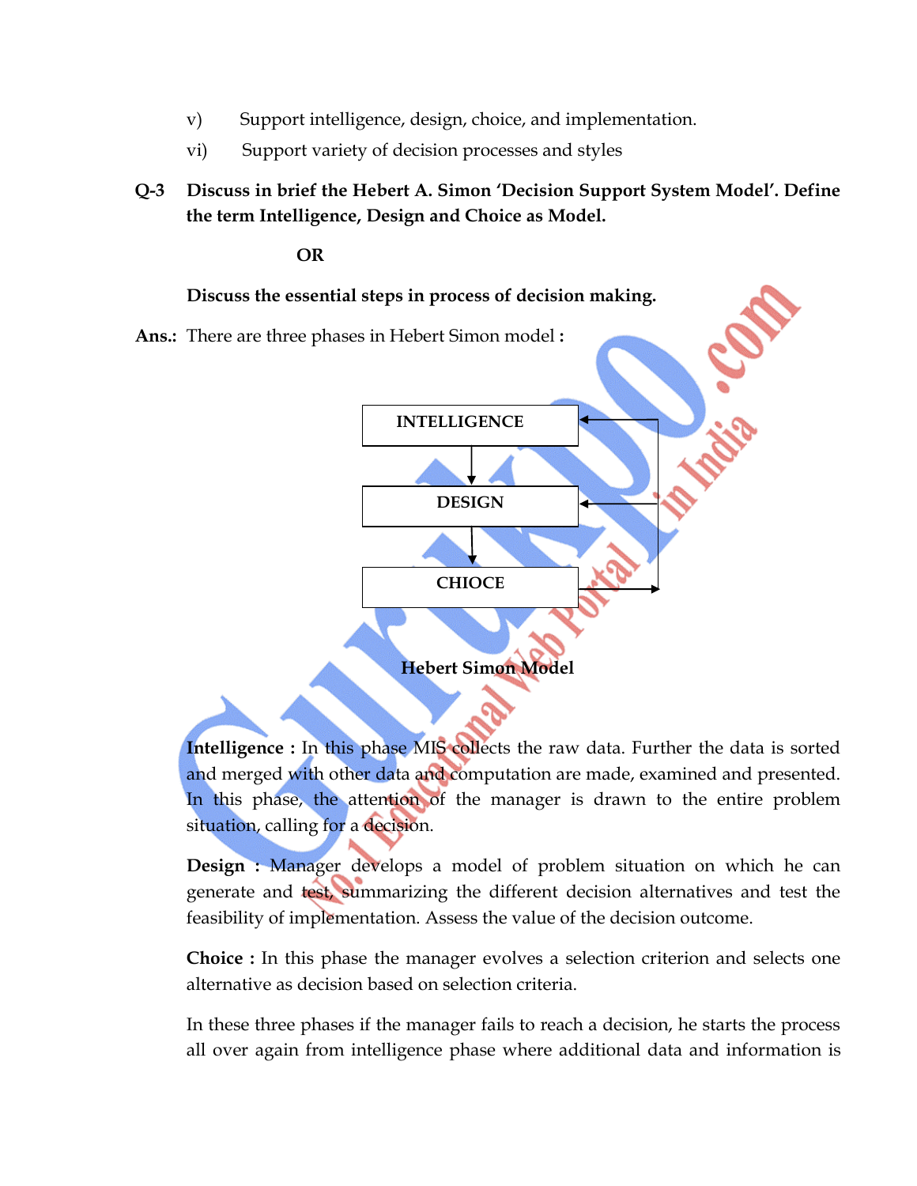v) Support intelligence, design, choice, and implementation.

vi) Support variety of decision processes and styles

**Q-3 Discuss in brief the Hebert A. Simon 'Decision Support System Model'. Define the term Intelligence, Design and Choice as Model.**

**OR**

**Discuss the essential steps in process of decision making.**

**Ans.:** There are three phases in Hebert Simon model **:**

INTELLIGENCE → DESIGN → CHIOCE

**Hebert Simon Model**

**Intelligence :** In this phase MIS collects the raw data. Further the data is sorted and merged with other data and computation are made, examined and presented. In this phase, the attention of the manager is drawn to the entire problem situation, calling for a decision.

**Design :** Manager develops a model of problem situation on which he can generate and test, summarizing the different decision alternatives and test the feasibility of implementation. Assess the value of the decision outcome.

**Choice :** In this phase the manager evolves a selection criterion and selects one alternative as decision based on selection criteria.

In these three phases if the manager fails to reach a decision, he starts the process all over again from intelligence phase where additional data and information is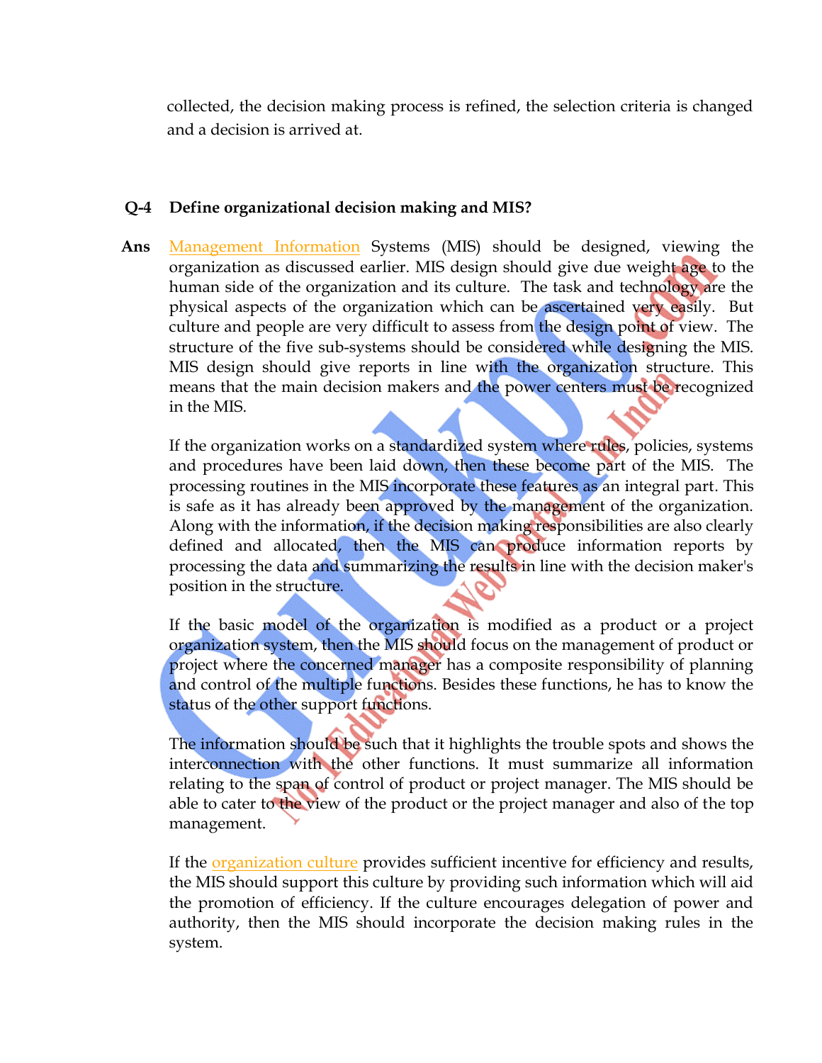collected, the decision making process is refined, the selection criteria is changed and a decision is arrived at.

**Q-4 Define organizational decision making and MIS?**

**Ans** Management Information Systems (MIS) should be designed, viewing the organization as discussed earlier. MIS design should give due weight age to the human side of the organization and its culture. The task and technology are the physical aspects of the organization which can be ascertained very easily. But culture and people are very difficult to assess from the design point of view. The structure of the five sub-systems should be considered while designing the MIS. MIS design should give reports in line with the organization structure. This means that the main decision makers and the power centers must be recognized in the MIS.

If the organization works on a standardized system where rules, policies, systems and procedures have been laid down, then these become part of the MIS. The processing routines in the MIS incorporate these features as an integral part. This is safe as it has already been approved by the management of the organization. Along with the information, if the decision making responsibilities are also clearly defined and allocated, then the MIS can produce information reports by processing the data and summarizing the results in line with the decision maker's position in the structure.

If the basic model of the organization is modified as a product or a project organization system, then the MIS should focus on the management of product or project where the concerned manager has a composite responsibility of planning and control of the multiple functions. Besides these functions, he has to know the status of the other support functions.

The information should be such that it highlights the trouble spots and shows the interconnection with the other functions. It must summarize all information relating to the span of control of product or project manager. The MIS should be able to cater to the view of the product or the project manager and also of the top management.

If the organization culture provides sufficient incentive for efficiency and results, the MIS should support this culture by providing such information which will aid the promotion of efficiency. If the culture encourages delegation of power and authority, then the MIS should incorporate the decision making rules in the system.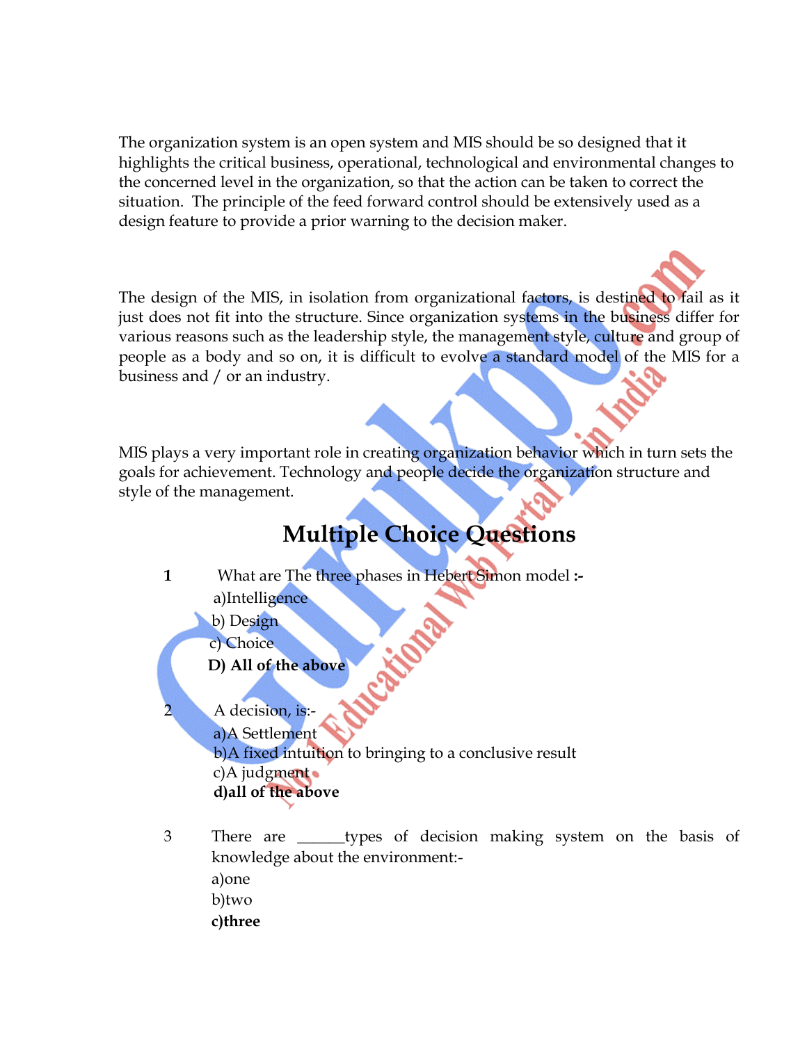The organization system is an open system and MIS should be so designed that it highlights the critical business, operational, technological and environmental changes to the concerned level in the organization, so that the action can be taken to correct the situation. The principle of the feed forward control should be extensively used as a design feature to provide a prior warning to the decision maker.

The design of the MIS, in isolation from organizational factors, is destined to fail as it just does not fit into the structure. Since organization systems in the business differ for various reasons such as the leadership style, the management style, culture and group of people as a body and so on, it is difficult to evolve a standard model of the MIS for a business and / or an industry.

MIS plays a very important role in creating organization behavior which in turn sets the goals for achievement. Technology and people decide the organization structure and style of the management.

## Multiple Choice Questions

1. What are The three phases in Hebert Simon model **:-**
   a)Intelligence
   b) Design
   c) Choice
   **D) All of the above**

2. A decision, is:-
   a)A Settlement
   b)A fixed intuition to bringing to a conclusive result
   c)A judgment
   **d)all of the above**

3. There are ______types of decision making system on the basis of knowledge about the environment:-
   a)one
   b)two
   **c)three**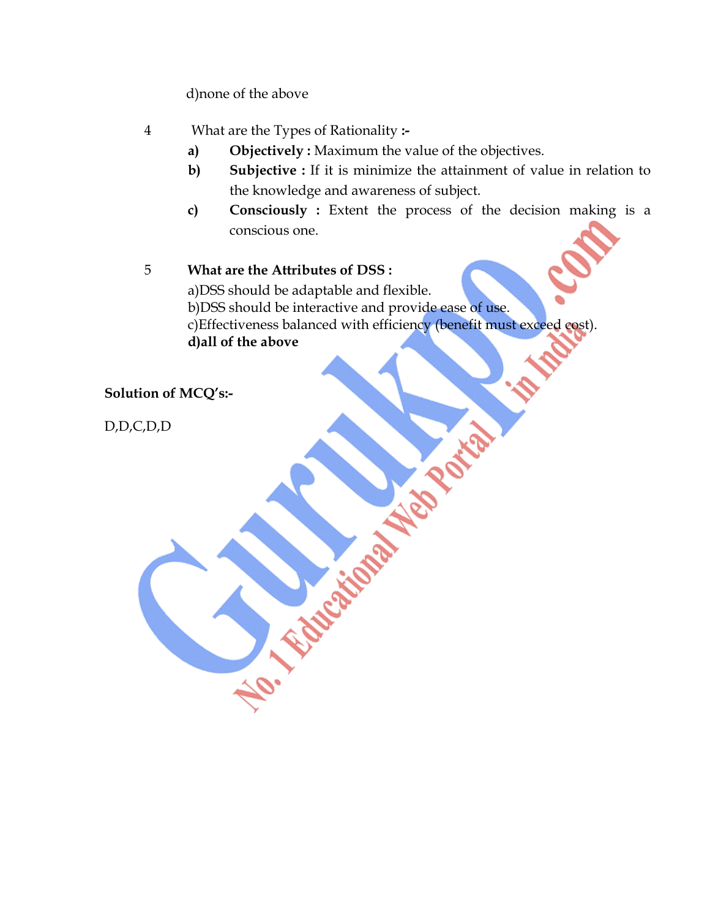d)none of the above

4 What are the Types of Rationality **:-**

**a)** **Objectively :** Maximum the value of the objectives.

**b)** **Subjective :** If it is minimize the attainment of value in relation to the knowledge and awareness of subject.

**c)** **Consciously :** Extent the process of the decision making is a conscious one.

5 **What are the Attributes of DSS :**

a)DSS should be adaptable and flexible.
b)DSS should be interactive and provide ease of use.
c)Effectiveness balanced with efficiency (benefit must exceed cost).
**d)all of the above**

**Solution of MCQ's:-**

D,D,C,D,D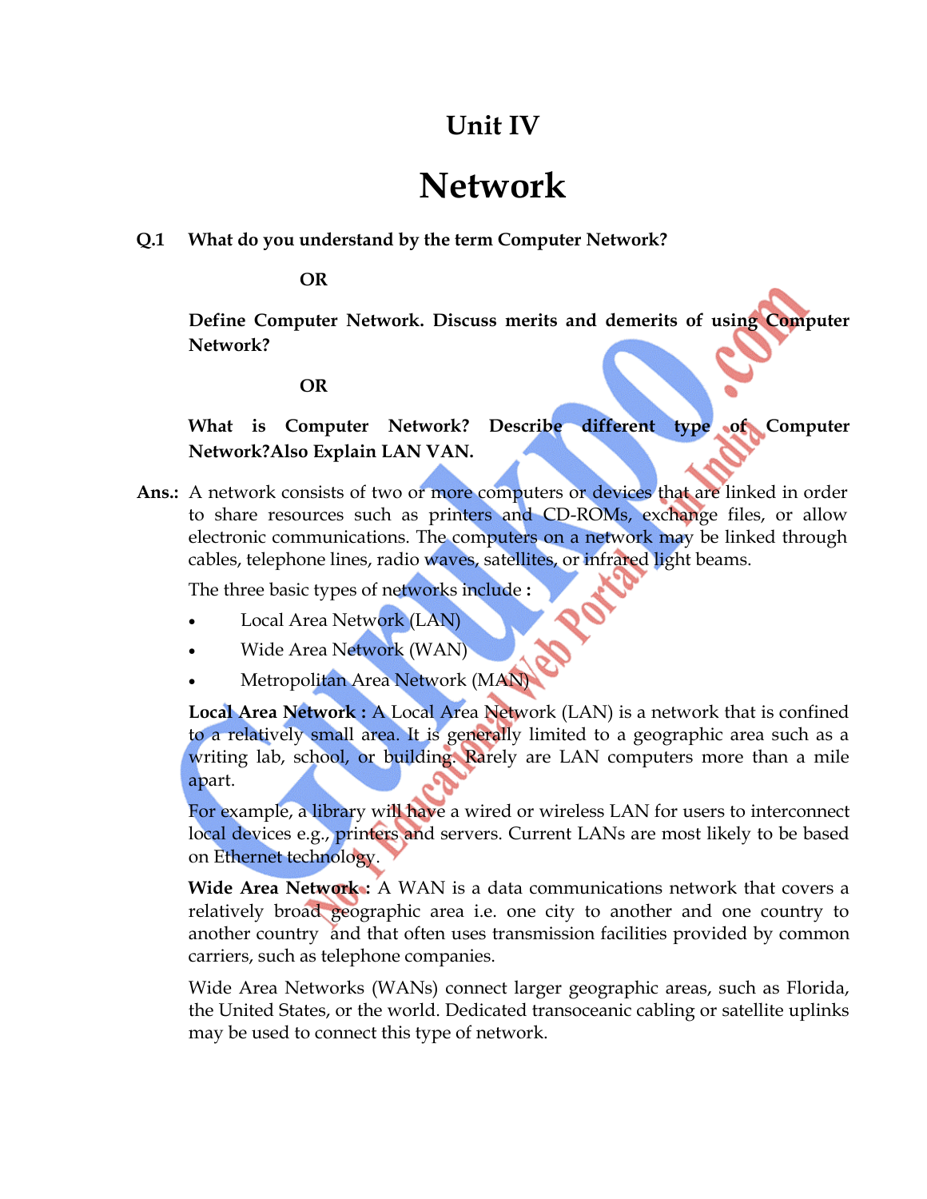# Unit IV

# Network

**Q.1 What do you understand by the term Computer Network?**

**OR**

**Define Computer Network. Discuss merits and demerits of using Computer Network?**

**OR**

**What is Computer Network? Describe different type of Computer Network?Also Explain LAN VAN.**

**Ans.:** A network consists of two or more computers or devices that are linked in order to share resources such as printers and CD-ROMs, exchange files, or allow electronic communications. The computers on a network may be linked through cables, telephone lines, radio waves, satellites, or infrared light beams.

The three basic types of networks include :

- Local Area Network (LAN)
- Wide Area Network (WAN)
- Metropolitan Area Network (MAN)

**Local Area Network :** A Local Area Network (LAN) is a network that is confined to a relatively small area. It is generally limited to a geographic area such as a writing lab, school, or building. Rarely are LAN computers more than a mile apart.

For example, a library will have a wired or wireless LAN for users to interconnect local devices e.g., printers and servers. Current LANs are most likely to be based on Ethernet technology.

**Wide Area Network :** A WAN is a data communications network that covers a relatively broad geographic area i.e. one city to another and one country to another country and that often uses transmission facilities provided by common carriers, such as telephone companies.

Wide Area Networks (WANs) connect larger geographic areas, such as Florida, the United States, or the world. Dedicated transoceanic cabling or satellite uplinks may be used to connect this type of network.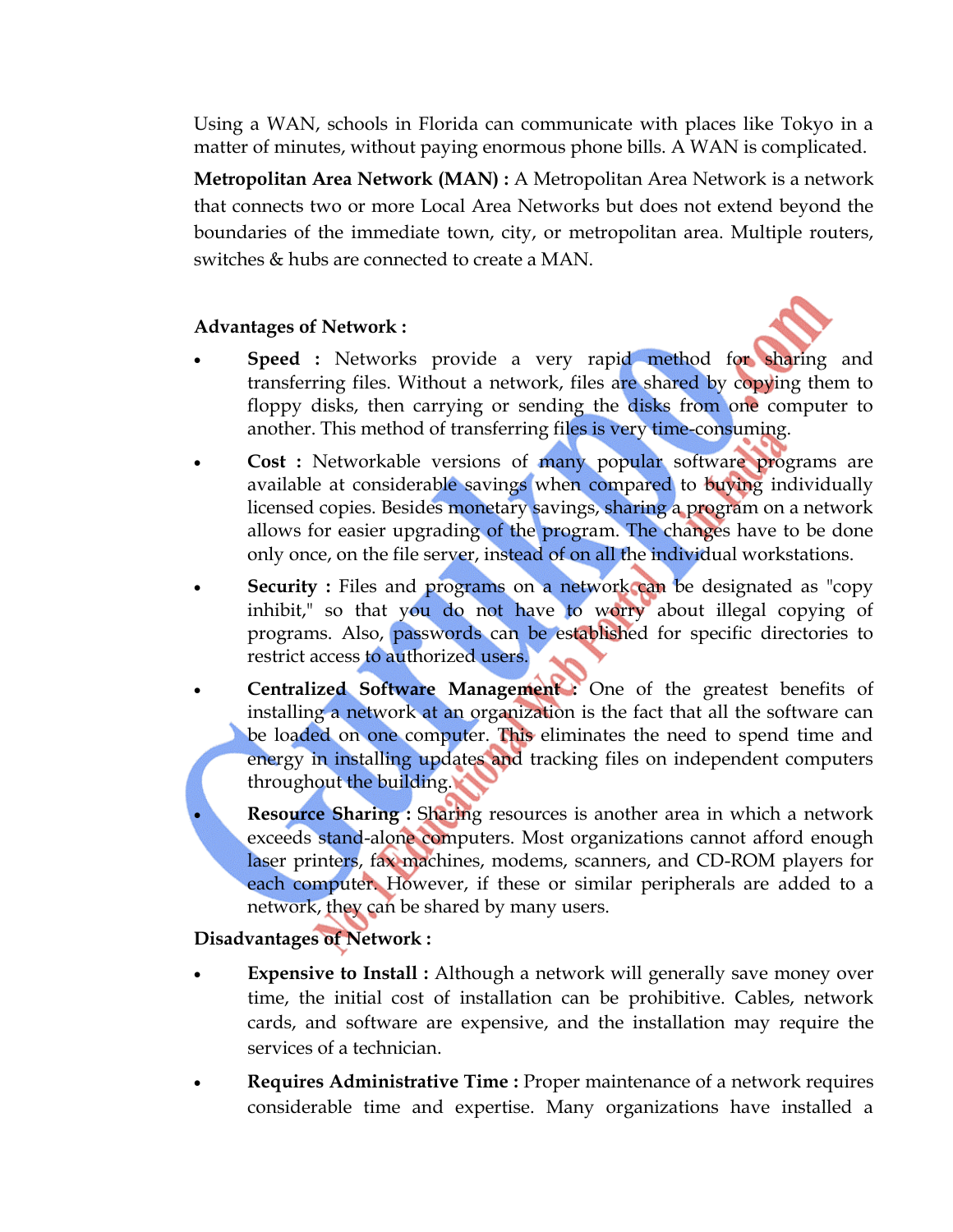Using a WAN, schools in Florida can communicate with places like Tokyo in a matter of minutes, without paying enormous phone bills. A WAN is complicated.

**Metropolitan Area Network (MAN) :** A Metropolitan Area Network is a network that connects two or more Local Area Networks but does not extend beyond the boundaries of the immediate town, city, or metropolitan area. Multiple routers, switches & hubs are connected to create a MAN.

**Advantages of Network :**

- **Speed :** Networks provide a very rapid method for sharing and transferring files. Without a network, files are shared by copying them to floppy disks, then carrying or sending the disks from one computer to another. This method of transferring files is very time-consuming.
- **Cost :** Networkable versions of many popular software programs are available at considerable savings when compared to buying individually licensed copies. Besides monetary savings, sharing a program on a network allows for easier upgrading of the program. The changes have to be done only once, on the file server, instead of on all the individual workstations.
- **Security :** Files and programs on a network can be designated as "copy inhibit," so that you do not have to worry about illegal copying of programs. Also, passwords can be established for specific directories to restrict access to authorized users.
- **Centralized Software Management :** One of the greatest benefits of installing a network at an organization is the fact that all the software can be loaded on one computer. This eliminates the need to spend time and energy in installing updates and tracking files on independent computers throughout the building.
- **Resource Sharing :** Sharing resources is another area in which a network exceeds stand-alone computers. Most organizations cannot afford enough laser printers, fax machines, modems, scanners, and CD-ROM players for each computer. However, if these or similar peripherals are added to a network, they can be shared by many users.

**Disadvantages of Network :**

- **Expensive to Install :** Although a network will generally save money over time, the initial cost of installation can be prohibitive. Cables, network cards, and software are expensive, and the installation may require the services of a technician.
- **Requires Administrative Time :** Proper maintenance of a network requires considerable time and expertise. Many organizations have installed a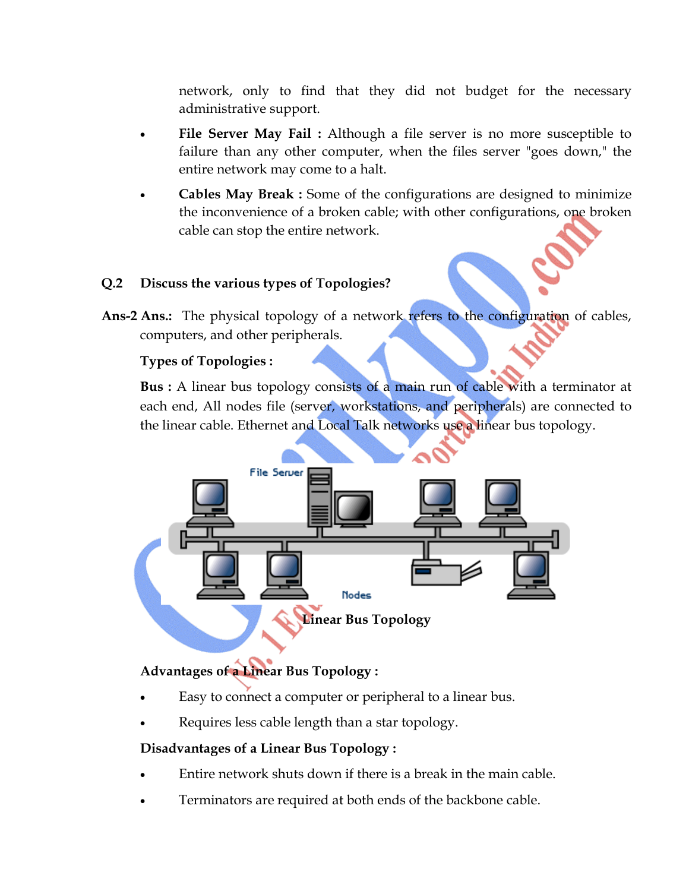network, only to find that they did not budget for the necessary administrative support.

- **File Server May Fail :** Although a file server is no more susceptible to failure than any other computer, when the files server "goes down," the entire network may come to a halt.
- **Cables May Break :** Some of the configurations are designed to minimize the inconvenience of a broken cable; with other configurations, one broken cable can stop the entire network.

**Q.2 Discuss the various types of Topologies?**

**Ans-2 Ans.:** The physical topology of a network refers to the configuration of cables, computers, and other peripherals.

**Types of Topologies :**

**Bus :** A linear bus topology consists of a main run of cable with a terminator at each end, All nodes file (server, workstations, and peripherals) are connected to the linear cable. Ethernet and Local Talk networks use a linear bus topology.

**Linear Bus Topology**

**Advantages of a Linear Bus Topology :**

- Easy to connect a computer or peripheral to a linear bus.
- Requires less cable length than a star topology.

**Disadvantages of a Linear Bus Topology :**

- Entire network shuts down if there is a break in the main cable.
- Terminators are required at both ends of the backbone cable.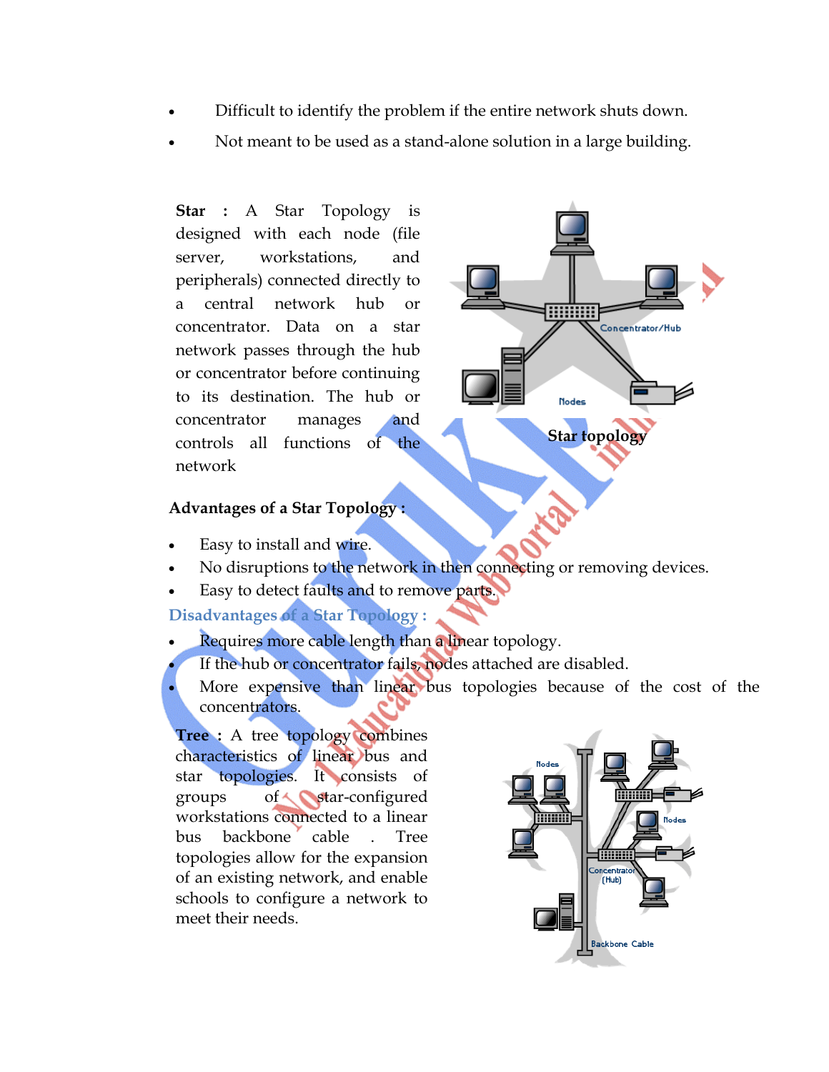- Difficult to identify the problem if the entire network shuts down.
- Not meant to be used as a stand-alone solution in a large building.

**Star** : A Star Topology is designed with each node (file server, workstations, and peripherals) connected directly to a central network hub or concentrator. Data on a star network passes through the hub or concentrator before continuing to its destination. The hub or concentrator manages and controls all functions of the network

**Star topology**

**Advantages of a Star Topology :**

- Easy to install and wire.
- No disruptions to the network in then connecting or removing devices.
- Easy to detect faults and to remove parts.

**Disadvantages of a Star Topology :**

- Requires more cable length than a linear topology.
- If the hub or concentrator fails, nodes attached are disabled.
- More expensive than linear bus topologies because of the cost of the concentrators.

**Tree** : A tree topology combines characteristics of linear bus and star topologies. It consists of groups of star-configured workstations connected to a linear bus backbone cable . Tree topologies allow for the expansion of an existing network, and enable schools to configure a network to meet their needs.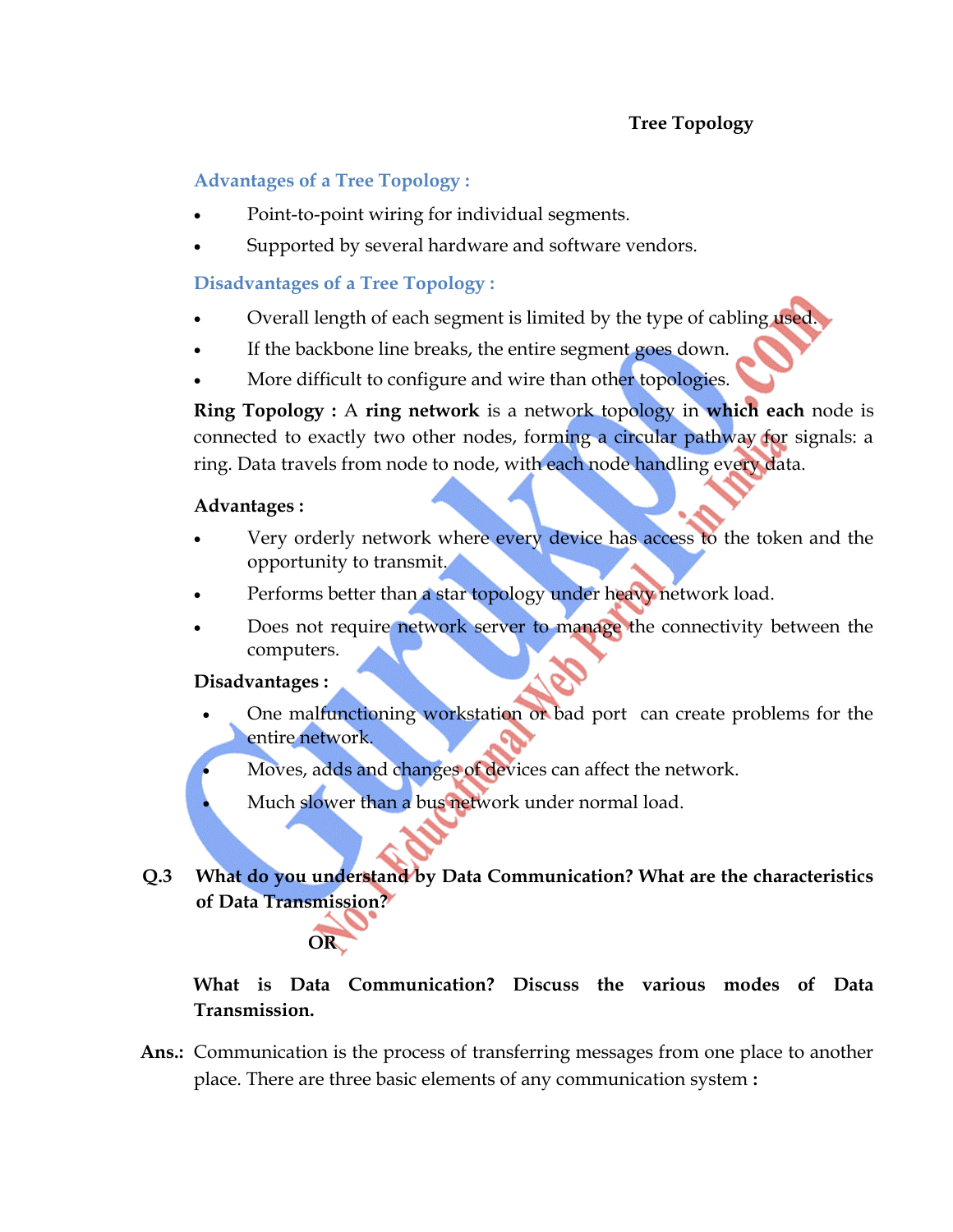Tree Topology

### Advantages of a Tree Topology :

- Point-to-point wiring for individual segments.
- Supported by several hardware and software vendors.

### Disadvantages of a Tree Topology :

- Overall length of each segment is limited by the type of cabling used.
- If the backbone line breaks, the entire segment goes down.
- More difficult to configure and wire than other topologies.

**Ring Topology :** A **ring network** is a network topology in **which each** node is connected to exactly two other nodes, forming a circular pathway for signals: a ring. Data travels from node to node, with each node handling every data.

**Advantages :**

- Very orderly network where every device has access to the token and the opportunity to transmit.
- Performs better than a star topology under heavy network load.
- Does not require network server to manage the connectivity between the computers.

**Disadvantages :**

- One malfunctioning workstation or bad port can create problems for the entire network.
- Moves, adds and changes of devices can affect the network.
- Much slower than a bus network under normal load.

**Q.3 What do you understand by Data Communication? What are the characteristics of Data Transmission?**

**OR**

**What is Data Communication? Discuss the various modes of Data Transmission.**

**Ans.:** Communication is the process of transferring messages from one place to another place. There are three basic elements of any communication system **:**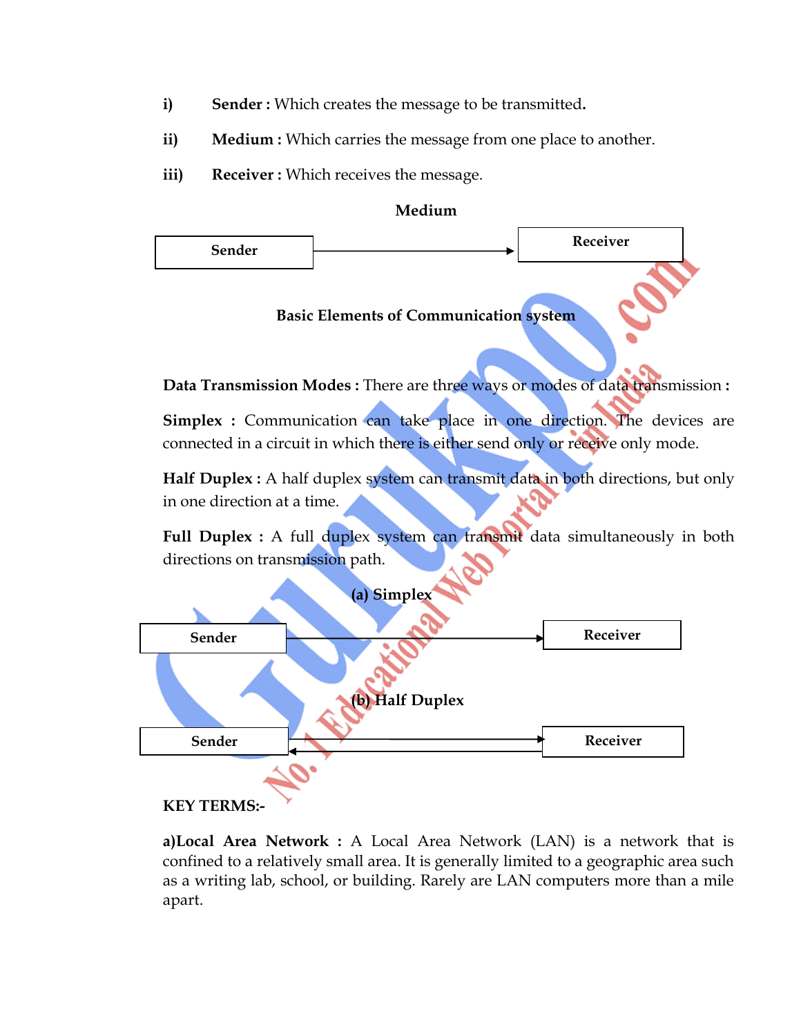i) **Sender :** Which creates the message to be transmitted.

ii) **Medium :** Which carries the message from one place to another.

iii) **Receiver :** Which receives the message.

**Medium**

Sender → Receiver

**Basic Elements of Communication system**

**Data Transmission Modes :** There are three ways or modes of data transmission :

**Simplex :** Communication can take place in one direction. The devices are connected in a circuit in which there is either send only or receive only mode.

**Half Duplex :** A half duplex system can transmit data in both directions, but only in one direction at a time.

**Full Duplex :** A full duplex system can transmit data simultaneously in both directions on transmission path.

**(a) Simplex**

Sender → Receiver

**(b) Half Duplex**

Sender ⇄ Receiver

**KEY TERMS:-**

**a)Local Area Network :** A Local Area Network (LAN) is a network that is confined to a relatively small area. It is generally limited to a geographic area such as a writing lab, school, or building. Rarely are LAN computers more than a mile apart.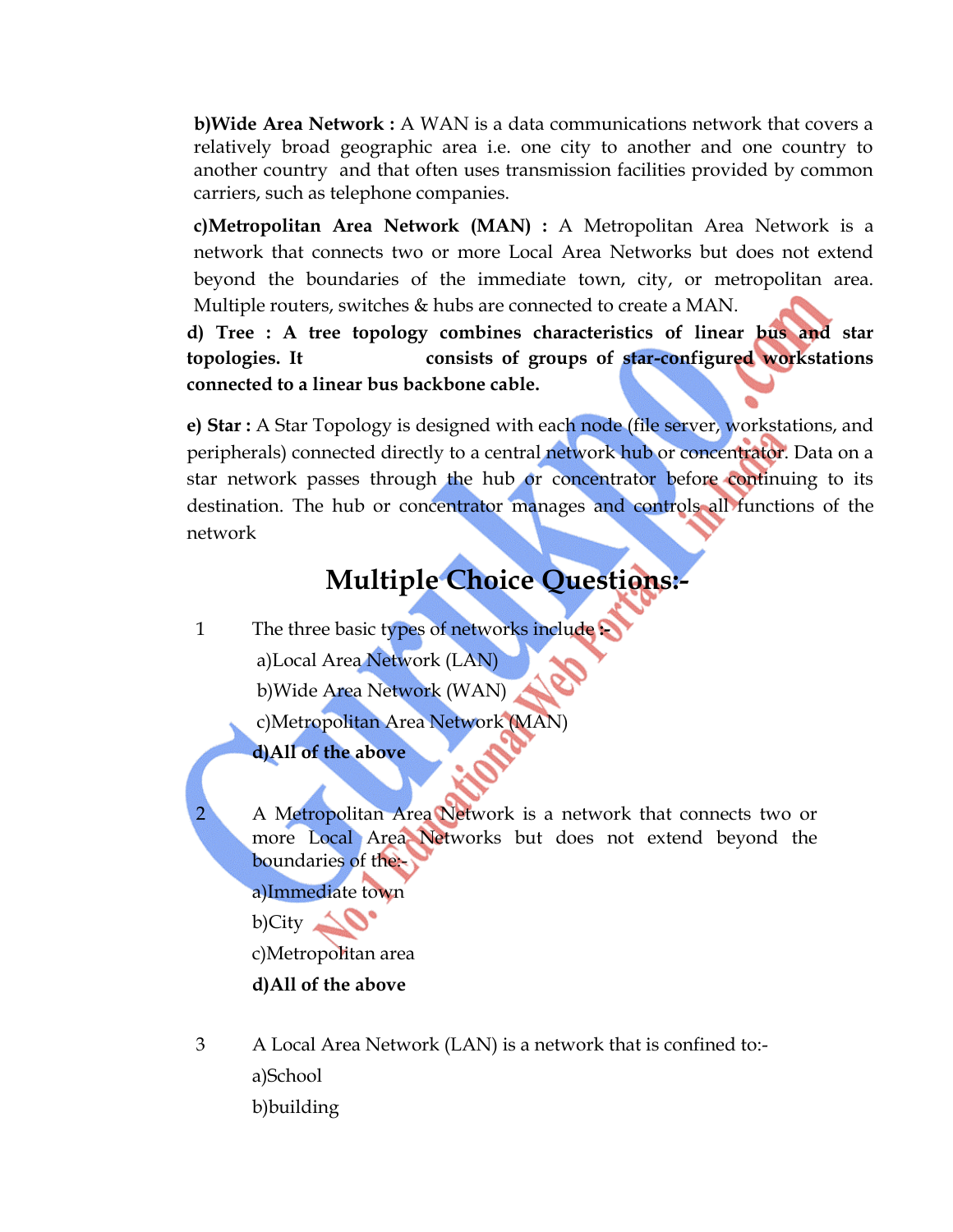**b)Wide Area Network :** A WAN is a data communications network that covers a relatively broad geographic area i.e. one city to another and one country to another country and that often uses transmission facilities provided by common carriers, such as telephone companies.

**c)Metropolitan Area Network (MAN) :** A Metropolitan Area Network is a network that connects two or more Local Area Networks but does not extend beyond the boundaries of the immediate town, city, or metropolitan area. Multiple routers, switches & hubs are connected to create a MAN.

**d) Tree : A tree topology combines characteristics of linear bus and star topologies. It consists of groups of star-configured workstations connected to a linear bus backbone cable.**

**e) Star :** A Star Topology is designed with each node (file server, workstations, and peripherals) connected directly to a central network hub or concentrator. Data on a star network passes through the hub or concentrator before continuing to its destination. The hub or concentrator manages and controls all functions of the network

## Multiple Choice Questions:-

1 The three basic types of networks include :-

a)Local Area Network (LAN)

b)Wide Area Network (WAN)

c)Metropolitan Area Network (MAN)

**d)All of the above**

2 A Metropolitan Area Network is a network that connects two or more Local Area Networks but does not extend beyond the boundaries of the:-

a)Immediate town

b)City

c)Metropolitan area

**d)All of the above**

3 A Local Area Network (LAN) is a network that is confined to:-

a)School

b)building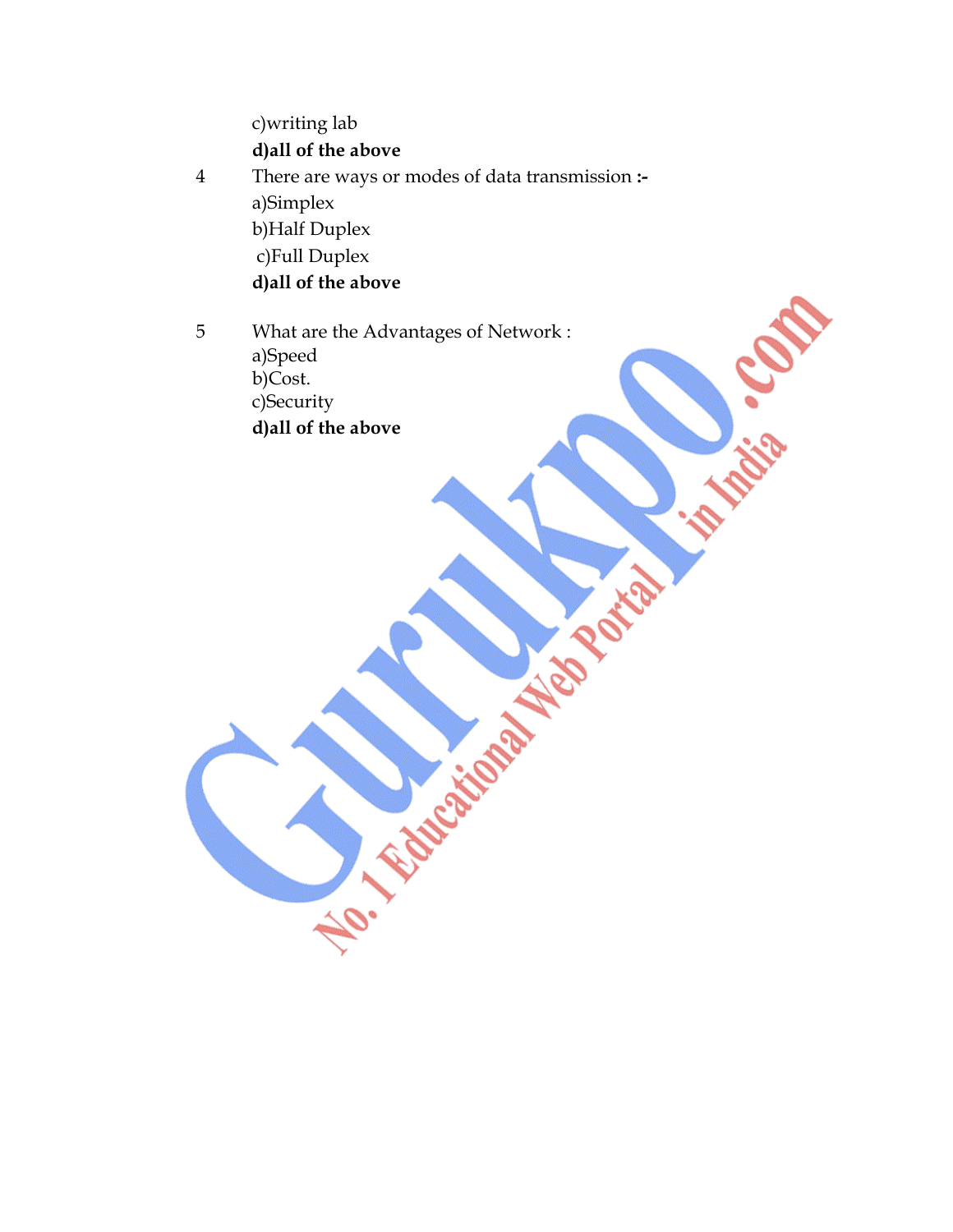c)writing lab

**d)all of the above**

4 There are ways or modes of data transmission **:-**

a)Simplex

b)Half Duplex

c)Full Duplex

**d)all of the above**

5 What are the Advantages of Network :

a)Speed

b)Cost.

c)Security

**d)all of the above**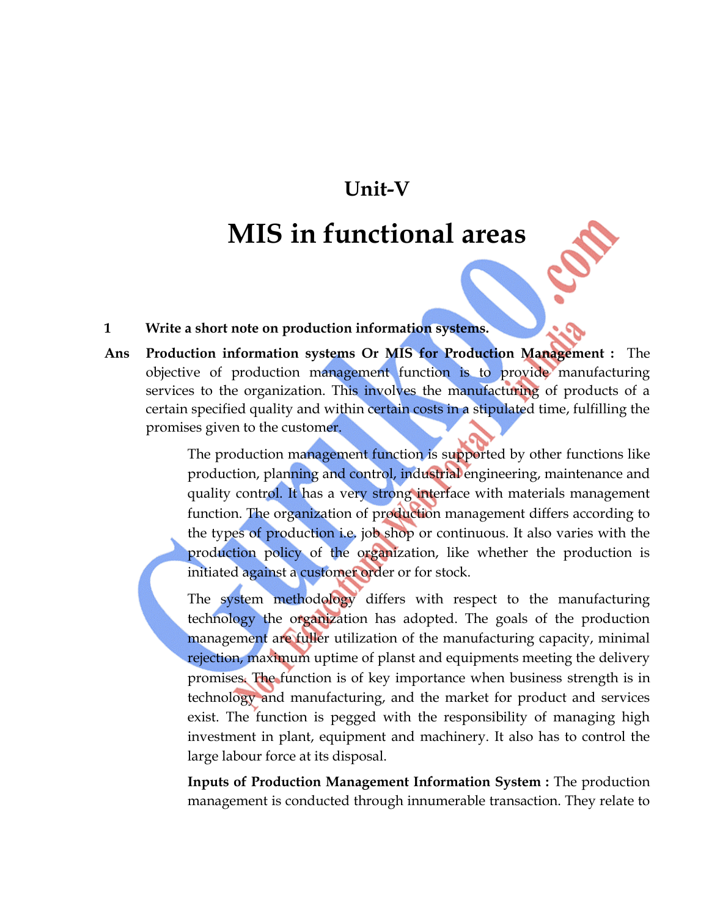# Unit-V

# MIS in functional areas

**1 Write a short note on production information systems.**

**Ans** **Production information systems Or MIS for Production Management :** The objective of production management function is to provide manufacturing services to the organization. This involves the manufacturing of products of a certain specified quality and within certain costs in a stipulated time, fulfilling the promises given to the customer.

The production management function is supported by other functions like production, planning and control, industrial engineering, maintenance and quality control. It has a very strong interface with materials management function. The organization of production management differs according to the types of production i.e. job shop or continuous. It also varies with the production policy of the organization, like whether the production is initiated against a customer order or for stock.

The system methodology differs with respect to the manufacturing technology the organization has adopted. The goals of the production management are fuller utilization of the manufacturing capacity, minimal rejection, maximum uptime of planst and equipments meeting the delivery promises. The function is of key importance when business strength is in technology and manufacturing, and the market for product and services exist. The function is pegged with the responsibility of managing high investment in plant, equipment and machinery. It also has to control the large labour force at its disposal.

**Inputs of Production Management Information System :** The production management is conducted through innumerable transaction. They relate to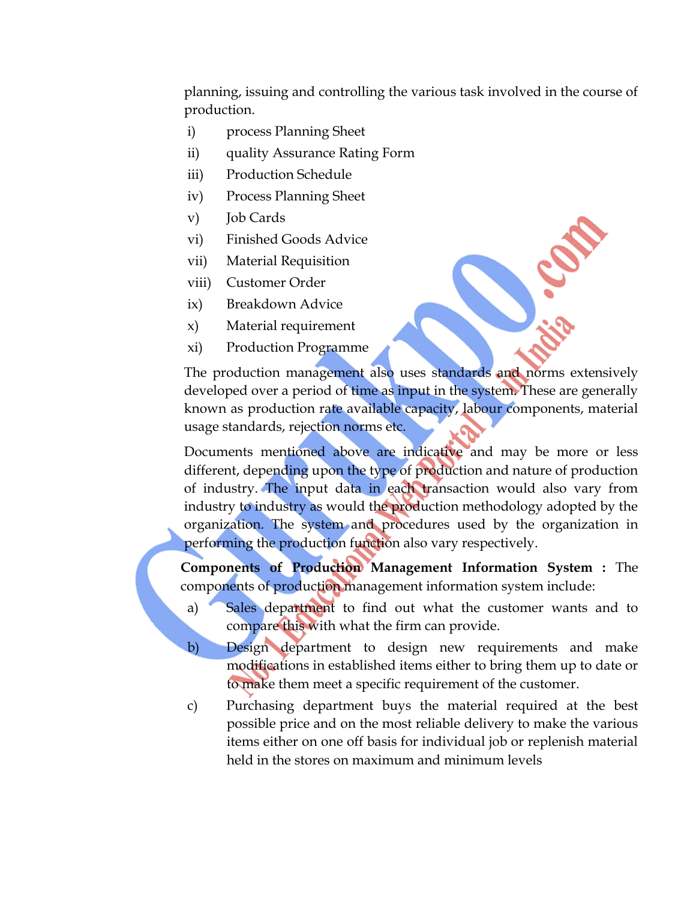planning, issuing and controlling the various task involved in the course of production.

i) process Planning Sheet
ii) quality Assurance Rating Form
iii) Production Schedule
iv) Process Planning Sheet
v) Job Cards
vi) Finished Goods Advice
vii) Material Requisition
viii) Customer Order
ix) Breakdown Advice
x) Material requirement
xi) Production Programme

The production management also uses standards and norms extensively developed over a period of time as input in the system. These are generally known as production rate available capacity, labour components, material usage standards, rejection norms etc.

Documents mentioned above are indicative and may be more or less different, depending upon the type of production and nature of production of industry. The input data in each transaction would also vary from industry to industry as would the production methodology adopted by the organization. The system and procedures used by the organization in performing the production function also vary respectively.

**Components of Production Management Information System :** The components of production management information system include:

a) Sales department to find out what the customer wants and to compare this with what the firm can provide.

b) Design department to design new requirements and make modifications in established items either to bring them up to date or to make them meet a specific requirement of the customer.

c) Purchasing department buys the material required at the best possible price and on the most reliable delivery to make the various items either on one off basis for individual job or replenish material held in the stores on maximum and minimum levels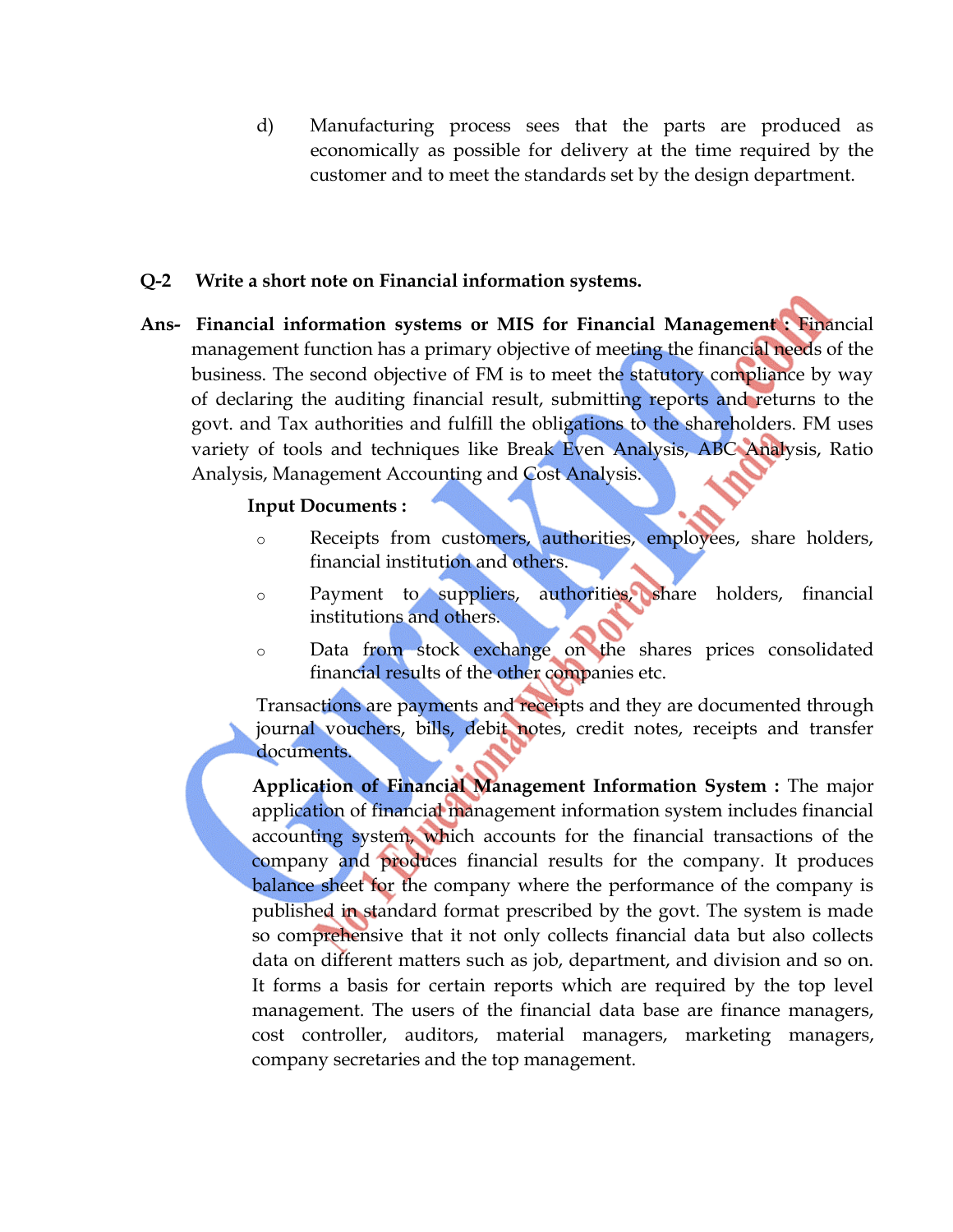d) Manufacturing process sees that the parts are produced as economically as possible for delivery at the time required by the customer and to meet the standards set by the design department.

**Q-2 Write a short note on Financial information systems.**

**Ans- Financial information systems or MIS for Financial Management :** Financial management function has a primary objective of meeting the financial needs of the business. The second objective of FM is to meet the statutory compliance by way of declaring the auditing financial result, submitting reports and returns to the govt. and Tax authorities and fulfill the obligations to the shareholders. FM uses variety of tools and techniques like Break Even Analysis, ABC Analysis, Ratio Analysis, Management Accounting and Cost Analysis.

**Input Documents :**

- Receipts from customers, authorities, employees, share holders, financial institution and others.
- Payment to suppliers, authorities, share holders, financial institutions and others.
- Data from stock exchange on the shares prices consolidated financial results of the other companies etc.

Transactions are payments and receipts and they are documented through journal vouchers, bills, debit notes, credit notes, receipts and transfer documents.

**Application of Financial Management Information System :** The major application of financial management information system includes financial accounting system, which accounts for the financial transactions of the company and produces financial results for the company. It produces balance sheet for the company where the performance of the company is published in standard format prescribed by the govt. The system is made so comprehensive that it not only collects financial data but also collects data on different matters such as job, department, and division and so on. It forms a basis for certain reports which are required by the top level management. The users of the financial data base are finance managers, cost controller, auditors, material managers, marketing managers, company secretaries and the top management.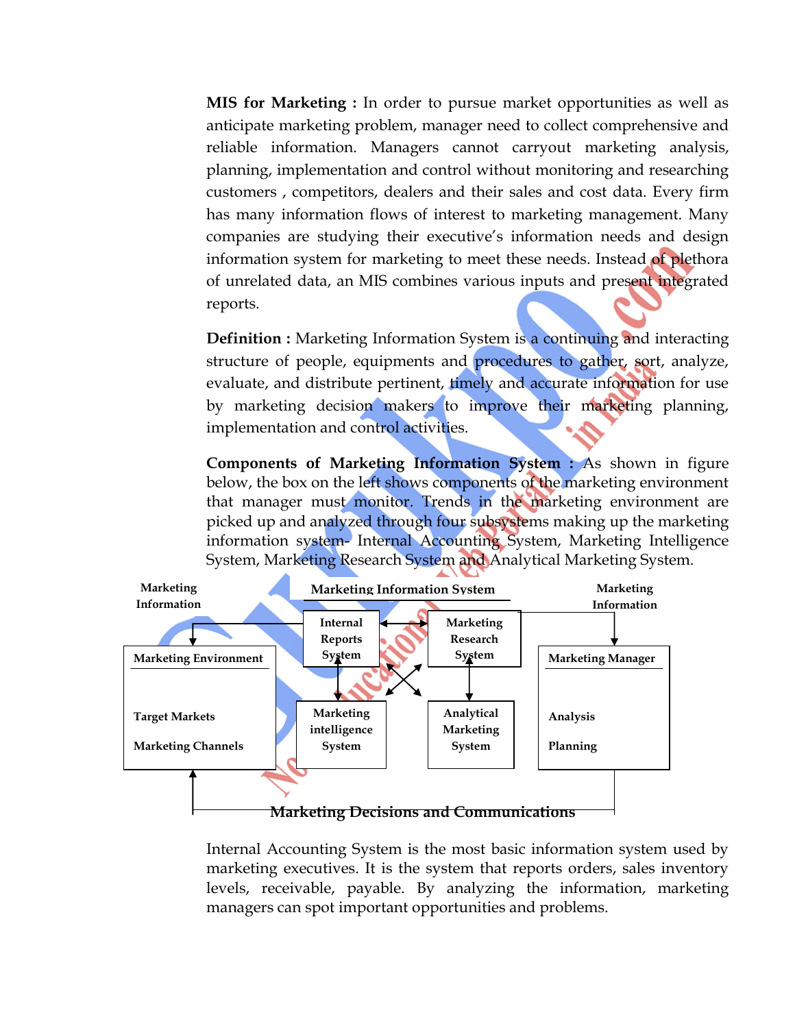**MIS for Marketing :** In order to pursue market opportunities as well as anticipate marketing problem, manager need to collect comprehensive and reliable information. Managers cannot carryout marketing analysis, planning, implementation and control without monitoring and researching customers , competitors, dealers and their sales and cost data. Every firm has many information flows of interest to marketing management. Many companies are studying their executive's information needs and design information system for marketing to meet these needs. Instead of plethora of unrelated data, an MIS combines various inputs and present integrated reports.

**Definition :** Marketing Information System is a continuing and interacting structure of people, equipments and procedures to gather, sort, analyze, evaluate, and distribute pertinent, timely and accurate information for use by marketing decision makers to improve their marketing planning, implementation and control activities.

**Components of Marketing Information System :** As shown in figure below, the box on the left shows components of the marketing environment that manager must monitor. Trends in the marketing environment are picked up and analyzed through four subsystems making up the marketing information system- Internal Accounting System, Marketing Intelligence System, Marketing Research System and Analytical Marketing System.

**Marketing Information** | **Marketing Information System** | **Marketing Information**

**Marketing Environment**: Target Markets, Marketing Channels

**Internal Reports System** | **Marketing Research System** | **Marketing intelligence System** | **Analytical Marketing System**

**Marketing Manager**: Analysis, Planning

**Marketing Decisions and Communications**

Internal Accounting System is the most basic information system used by marketing executives. It is the system that reports orders, sales inventory levels, receivable, payable. By analyzing the information, marketing managers can spot important opportunities and problems.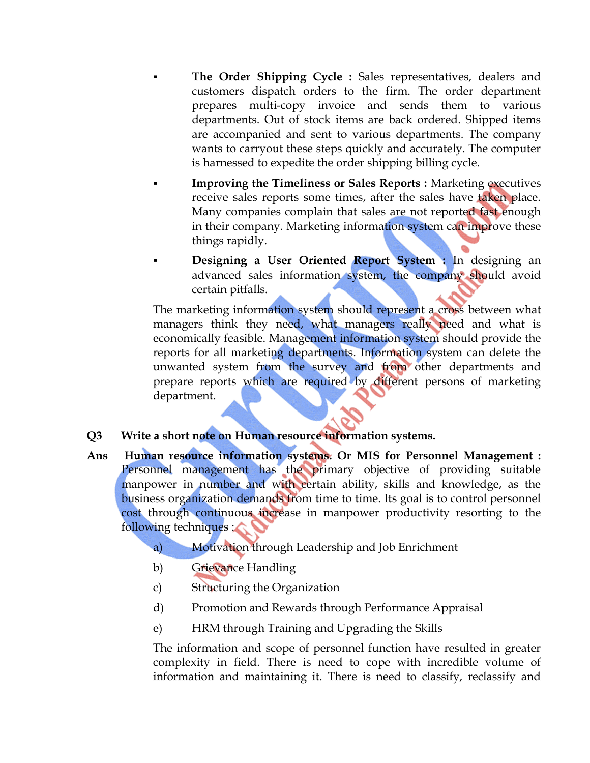- **The Order Shipping Cycle :** Sales representatives, dealers and customers dispatch orders to the firm. The order department prepares multi-copy invoice and sends them to various departments. Out of stock items are back ordered. Shipped items are accompanied and sent to various departments. The company wants to carryout these steps quickly and accurately. The computer is harnessed to expedite the order shipping billing cycle.
- **Improving the Timeliness or Sales Reports :** Marketing executives receive sales reports some times, after the sales have taken place. Many companies complain that sales are not reported fast enough in their company. Marketing information system can improve these things rapidly.
- **Designing a User Oriented Report System :** In designing an advanced sales information system, the company should avoid certain pitfalls.

The marketing information system should represent a cross between what managers think they need, what managers really need and what is economically feasible. Management information system should provide the reports for all marketing departments. Information system can delete the unwanted system from the survey and from other departments and prepare reports which are required by different persons of marketing department.

**Q3 Write a short note on Human resource information systems.**

**Ans** **Human resource information systems. Or MIS for Personnel Management :** Personnel management has the primary objective of providing suitable manpower in number and with certain ability, skills and knowledge, as the business organization demands from time to time. Its goal is to control personnel cost through continuous increase in manpower productivity resorting to the following techniques :

a) Motivation through Leadership and Job Enrichment

b) Grievance Handling

c) Structuring the Organization

d) Promotion and Rewards through Performance Appraisal

e) HRM through Training and Upgrading the Skills

The information and scope of personnel function have resulted in greater complexity in field. There is need to cope with incredible volume of information and maintaining it. There is need to classify, reclassify and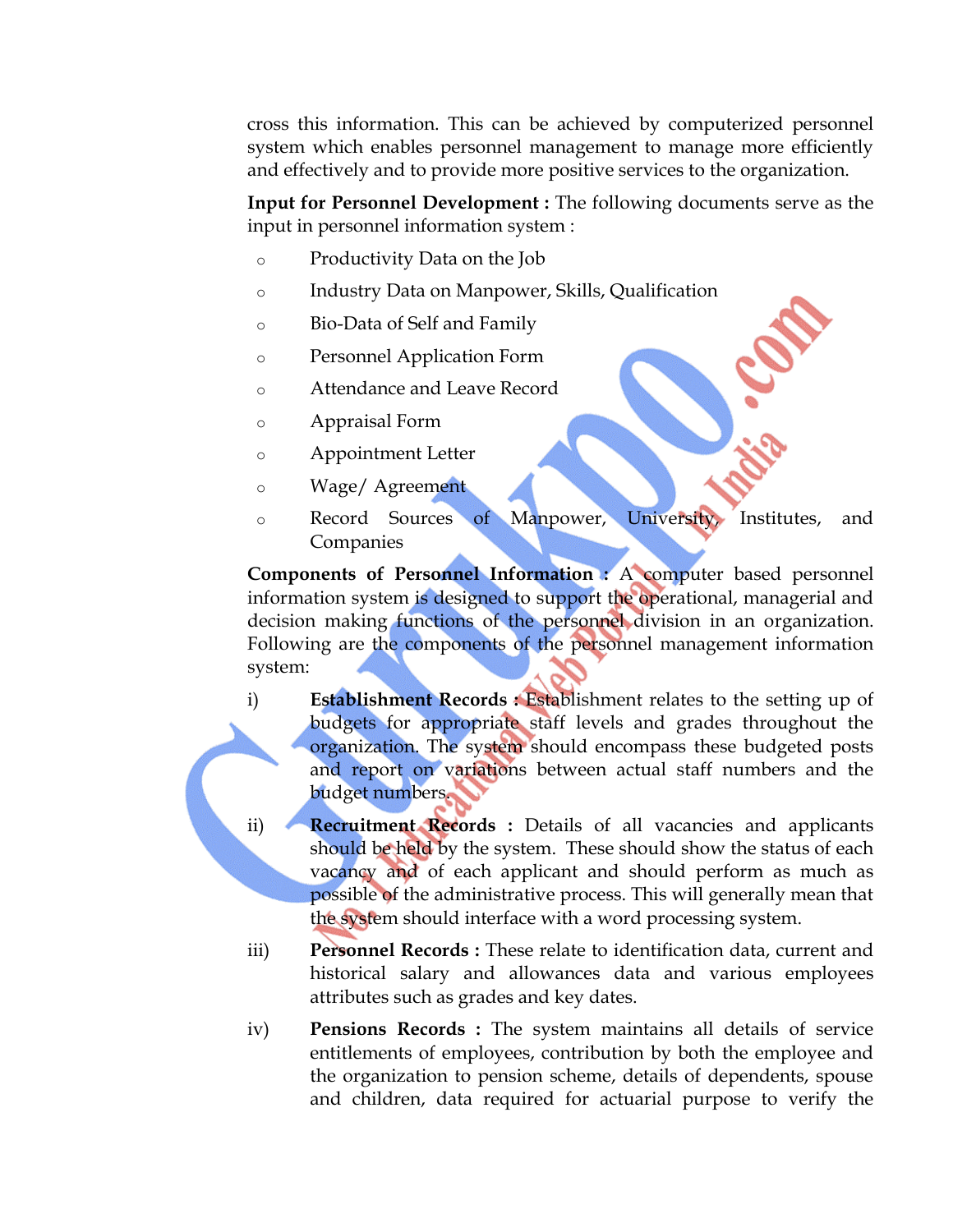cross this information. This can be achieved by computerized personnel system which enables personnel management to manage more efficiently and effectively and to provide more positive services to the organization.

**Input for Personnel Development :** The following documents serve as the input in personnel information system :

- Productivity Data on the Job
- Industry Data on Manpower, Skills, Qualification
- Bio-Data of Self and Family
- Personnel Application Form
- Attendance and Leave Record
- Appraisal Form
- Appointment Letter
- Wage/ Agreement
- Record Sources of Manpower, University, Institutes, and Companies

**Components of Personnel Information :** A computer based personnel information system is designed to support the operational, managerial and decision making functions of the personnel division in an organization. Following are the components of the personnel management information system:

i) **Establishment Records :** Establishment relates to the setting up of budgets for appropriate staff levels and grades throughout the organization. The system should encompass these budgeted posts and report on variations between actual staff numbers and the budget numbers.

ii) **Recruitment Records :** Details of all vacancies and applicants should be held by the system. These should show the status of each vacancy and of each applicant and should perform as much as possible of the administrative process. This will generally mean that the system should interface with a word processing system.

iii) **Personnel Records :** These relate to identification data, current and historical salary and allowances data and various employees attributes such as grades and key dates.

iv) **Pensions Records :** The system maintains all details of service entitlements of employees, contribution by both the employee and the organization to pension scheme, details of dependents, spouse and children, data required for actuarial purpose to verify the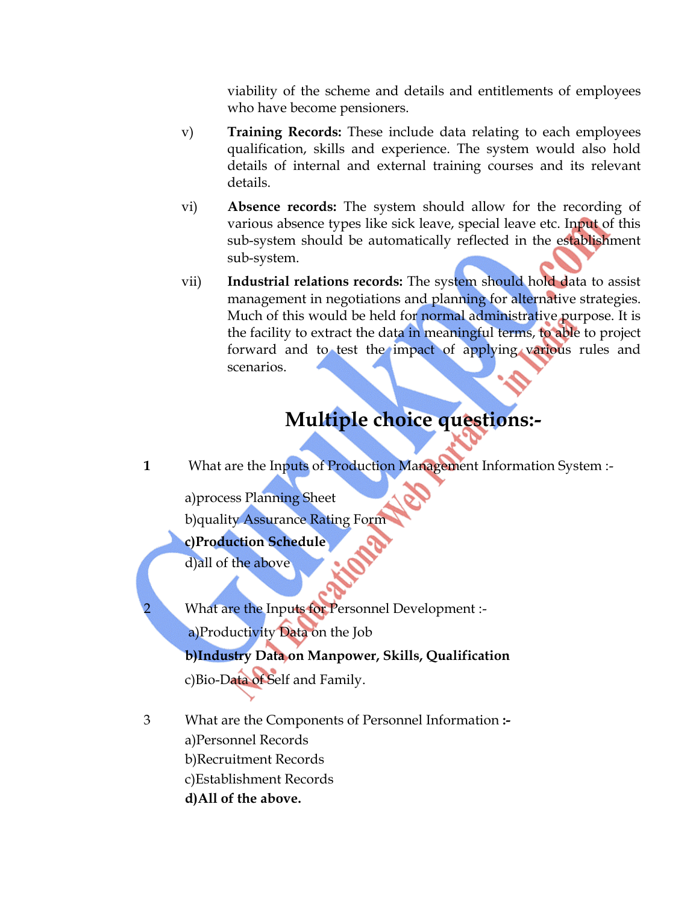viability of the scheme and details and entitlements of employees who have become pensioners.

v) **Training Records:** These include data relating to each employees qualification, skills and experience. The system would also hold details of internal and external training courses and its relevant details.

vi) **Absence records:** The system should allow for the recording of various absence types like sick leave, special leave etc. Input of this sub-system should be automatically reflected in the establishment sub-system.

vii) **Industrial relations records:** The system should hold data to assist management in negotiations and planning for alternative strategies. Much of this would be held for normal administrative purpose. It is the facility to extract the data in meaningful terms, to able to project forward and to test the impact of applying various rules and scenarios.

## Multiple choice questions:-

**1** What are the Inputs of Production Management Information System :-

a)process Planning Sheet
b)quality Assurance Rating Form
**c)Production Schedule**
d)all of the above

2 What are the Inputs for Personnel Development :-

a)Productivity Data on the Job
**b)Industry Data on Manpower, Skills, Qualification**
c)Bio-Data of Self and Family.

3 What are the Components of Personnel Information **:-**

a)Personnel Records
b)Recruitment Records
c)Establishment Records
**d)All of the above.**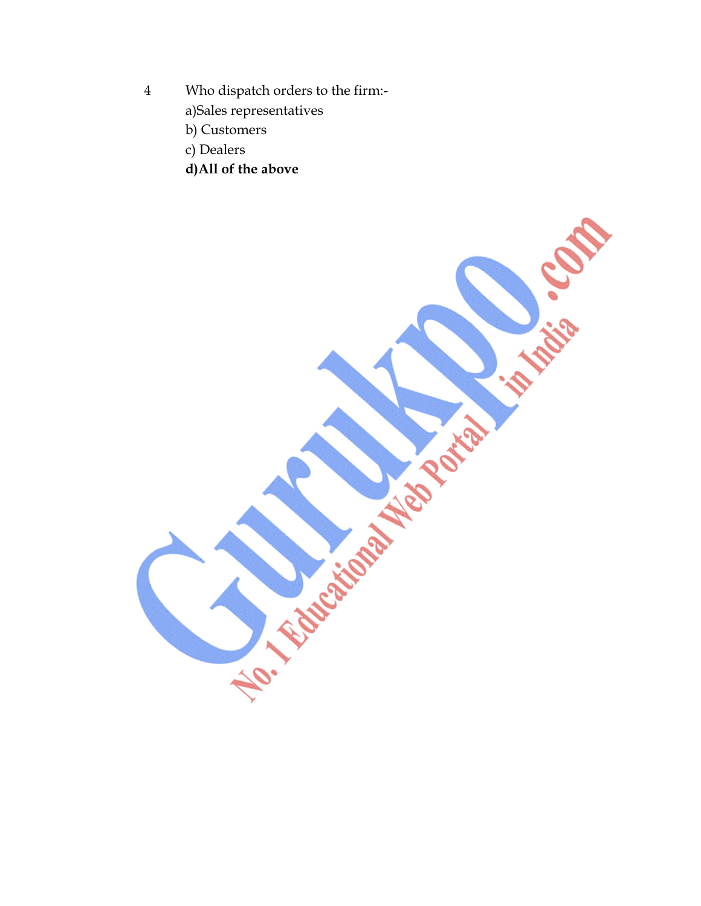4 Who dispatch orders to the firm:-

a)Sales representatives

b) Customers

c) Dealers

**d)All of the above**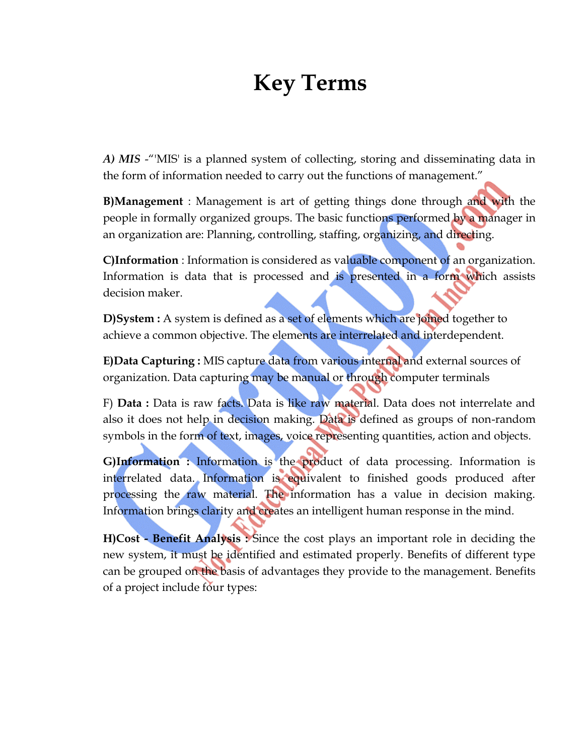# Key Terms

***A) MIS*** -"'MIS' is a planned system of collecting, storing and disseminating data in the form of information needed to carry out the functions of management."

**B)Management** : Management is art of getting things done through and with the people in formally organized groups. The basic functions performed by a manager in an organization are: Planning, controlling, staffing, organizing, and directing.

**C)Information** : Information is considered as valuable component of an organization. Information is data that is processed and is presented in a form which assists decision maker.

**D)System :** A system is defined as a set of elements which are joined together to achieve a common objective. The elements are interrelated and interdependent.

**E)Data Capturing :** MIS capture data from various internal and external sources of organization. Data capturing may be manual or through computer terminals

F) **Data :** Data is raw facts. Data is like raw material. Data does not interrelate and also it does not help in decision making. Data is defined as groups of non-random symbols in the form of text, images, voice representing quantities, action and objects.

**G)Information :** Information is the product of data processing. Information is interrelated data. Information is equivalent to finished goods produced after processing the raw material. The information has a value in decision making. Information brings clarity and creates an intelligent human response in the mind.

**H)Cost - Benefit Analysis :** Since the cost plays an important role in deciding the new system, it must be identified and estimated properly. Benefits of different type can be grouped on the basis of advantages they provide to the management. Benefits of a project include four types: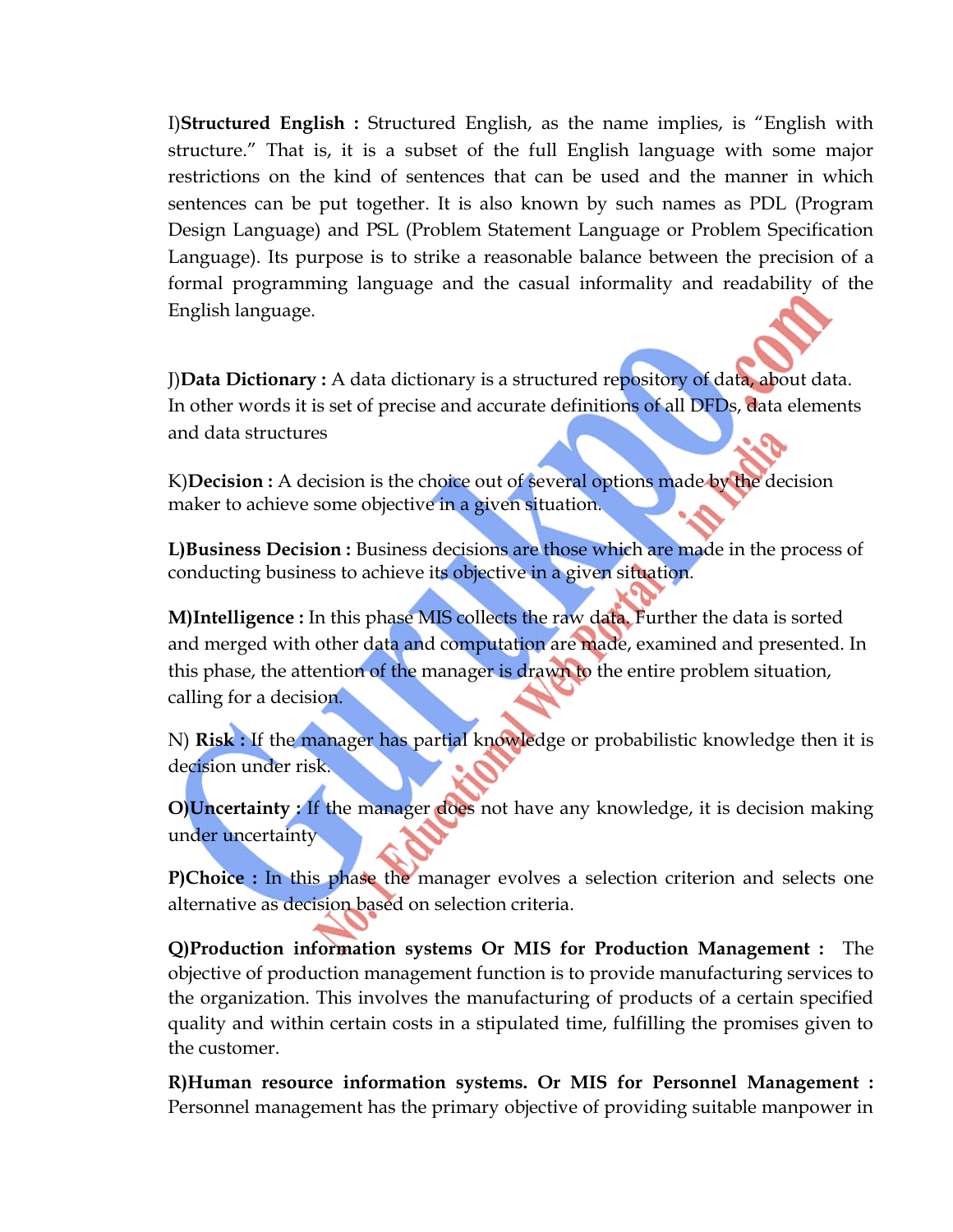I)**Structured English :** Structured English, as the name implies, is "English with structure." That is, it is a subset of the full English language with some major restrictions on the kind of sentences that can be used and the manner in which sentences can be put together. It is also known by such names as PDL (Program Design Language) and PSL (Problem Statement Language or Problem Specification Language). Its purpose is to strike a reasonable balance between the precision of a formal programming language and the casual informality and readability of the English language.

J)**Data Dictionary :** A data dictionary is a structured repository of data, about data. In other words it is set of precise and accurate definitions of all DFDs, data elements and data structures

K)**Decision :** A decision is the choice out of several options made by the decision maker to achieve some objective in a given situation.

**L)Business Decision :** Business decisions are those which are made in the process of conducting business to achieve its objective in a given situation.

**M)Intelligence :** In this phase MIS collects the raw data. Further the data is sorted and merged with other data and computation are made, examined and presented. In this phase, the attention of the manager is drawn to the entire problem situation, calling for a decision.

N) **Risk :** If the manager has partial knowledge or probabilistic knowledge then it is decision under risk.

**O)Uncertainty :** If the manager does not have any knowledge, it is decision making under uncertainty

**P)Choice :** In this phase the manager evolves a selection criterion and selects one alternative as decision based on selection criteria.

**Q)Production information systems Or MIS for Production Management :** The objective of production management function is to provide manufacturing services to the organization. This involves the manufacturing of products of a certain specified quality and within certain costs in a stipulated time, fulfilling the promises given to the customer.

**R)Human resource information systems. Or MIS for Personnel Management :** Personnel management has the primary objective of providing suitable manpower in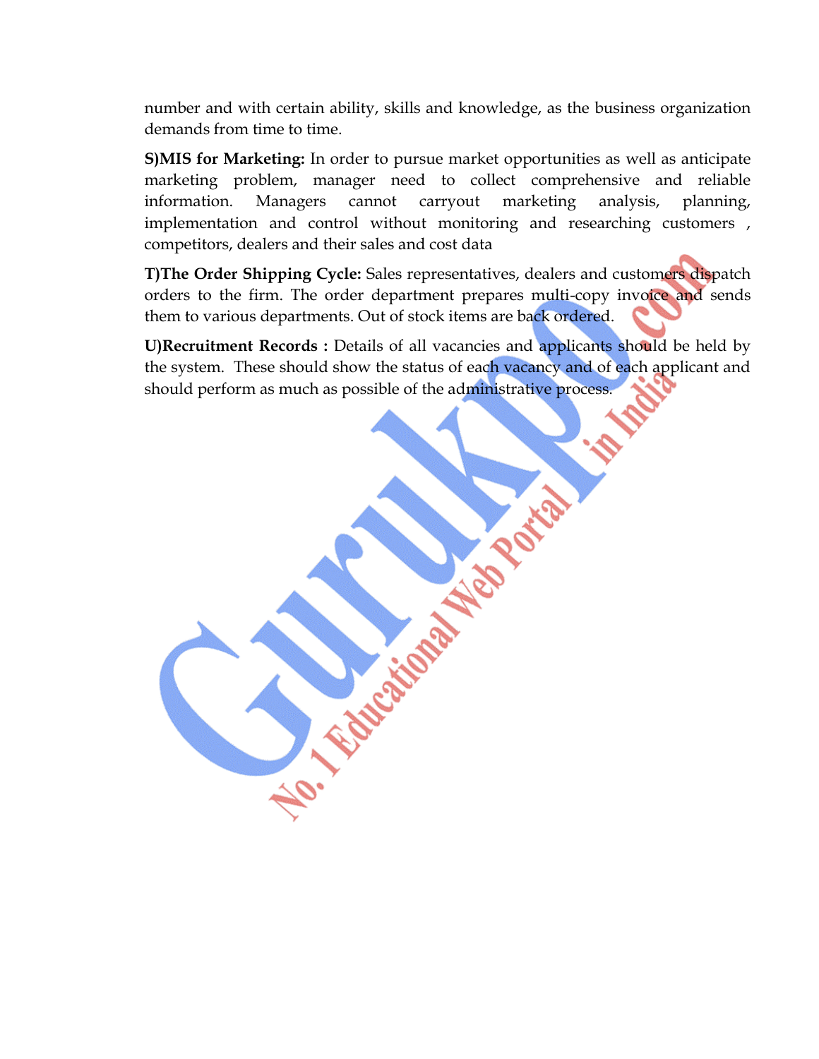number and with certain ability, skills and knowledge, as the business organization demands from time to time.

**S)MIS for Marketing:** In order to pursue market opportunities as well as anticipate marketing problem, manager need to collect comprehensive and reliable information. Managers cannot carryout marketing analysis, planning, implementation and control without monitoring and researching customers , competitors, dealers and their sales and cost data

**T)The Order Shipping Cycle:** Sales representatives, dealers and customers dispatch orders to the firm. The order department prepares multi-copy invoice and sends them to various departments. Out of stock items are back ordered.

**U)Recruitment Records :** Details of all vacancies and applicants should be held by the system. These should show the status of each vacancy and of each applicant and should perform as much as possible of the administrative process.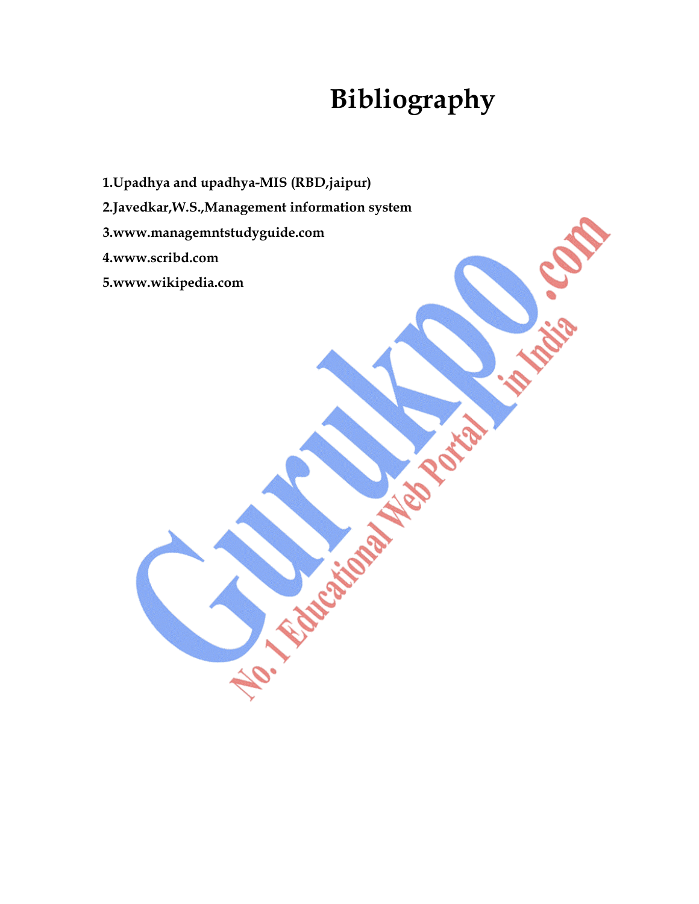# Bibliography

1.Upadhya and upadhya-MIS (RBD,jaipur)

2.Javedkar,W.S.,Management information system

3.www.managemntstudyguide.com

4.www.scribd.com

5.www.wikipedia.com